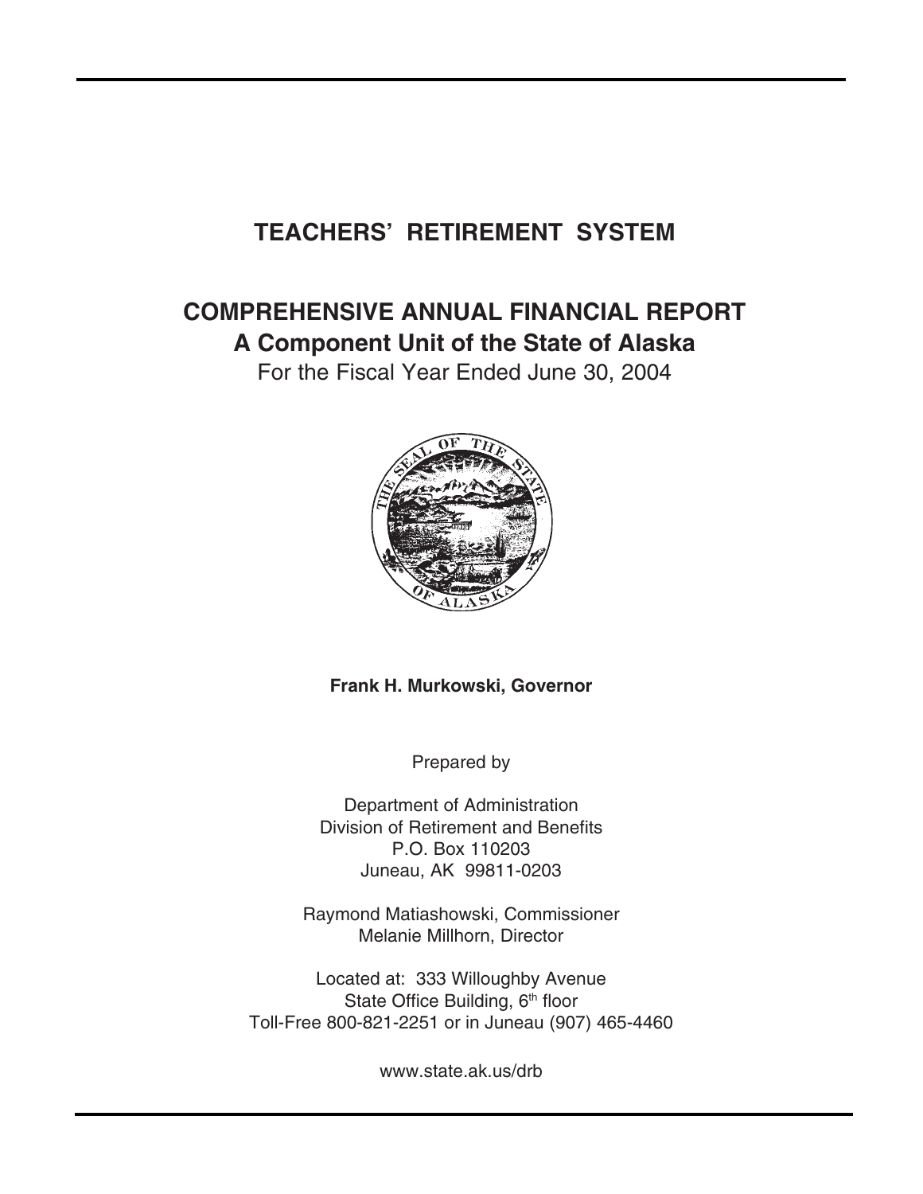# TEACHERS' RETIREMENT SYSTEM

## COMPREHENSIVE ANNUAL FINANCIAL REPORT

## A Component Unit of the State of Alaska

For the Fiscal Year Ended June 30, 2004

**Frank H. Murkowski, Governor**

Prepared by

Department of Administration
Division of Retirement and Benefits
P.O. Box 110203
Juneau, AK 99811-0203

Raymond Matiashowski, Commissioner
Melanie Millhorn, Director

Located at: 333 Willoughby Avenue
State Office Building, 6th floor
Toll-Free 800-821-2251 or in Juneau (907) 465-4460

www.state.ak.us/drb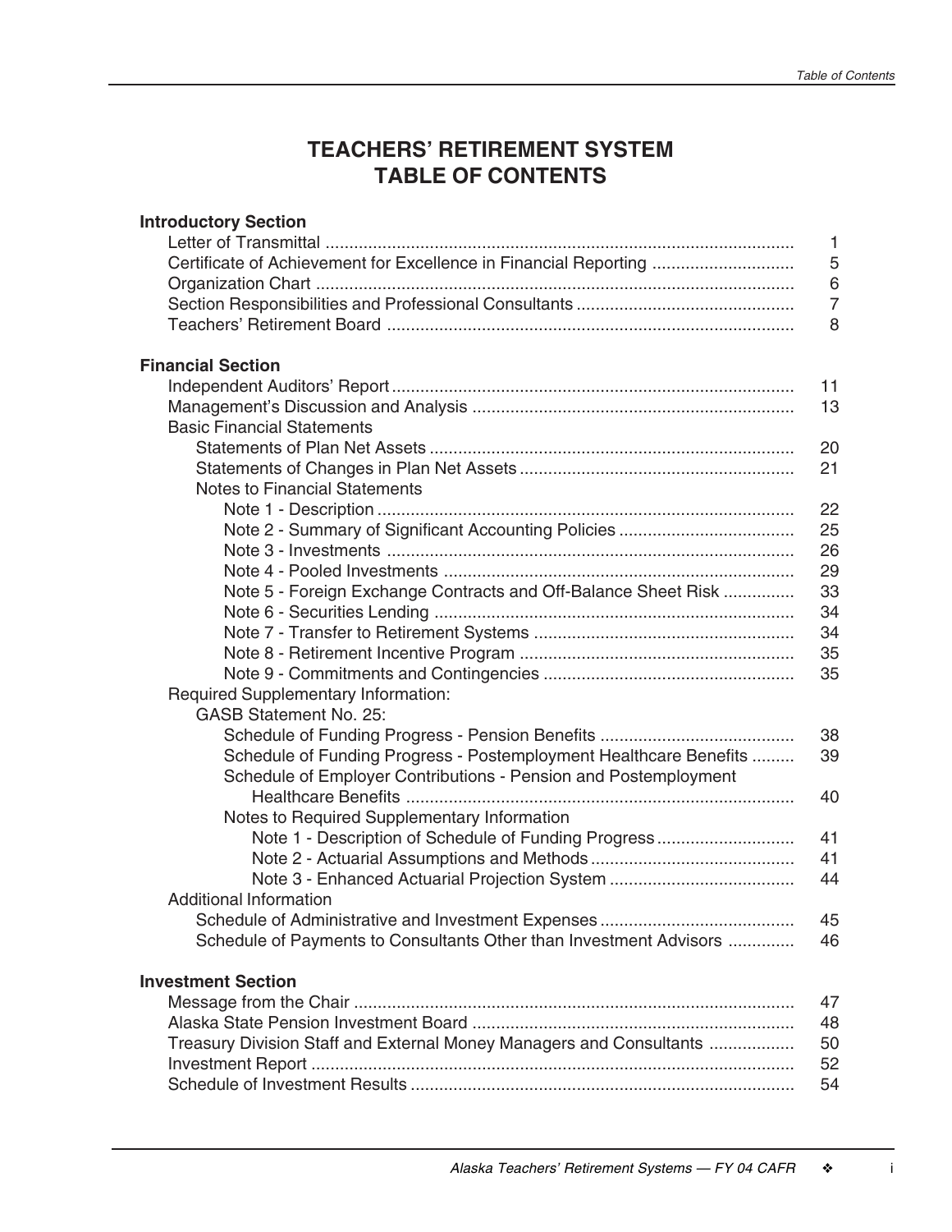# TEACHERS' RETIREMENT SYSTEM
# TABLE OF CONTENTS

**Introductory Section**

| | |
|---|---|
| Letter of Transmittal | 1 |
| Certificate of Achievement for Excellence in Financial Reporting | 5 |
| Organization Chart | 6 |
| Section Responsibilities and Professional Consultants | 7 |
| Teachers' Retirement Board | 8 |

**Financial Section**

| | |
|---|---|
| Independent Auditors' Report | 11 |
| Management's Discussion and Analysis | 13 |
| Basic Financial Statements | |
| &nbsp;&nbsp;Statements of Plan Net Assets | 20 |
| &nbsp;&nbsp;Statements of Changes in Plan Net Assets | 21 |
| &nbsp;&nbsp;Notes to Financial Statements | |
| &nbsp;&nbsp;&nbsp;&nbsp;Note 1 - Description | 22 |
| &nbsp;&nbsp;&nbsp;&nbsp;Note 2 - Summary of Significant Accounting Policies | 25 |
| &nbsp;&nbsp;&nbsp;&nbsp;Note 3 - Investments | 26 |
| &nbsp;&nbsp;&nbsp;&nbsp;Note 4 - Pooled Investments | 29 |
| &nbsp;&nbsp;&nbsp;&nbsp;Note 5 - Foreign Exchange Contracts and Off-Balance Sheet Risk | 33 |
| &nbsp;&nbsp;&nbsp;&nbsp;Note 6 - Securities Lending | 34 |
| &nbsp;&nbsp;&nbsp;&nbsp;Note 7 - Transfer to Retirement Systems | 34 |
| &nbsp;&nbsp;&nbsp;&nbsp;Note 8 - Retirement Incentive Program | 35 |
| &nbsp;&nbsp;&nbsp;&nbsp;Note 9 - Commitments and Contingencies | 35 |
| Required Supplementary Information: | |
| &nbsp;&nbsp;GASB Statement No. 25: | |
| &nbsp;&nbsp;&nbsp;&nbsp;Schedule of Funding Progress - Pension Benefits | 38 |
| &nbsp;&nbsp;&nbsp;&nbsp;Schedule of Funding Progress - Postemployment Healthcare Benefits | 39 |
| &nbsp;&nbsp;&nbsp;&nbsp;Schedule of Employer Contributions - Pension and Postemployment Healthcare Benefits | 40 |
| &nbsp;&nbsp;&nbsp;&nbsp;Notes to Required Supplementary Information | |
| &nbsp;&nbsp;&nbsp;&nbsp;&nbsp;&nbsp;Note 1 - Description of Schedule of Funding Progress | 41 |
| &nbsp;&nbsp;&nbsp;&nbsp;&nbsp;&nbsp;Note 2 - Actuarial Assumptions and Methods | 41 |
| &nbsp;&nbsp;&nbsp;&nbsp;&nbsp;&nbsp;Note 3 - Enhanced Actuarial Projection System | 44 |
| Additional Information | |
| &nbsp;&nbsp;Schedule of Administrative and Investment Expenses | 45 |
| &nbsp;&nbsp;Schedule of Payments to Consultants Other than Investment Advisors | 46 |

**Investment Section**

| | |
|---|---|
| Message from the Chair | 47 |
| Alaska State Pension Investment Board | 48 |
| Treasury Division Staff and External Money Managers and Consultants | 50 |
| Investment Report | 52 |
| Schedule of Investment Results | 54 |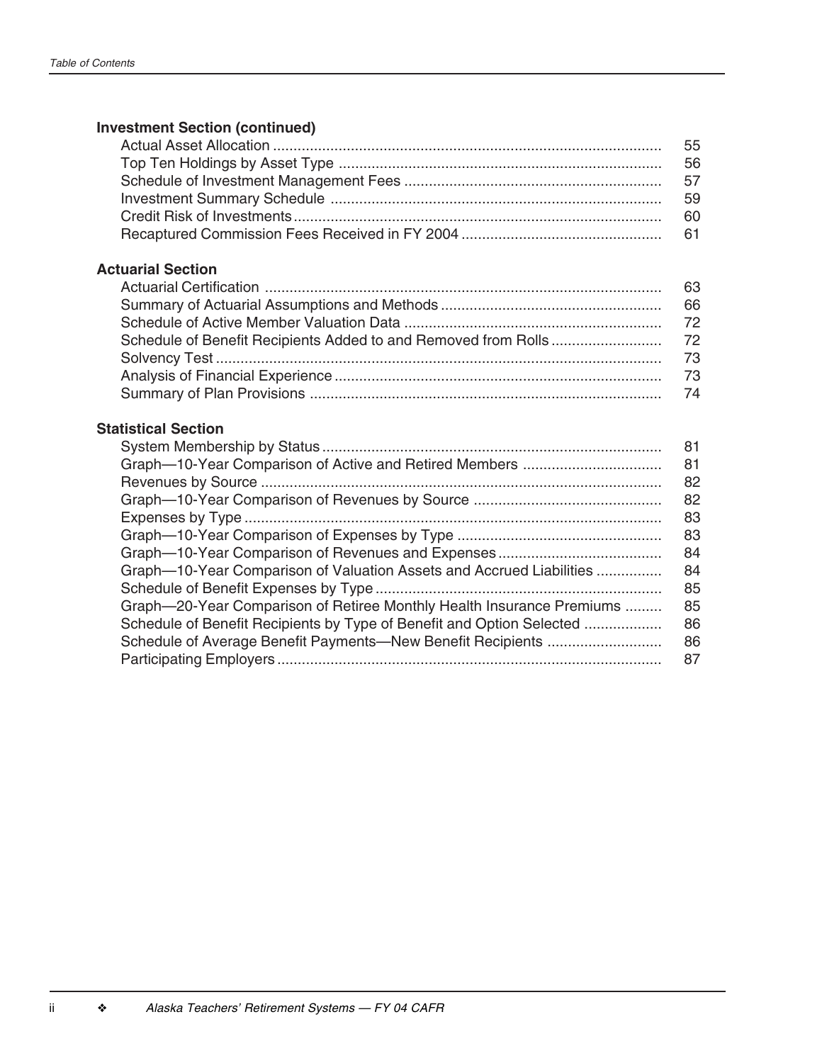**Investment Section (continued)**

| | |
|---|---|
| Actual Asset Allocation | 55 |
| Top Ten Holdings by Asset Type | 56 |
| Schedule of Investment Management Fees | 57 |
| Investment Summary Schedule | 59 |
| Credit Risk of Investments | 60 |
| Recaptured Commission Fees Received in FY 2004 | 61 |

**Actuarial Section**

| | |
|---|---|
| Actuarial Certification | 63 |
| Summary of Actuarial Assumptions and Methods | 66 |
| Schedule of Active Member Valuation Data | 72 |
| Schedule of Benefit Recipients Added to and Removed from Rolls | 72 |
| Solvency Test | 73 |
| Analysis of Financial Experience | 73 |
| Summary of Plan Provisions | 74 |

**Statistical Section**

| | |
|---|---|
| System Membership by Status | 81 |
| Graph—10-Year Comparison of Active and Retired Members | 81 |
| Revenues by Source | 82 |
| Graph—10-Year Comparison of Revenues by Source | 82 |
| Expenses by Type | 83 |
| Graph—10-Year Comparison of Expenses by Type | 83 |
| Graph—10-Year Comparison of Revenues and Expenses | 84 |
| Graph—10-Year Comparison of Valuation Assets and Accrued Liabilities | 84 |
| Schedule of Benefit Expenses by Type | 85 |
| Graph—20-Year Comparison of Retiree Monthly Health Insurance Premiums | 85 |
| Schedule of Benefit Recipients by Type of Benefit and Option Selected | 86 |
| Schedule of Average Benefit Payments—New Benefit Recipients | 86 |
| Participating Employers | 87 |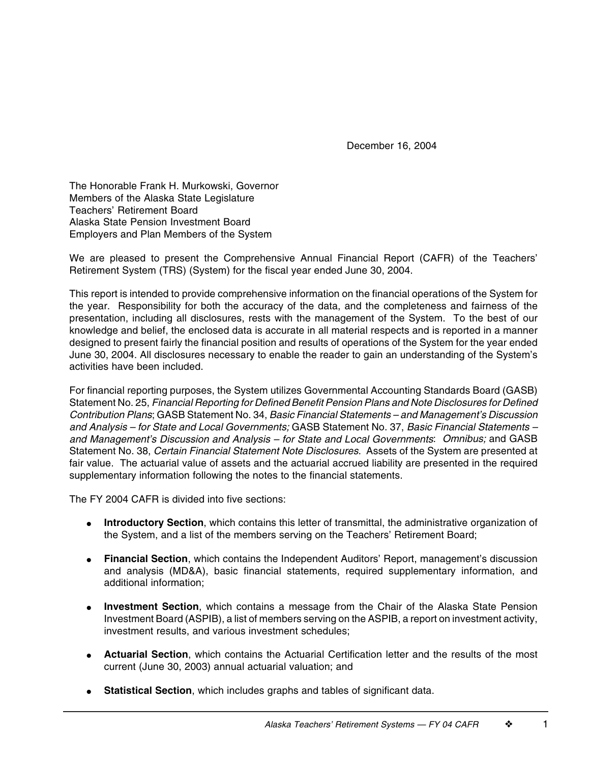December 16, 2004

The Honorable Frank H. Murkowski, Governor
Members of the Alaska State Legislature
Teachers' Retirement Board
Alaska State Pension Investment Board
Employers and Plan Members of the System

We are pleased to present the Comprehensive Annual Financial Report (CAFR) of the Teachers' Retirement System (TRS) (System) for the fiscal year ended June 30, 2004.

This report is intended to provide comprehensive information on the financial operations of the System for the year. Responsibility for both the accuracy of the data, and the completeness and fairness of the presentation, including all disclosures, rests with the management of the System. To the best of our knowledge and belief, the enclosed data is accurate in all material respects and is reported in a manner designed to present fairly the financial position and results of operations of the System for the year ended June 30, 2004. All disclosures necessary to enable the reader to gain an understanding of the System's activities have been included.

For financial reporting purposes, the System utilizes Governmental Accounting Standards Board (GASB) Statement No. 25, *Financial Reporting for Defined Benefit Pension Plans and Note Disclosures for Defined Contribution Plans*; GASB Statement No. 34, *Basic Financial Statements – and Management's Discussion and Analysis – for State and Local Governments;* GASB Statement No. 37, *Basic Financial Statements – and Management's Discussion and Analysis – for State and Local Governments*: *Omnibus;* and GASB Statement No. 38, *Certain Financial Statement Note Disclosures*. Assets of the System are presented at fair value. The actuarial value of assets and the actuarial accrued liability are presented in the required supplementary information following the notes to the financial statements.

The FY 2004 CAFR is divided into five sections:

- **Introductory Section**, which contains this letter of transmittal, the administrative organization of the System, and a list of the members serving on the Teachers' Retirement Board;
- **Financial Section**, which contains the Independent Auditors' Report, management's discussion and analysis (MD&A), basic financial statements, required supplementary information, and additional information;
- **Investment Section**, which contains a message from the Chair of the Alaska State Pension Investment Board (ASPIB), a list of members serving on the ASPIB, a report on investment activity, investment results, and various investment schedules;
- **Actuarial Section**, which contains the Actuarial Certification letter and the results of the most current (June 30, 2003) annual actuarial valuation; and
- **Statistical Section**, which includes graphs and tables of significant data.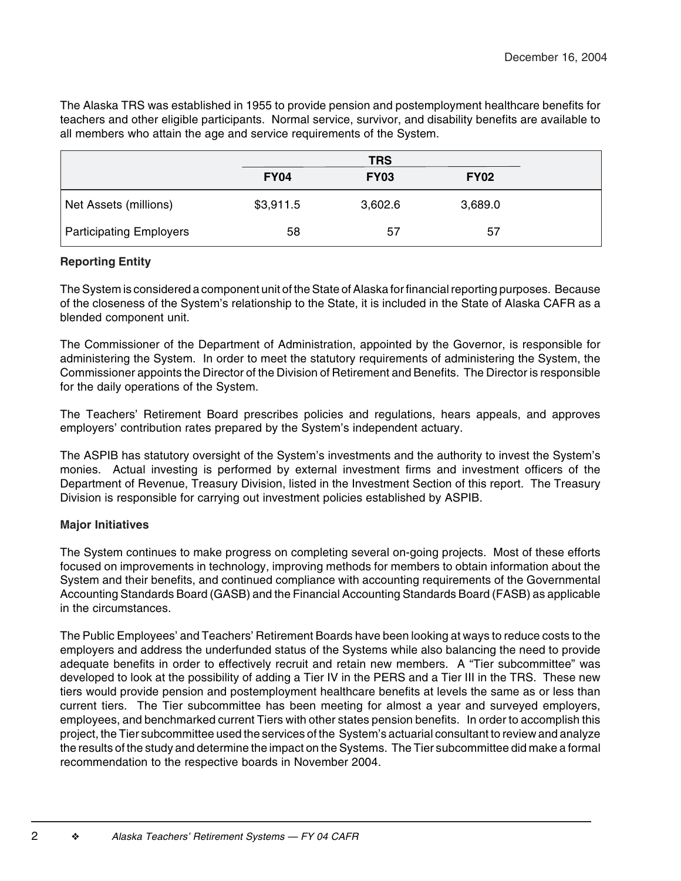December 16, 2004

The Alaska TRS was established in 1955 to provide pension and postemployment healthcare benefits for teachers and other eligible participants. Normal service, survivor, and disability benefits are available to all members who attain the age and service requirements of the System.

| | TRS | | |
|---|---|---|---|
| | **FY04** | **FY03** | **FY02** |
| Net Assets (millions) | $3,911.5 | 3,602.6 | 3,689.0 |
| Participating Employers | 58 | 57 | 57 |

**Reporting Entity**

The System is considered a component unit of the State of Alaska for financial reporting purposes. Because of the closeness of the System's relationship to the State, it is included in the State of Alaska CAFR as a blended component unit.

The Commissioner of the Department of Administration, appointed by the Governor, is responsible for administering the System. In order to meet the statutory requirements of administering the System, the Commissioner appoints the Director of the Division of Retirement and Benefits. The Director is responsible for the daily operations of the System.

The Teachers' Retirement Board prescribes policies and regulations, hears appeals, and approves employers' contribution rates prepared by the System's independent actuary.

The ASPIB has statutory oversight of the System's investments and the authority to invest the System's monies. Actual investing is performed by external investment firms and investment officers of the Department of Revenue, Treasury Division, listed in the Investment Section of this report. The Treasury Division is responsible for carrying out investment policies established by ASPIB.

**Major Initiatives**

The System continues to make progress on completing several on-going projects. Most of these efforts focused on improvements in technology, improving methods for members to obtain information about the System and their benefits, and continued compliance with accounting requirements of the Governmental Accounting Standards Board (GASB) and the Financial Accounting Standards Board (FASB) as applicable in the circumstances.

The Public Employees' and Teachers' Retirement Boards have been looking at ways to reduce costs to the employers and address the underfunded status of the Systems while also balancing the need to provide adequate benefits in order to effectively recruit and retain new members. A "Tier subcommittee" was developed to look at the possibility of adding a Tier IV in the PERS and a Tier III in the TRS. These new tiers would provide pension and postemployment healthcare benefits at levels the same as or less than current tiers. The Tier subcommittee has been meeting for almost a year and surveyed employers, employees, and benchmarked current Tiers with other states pension benefits. In order to accomplish this project, the Tier subcommittee used the services of the System's actuarial consultant to review and analyze the results of the study and determine the impact on the Systems. The Tier subcommittee did make a formal recommendation to the respective boards in November 2004.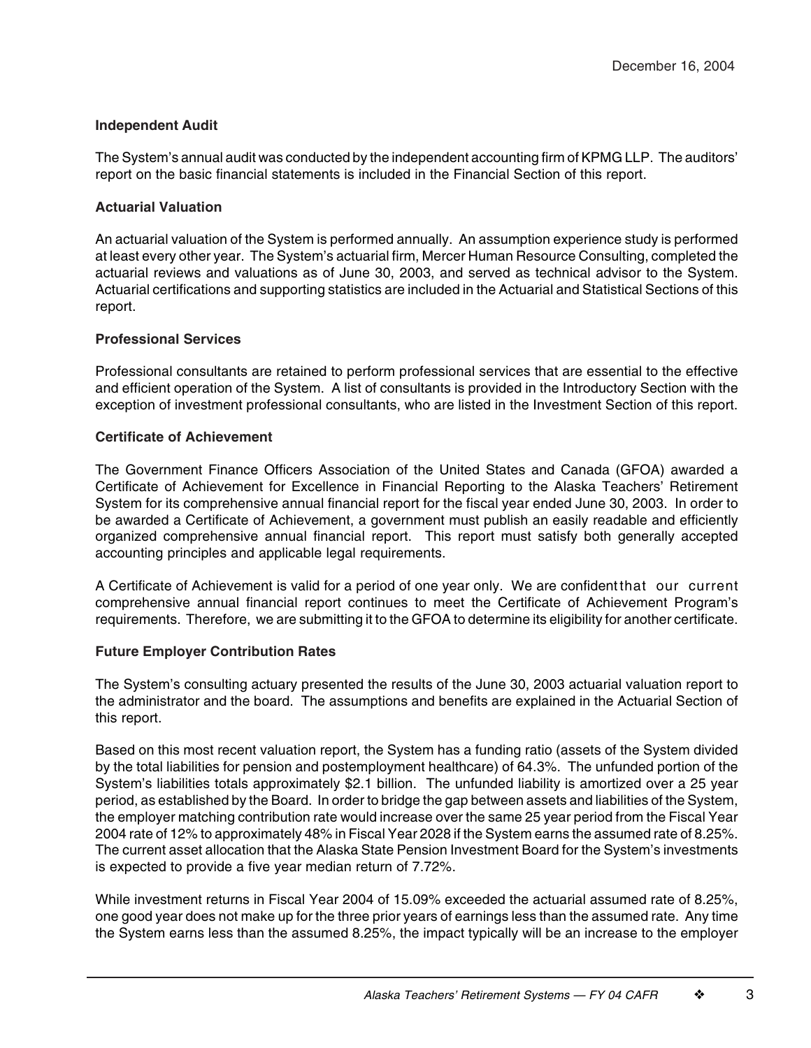December 16, 2004

**Independent Audit**

The System's annual audit was conducted by the independent accounting firm of KPMG LLP. The auditors' report on the basic financial statements is included in the Financial Section of this report.

**Actuarial Valuation**

An actuarial valuation of the System is performed annually. An assumption experience study is performed at least every other year. The System's actuarial firm, Mercer Human Resource Consulting, completed the actuarial reviews and valuations as of June 30, 2003, and served as technical advisor to the System. Actuarial certifications and supporting statistics are included in the Actuarial and Statistical Sections of this report.

**Professional Services**

Professional consultants are retained to perform professional services that are essential to the effective and efficient operation of the System. A list of consultants is provided in the Introductory Section with the exception of investment professional consultants, who are listed in the Investment Section of this report.

**Certificate of Achievement**

The Government Finance Officers Association of the United States and Canada (GFOA) awarded a Certificate of Achievement for Excellence in Financial Reporting to the Alaska Teachers' Retirement System for its comprehensive annual financial report for the fiscal year ended June 30, 2003. In order to be awarded a Certificate of Achievement, a government must publish an easily readable and efficiently organized comprehensive annual financial report. This report must satisfy both generally accepted accounting principles and applicable legal requirements.

A Certificate of Achievement is valid for a period of one year only. We are confident that our current comprehensive annual financial report continues to meet the Certificate of Achievement Program's requirements. Therefore, we are submitting it to the GFOA to determine its eligibility for another certificate.

**Future Employer Contribution Rates**

The System's consulting actuary presented the results of the June 30, 2003 actuarial valuation report to the administrator and the board. The assumptions and benefits are explained in the Actuarial Section of this report.

Based on this most recent valuation report, the System has a funding ratio (assets of the System divided by the total liabilities for pension and postemployment healthcare) of 64.3%. The unfunded portion of the System's liabilities totals approximately $2.1 billion. The unfunded liability is amortized over a 25 year period, as established by the Board. In order to bridge the gap between assets and liabilities of the System, the employer matching contribution rate would increase over the same 25 year period from the Fiscal Year 2004 rate of 12% to approximately 48% in Fiscal Year 2028 if the System earns the assumed rate of 8.25%. The current asset allocation that the Alaska State Pension Investment Board for the System's investments is expected to provide a five year median return of 7.72%.

While investment returns in Fiscal Year 2004 of 15.09% exceeded the actuarial assumed rate of 8.25%, one good year does not make up for the three prior years of earnings less than the assumed rate. Any time the System earns less than the assumed 8.25%, the impact typically will be an increase to the employer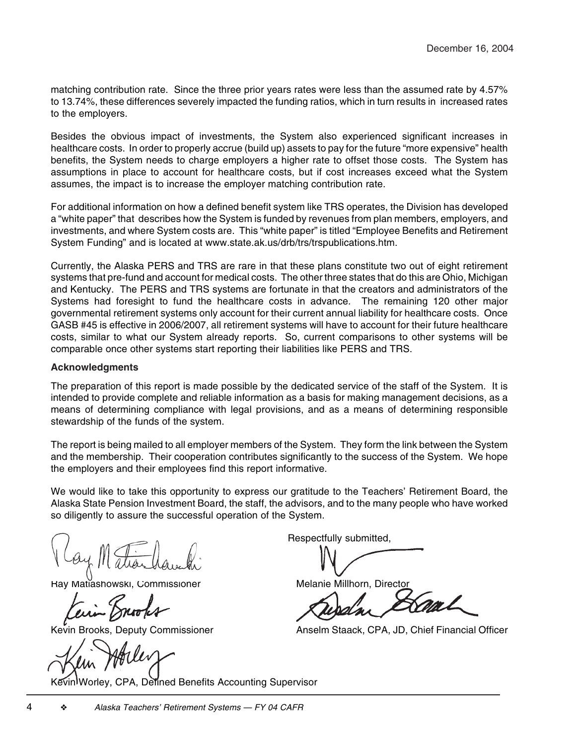December 16, 2004

matching contribution rate. Since the three prior years rates were less than the assumed rate by 4.57% to 13.74%, these differences severely impacted the funding ratios, which in turn results in increased rates to the employers.

Besides the obvious impact of investments, the System also experienced significant increases in healthcare costs. In order to properly accrue (build up) assets to pay for the future "more expensive" health benefits, the System needs to charge employers a higher rate to offset those costs. The System has assumptions in place to account for healthcare costs, but if cost increases exceed what the System assumes, the impact is to increase the employer matching contribution rate.

For additional information on how a defined benefit system like TRS operates, the Division has developed a "white paper" that describes how the System is funded by revenues from plan members, employers, and investments, and where System costs are. This "white paper" is titled "Employee Benefits and Retirement System Funding" and is located at www.state.ak.us/drb/trs/trspublications.htm.

Currently, the Alaska PERS and TRS are rare in that these plans constitute two out of eight retirement systems that pre-fund and account for medical costs. The other three states that do this are Ohio, Michigan and Kentucky. The PERS and TRS systems are fortunate in that the creators and administrators of the Systems had foresight to fund the healthcare costs in advance. The remaining 120 other major governmental retirement systems only account for their current annual liability for healthcare costs. Once GASB #45 is effective in 2006/2007, all retirement systems will have to account for their future healthcare costs, similar to what our System already reports. So, current comparisons to other systems will be comparable once other systems start reporting their liabilities like PERS and TRS.

**Acknowledgments**

The preparation of this report is made possible by the dedicated service of the staff of the System. It is intended to provide complete and reliable information as a basis for making management decisions, as a means of determining compliance with legal provisions, and as a means of determining responsible stewardship of the funds of the system.

The report is being mailed to all employer members of the System. They form the link between the System and the membership. Their cooperation contributes significantly to the success of the System. We hope the employers and their employees find this report informative.

We would like to take this opportunity to express our gratitude to the Teachers' Retirement Board, the Alaska State Pension Investment Board, the staff, the advisors, and to the many people who have worked so diligently to assure the successful operation of the System.

Respectfully submitted,

Ray Matiashowski, Commissioner

Melanie Millhorn, Director

Kevin Brooks, Deputy Commissioner

Anselm Staack, CPA, JD, Chief Financial Officer

Kevin Worley, CPA, Defined Benefits Accounting Supervisor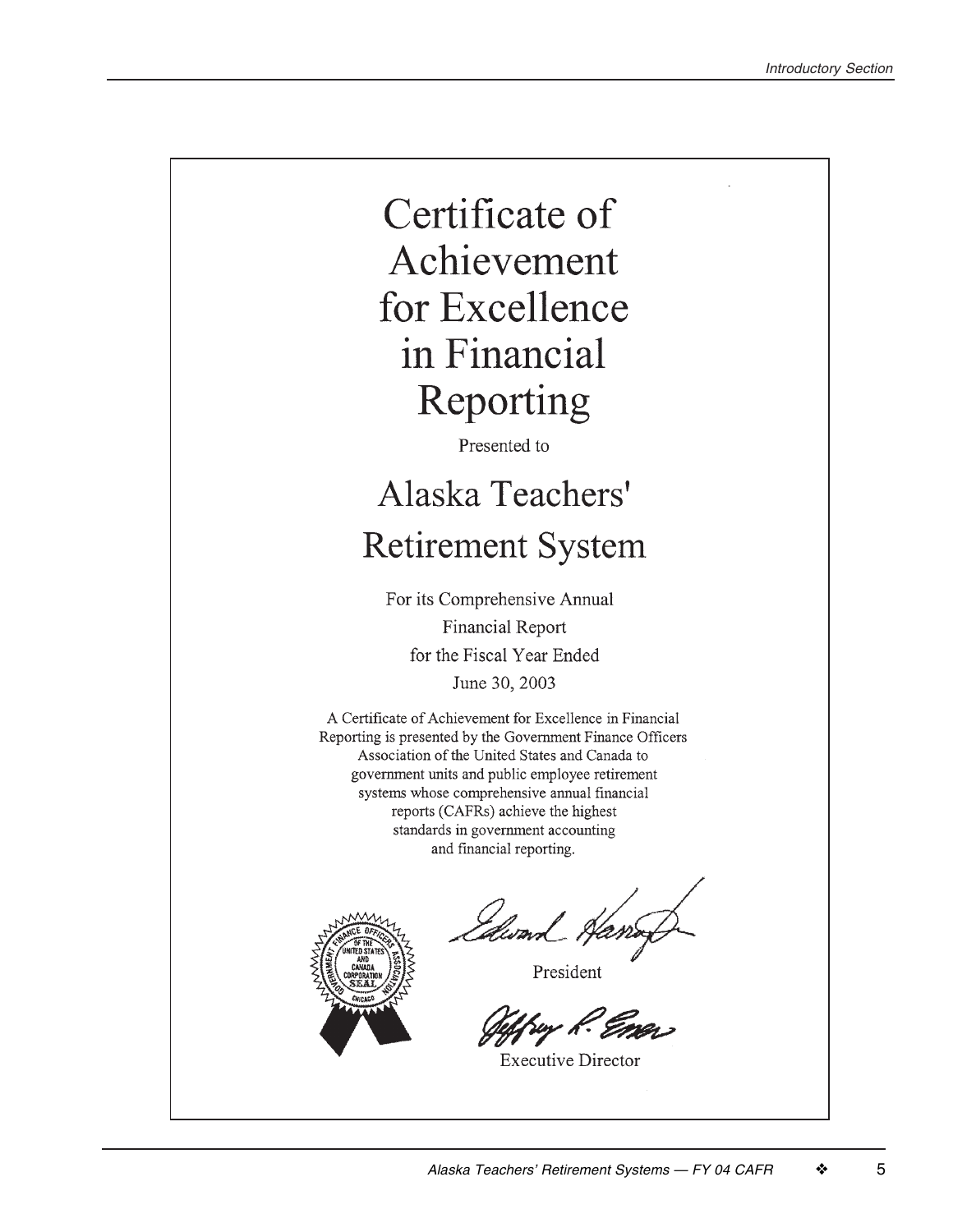# Certificate of Achievement for Excellence in Financial Reporting

Presented to

## Alaska Teachers' Retirement System

For its Comprehensive Annual Financial Report for the Fiscal Year Ended June 30, 2003

A Certificate of Achievement for Excellence in Financial Reporting is presented by the Government Finance Officers Association of the United States and Canada to government units and public employee retirement systems whose comprehensive annual financial reports (CAFRs) achieve the highest standards in government accounting and financial reporting.

President

Executive Director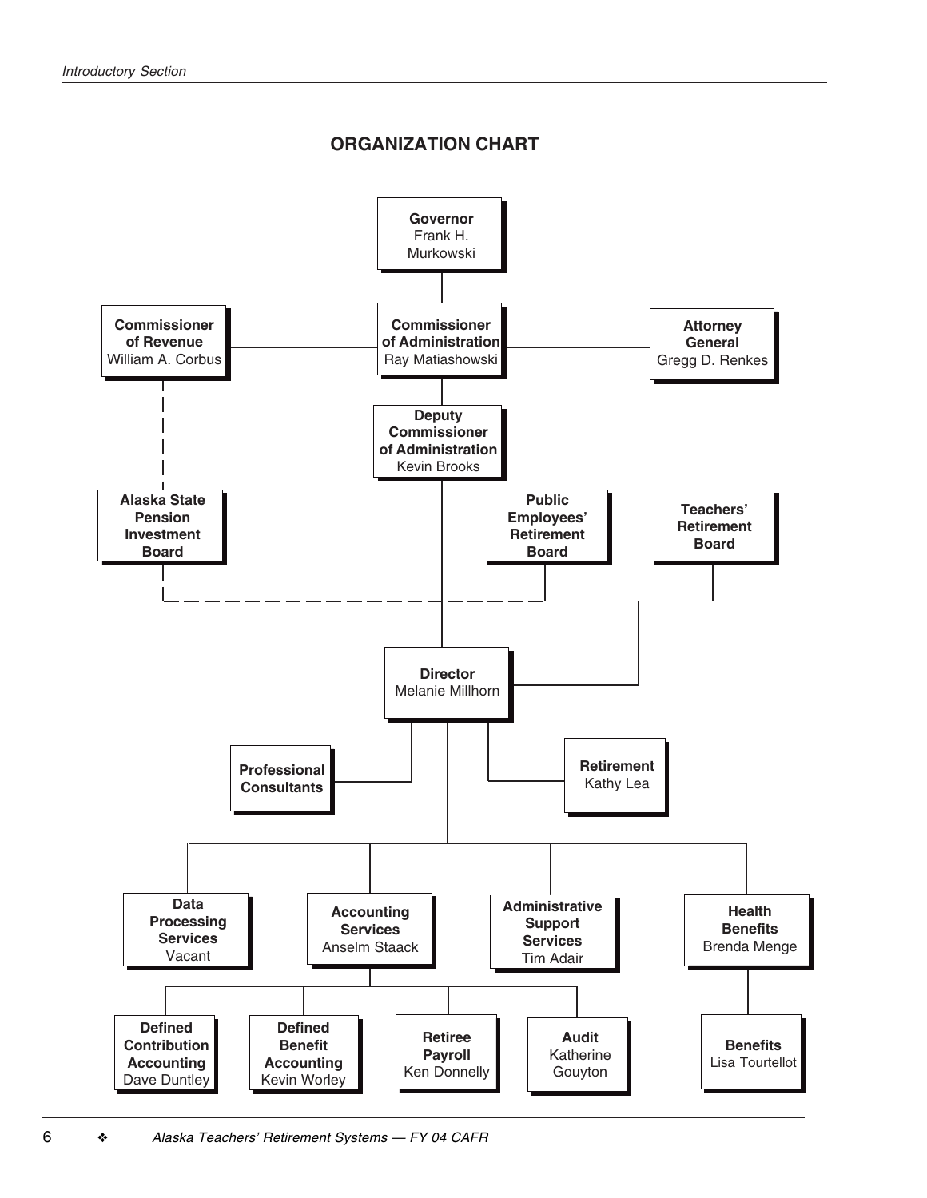## ORGANIZATION CHART

- **Governor** Frank H. Murkowski
  - **Commissioner of Administration** Ray Matiashowski
    - **Commissioner of Revenue** William A. Corbus
      - **Alaska State Pension Investment Board**
    - **Attorney General** Gregg D. Renkes
    - **Deputy Commissioner of Administration** Kevin Brooks
      - **Director** Melanie Millhorn
        - **Public Employees' Retirement Board**
        - **Teachers' Retirement Board**
        - **Professional Consultants**
        - **Retirement** Kathy Lea
        - **Data Processing Services** Vacant
        - **Accounting Services** Anselm Staack
          - **Defined Contribution Accounting** Dave Duntley
          - **Defined Benefit Accounting** Kevin Worley
          - **Retiree Payroll** Ken Donnelly
          - **Audit** Katherine Gouyton
        - **Administrative Support Services** Tim Adair
        - **Health Benefits** Brenda Menge
          - **Benefits** Lisa Tourtellot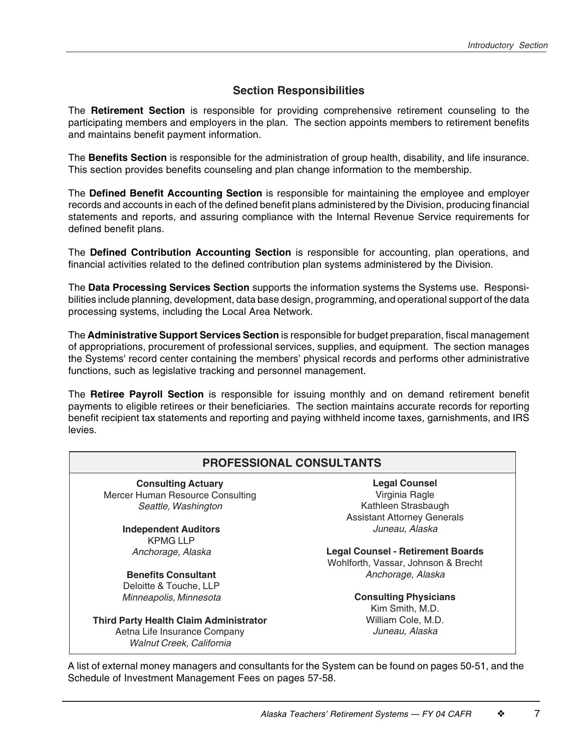## Section Responsibilities

The **Retirement Section** is responsible for providing comprehensive retirement counseling to the participating members and employers in the plan. The section appoints members to retirement benefits and maintains benefit payment information.

The **Benefits Section** is responsible for the administration of group health, disability, and life insurance. This section provides benefits counseling and plan change information to the membership.

The **Defined Benefit Accounting Section** is responsible for maintaining the employee and employer records and accounts in each of the defined benefit plans administered by the Division, producing financial statements and reports, and assuring compliance with the Internal Revenue Service requirements for defined benefit plans.

The **Defined Contribution Accounting Section** is responsible for accounting, plan operations, and financial activities related to the defined contribution plan systems administered by the Division.

The **Data Processing Services Section** supports the information systems the Systems use. Responsibilities include planning, development, data base design, programming, and operational support of the data processing systems, including the Local Area Network.

The **Administrative Support Services Section** is responsible for budget preparation, fiscal management of appropriations, procurement of professional services, supplies, and equipment. The section manages the Systems' record center containing the members' physical records and performs other administrative functions, such as legislative tracking and personnel management.

The **Retiree Payroll Section** is responsible for issuing monthly and on demand retirement benefit payments to eligible retirees or their beneficiaries. The section maintains accurate records for reporting benefit recipient tax statements and reporting and paying withheld income taxes, garnishments, and IRS levies.

## PROFESSIONAL CONSULTANTS

**Consulting Actuary**
Mercer Human Resource Consulting
*Seattle, Washington*

**Independent Auditors**
KPMG LLP
*Anchorage, Alaska*

**Benefits Consultant**
Deloitte & Touche, LLP
*Minneapolis, Minnesota*

**Third Party Health Claim Administrator**
Aetna Life Insurance Company
*Walnut Creek, California*

**Legal Counsel**
Virginia Ragle
Kathleen Strasbaugh
Assistant Attorney Generals
*Juneau, Alaska*

**Legal Counsel - Retirement Boards**
Wohlforth, Vassar, Johnson & Brecht
*Anchorage, Alaska*

**Consulting Physicians**
Kim Smith, M.D.
William Cole, M.D.
*Juneau, Alaska*

A list of external money managers and consultants for the System can be found on pages 50-51, and the Schedule of Investment Management Fees on pages 57-58.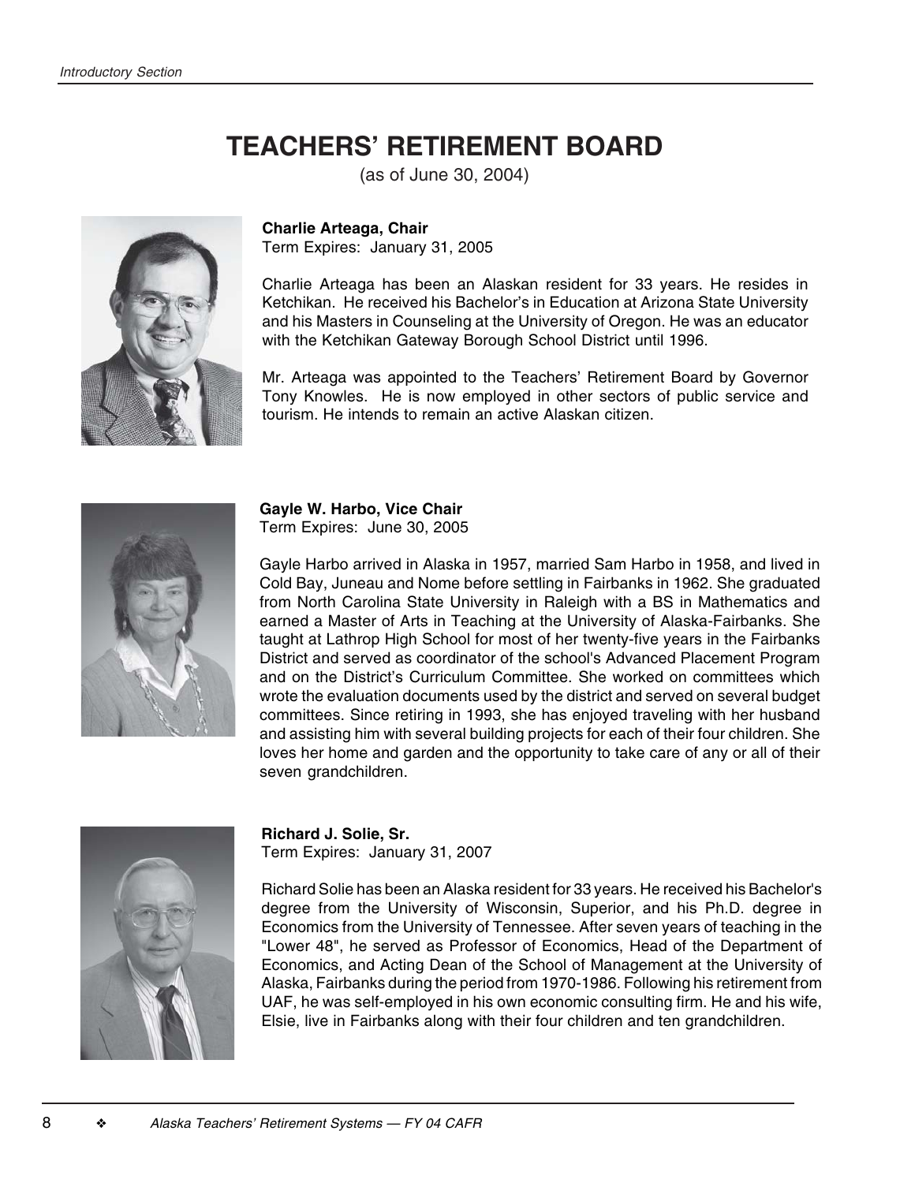# TEACHERS' RETIREMENT BOARD

(as of June 30, 2004)

**Charlie Arteaga, Chair**
Term Expires: January 31, 2005

Charlie Arteaga has been an Alaskan resident for 33 years. He resides in Ketchikan. He received his Bachelor's in Education at Arizona State University and his Masters in Counseling at the University of Oregon. He was an educator with the Ketchikan Gateway Borough School District until 1996.

Mr. Arteaga was appointed to the Teachers' Retirement Board by Governor Tony Knowles. He is now employed in other sectors of public service and tourism. He intends to remain an active Alaskan citizen.

**Gayle W. Harbo, Vice Chair**
Term Expires: June 30, 2005

Gayle Harbo arrived in Alaska in 1957, married Sam Harbo in 1958, and lived in Cold Bay, Juneau and Nome before settling in Fairbanks in 1962. She graduated from North Carolina State University in Raleigh with a BS in Mathematics and earned a Master of Arts in Teaching at the University of Alaska-Fairbanks. She taught at Lathrop High School for most of her twenty-five years in the Fairbanks District and served as coordinator of the school's Advanced Placement Program and on the District's Curriculum Committee. She worked on committees which wrote the evaluation documents used by the district and served on several budget committees. Since retiring in 1993, she has enjoyed traveling with her husband and assisting him with several building projects for each of their four children. She loves her home and garden and the opportunity to take care of any or all of their seven grandchildren.

**Richard J. Solie, Sr.**
Term Expires: January 31, 2007

Richard Solie has been an Alaska resident for 33 years. He received his Bachelor's degree from the University of Wisconsin, Superior, and his Ph.D. degree in Economics from the University of Tennessee. After seven years of teaching in the "Lower 48", he served as Professor of Economics, Head of the Department of Economics, and Acting Dean of the School of Management at the University of Alaska, Fairbanks during the period from 1970-1986. Following his retirement from UAF, he was self-employed in his own economic consulting firm. He and his wife, Elsie, live in Fairbanks along with their four children and ten grandchildren.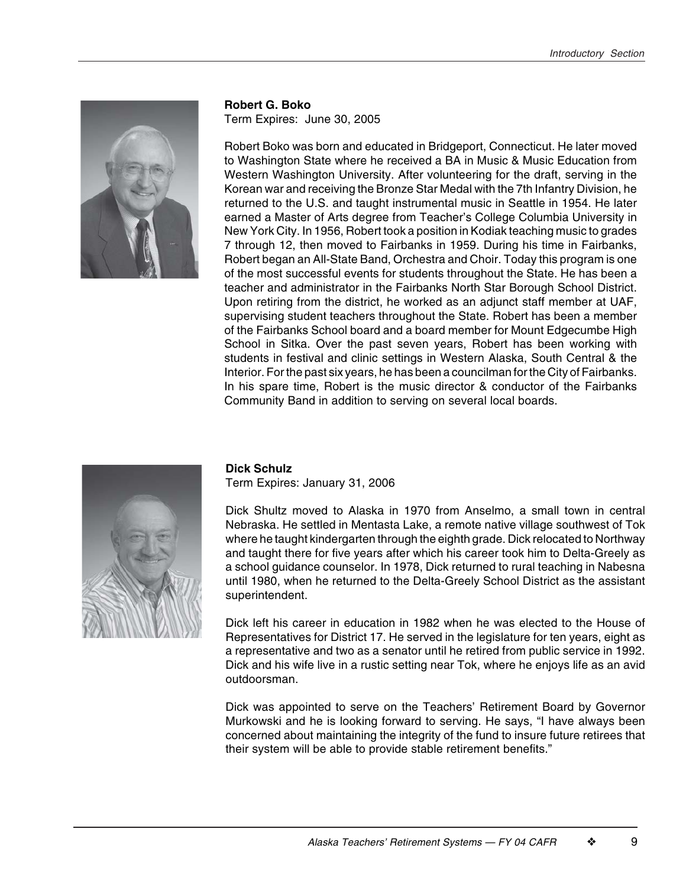**Robert G. Boko**
Term Expires: June 30, 2005

Robert Boko was born and educated in Bridgeport, Connecticut. He later moved to Washington State where he received a BA in Music & Music Education from Western Washington University. After volunteering for the draft, serving in the Korean war and receiving the Bronze Star Medal with the 7th Infantry Division, he returned to the U.S. and taught instrumental music in Seattle in 1954. He later earned a Master of Arts degree from Teacher's College Columbia University in New York City. In 1956, Robert took a position in Kodiak teaching music to grades 7 through 12, then moved to Fairbanks in 1959. During his time in Fairbanks, Robert began an All-State Band, Orchestra and Choir. Today this program is one of the most successful events for students throughout the State. He has been a teacher and administrator in the Fairbanks North Star Borough School District. Upon retiring from the district, he worked as an adjunct staff member at UAF, supervising student teachers throughout the State. Robert has been a member of the Fairbanks School board and a board member for Mount Edgecumbe High School in Sitka. Over the past seven years, Robert has been working with students in festival and clinic settings in Western Alaska, South Central & the Interior. For the past six years, he has been a councilman for the City of Fairbanks. In his spare time, Robert is the music director & conductor of the Fairbanks Community Band in addition to serving on several local boards.

**Dick Schulz**
Term Expires: January 31, 2006

Dick Shultz moved to Alaska in 1970 from Anselmo, a small town in central Nebraska. He settled in Mentasta Lake, a remote native village southwest of Tok where he taught kindergarten through the eighth grade. Dick relocated to Northway and taught there for five years after which his career took him to Delta-Greely as a school guidance counselor. In 1978, Dick returned to rural teaching in Nabesna until 1980, when he returned to the Delta-Greely School District as the assistant superintendent.

Dick left his career in education in 1982 when he was elected to the House of Representatives for District 17. He served in the legislature for ten years, eight as a representative and two as a senator until he retired from public service in 1992. Dick and his wife live in a rustic setting near Tok, where he enjoys life as an avid outdoorsman.

Dick was appointed to serve on the Teachers' Retirement Board by Governor Murkowski and he is looking forward to serving. He says, "I have always been concerned about maintaining the integrity of the fund to insure future retirees that their system will be able to provide stable retirement benefits."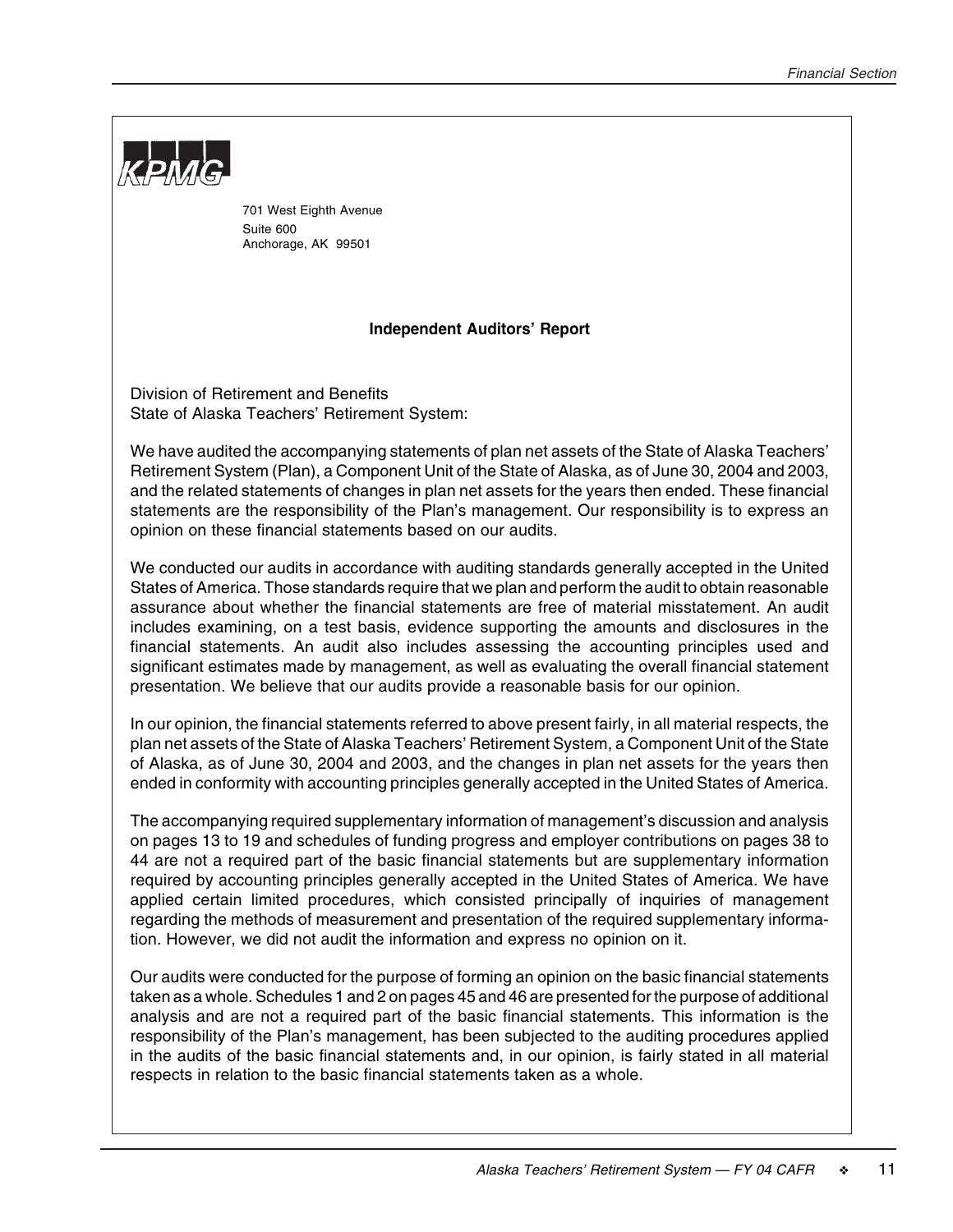KPMG

701 West Eighth Avenue
Suite 600
Anchorage, AK 99501

## Independent Auditors' Report

Division of Retirement and Benefits
State of Alaska Teachers' Retirement System:

We have audited the accompanying statements of plan net assets of the State of Alaska Teachers' Retirement System (Plan), a Component Unit of the State of Alaska, as of June 30, 2004 and 2003, and the related statements of changes in plan net assets for the years then ended. These financial statements are the responsibility of the Plan's management. Our responsibility is to express an opinion on these financial statements based on our audits.

We conducted our audits in accordance with auditing standards generally accepted in the United States of America. Those standards require that we plan and perform the audit to obtain reasonable assurance about whether the financial statements are free of material misstatement. An audit includes examining, on a test basis, evidence supporting the amounts and disclosures in the financial statements. An audit also includes assessing the accounting principles used and significant estimates made by management, as well as evaluating the overall financial statement presentation. We believe that our audits provide a reasonable basis for our opinion.

In our opinion, the financial statements referred to above present fairly, in all material respects, the plan net assets of the State of Alaska Teachers' Retirement System, a Component Unit of the State of Alaska, as of June 30, 2004 and 2003, and the changes in plan net assets for the years then ended in conformity with accounting principles generally accepted in the United States of America.

The accompanying required supplementary information of management's discussion and analysis on pages 13 to 19 and schedules of funding progress and employer contributions on pages 38 to 44 are not a required part of the basic financial statements but are supplementary information required by accounting principles generally accepted in the United States of America. We have applied certain limited procedures, which consisted principally of inquiries of management regarding the methods of measurement and presentation of the required supplementary information. However, we did not audit the information and express no opinion on it.

Our audits were conducted for the purpose of forming an opinion on the basic financial statements taken as a whole. Schedules 1 and 2 on pages 45 and 46 are presented for the purpose of additional analysis and are not a required part of the basic financial statements. This information is the responsibility of the Plan's management, has been subjected to the auditing procedures applied in the audits of the basic financial statements and, in our opinion, is fairly stated in all material respects in relation to the basic financial statements taken as a whole.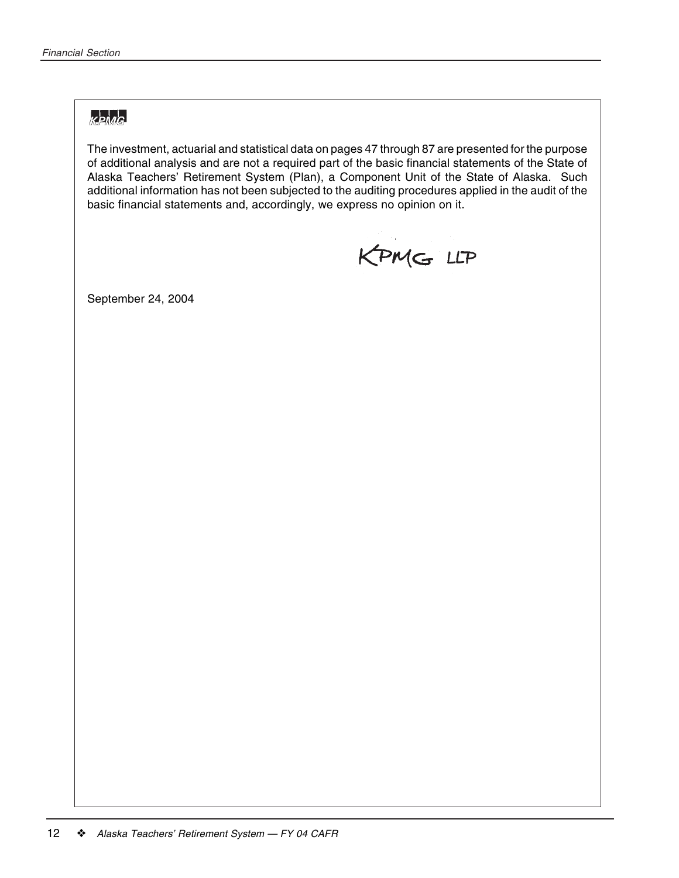KPMG

The investment, actuarial and statistical data on pages 47 through 87 are presented for the purpose of additional analysis and are not a required part of the basic financial statements of the State of Alaska Teachers' Retirement System (Plan), a Component Unit of the State of Alaska. Such additional information has not been subjected to the auditing procedures applied in the audit of the basic financial statements and, accordingly, we express no opinion on it.

KPMG LLP

September 24, 2004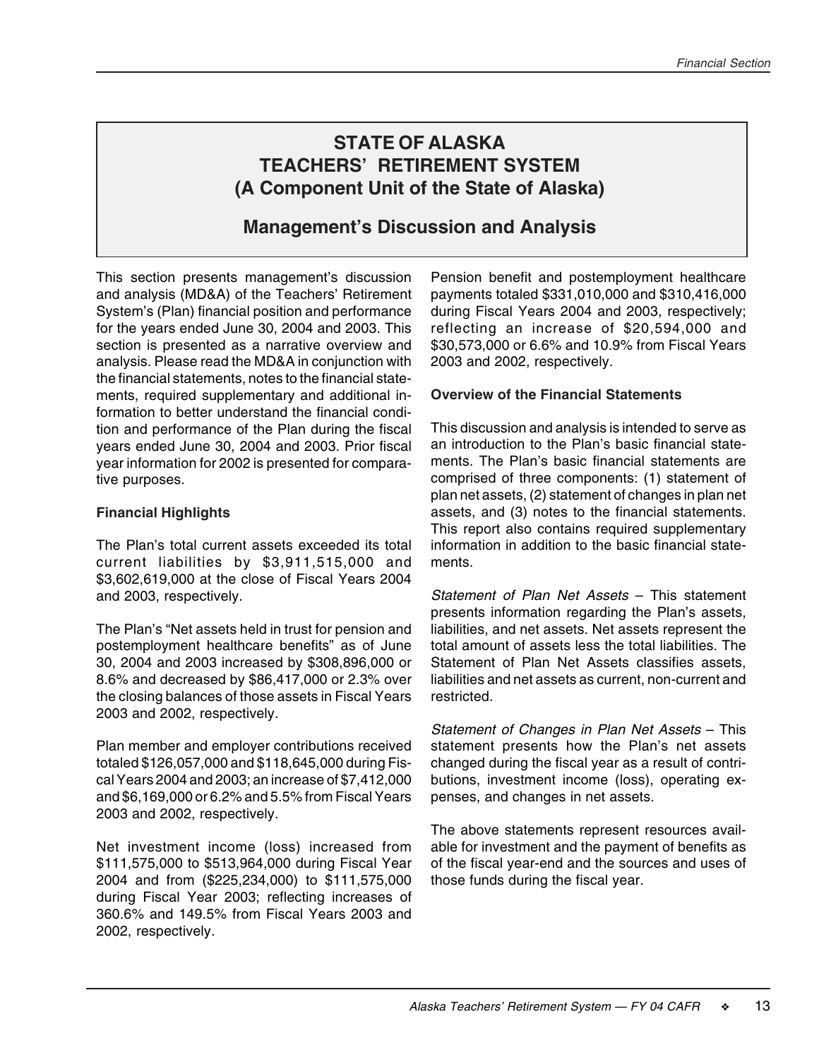# STATE OF ALASKA
# TEACHERS' RETIREMENT SYSTEM
# (A Component Unit of the State of Alaska)

## Management's Discussion and Analysis

This section presents management's discussion and analysis (MD&A) of the Teachers' Retirement System's (Plan) financial position and performance for the years ended June 30, 2004 and 2003. This section is presented as a narrative overview and analysis. Please read the MD&A in conjunction with the financial statements, notes to the financial statements, required supplementary and additional information to better understand the financial condition and performance of the Plan during the fiscal years ended June 30, 2004 and 2003. Prior fiscal year information for 2002 is presented for comparative purposes.

**Financial Highlights**

The Plan's total current assets exceeded its total current liabilities by $3,911,515,000 and $3,602,619,000 at the close of Fiscal Years 2004 and 2003, respectively.

The Plan's "Net assets held in trust for pension and postemployment healthcare benefits" as of June 30, 2004 and 2003 increased by $308,896,000 or 8.6% and decreased by $86,417,000 or 2.3% over the closing balances of those assets in Fiscal Years 2003 and 2002, respectively.

Plan member and employer contributions received totaled $126,057,000 and $118,645,000 during Fiscal Years 2004 and 2003; an increase of $7,412,000 and $6,169,000 or 6.2% and 5.5% from Fiscal Years 2003 and 2002, respectively.

Net investment income (loss) increased from $111,575,000 to $513,964,000 during Fiscal Year 2004 and from ($225,234,000) to $111,575,000 during Fiscal Year 2003; reflecting increases of 360.6% and 149.5% from Fiscal Years 2003 and 2002, respectively.

Pension benefit and postemployment healthcare payments totaled $331,010,000 and $310,416,000 during Fiscal Years 2004 and 2003, respectively; reflecting an increase of $20,594,000 and $30,573,000 or 6.6% and 10.9% from Fiscal Years 2003 and 2002, respectively.

**Overview of the Financial Statements**

This discussion and analysis is intended to serve as an introduction to the Plan's basic financial statements. The Plan's basic financial statements are comprised of three components: (1) statement of plan net assets, (2) statement of changes in plan net assets, and (3) notes to the financial statements. This report also contains required supplementary information in addition to the basic financial statements.

*Statement of Plan Net Assets* – This statement presents information regarding the Plan's assets, liabilities, and net assets. Net assets represent the total amount of assets less the total liabilities. The Statement of Plan Net Assets classifies assets, liabilities and net assets as current, non-current and restricted.

*Statement of Changes in Plan Net Assets* – This statement presents how the Plan's net assets changed during the fiscal year as a result of contributions, investment income (loss), operating expenses, and changes in net assets.

The above statements represent resources available for investment and the payment of benefits as of the fiscal year-end and the sources and uses of those funds during the fiscal year.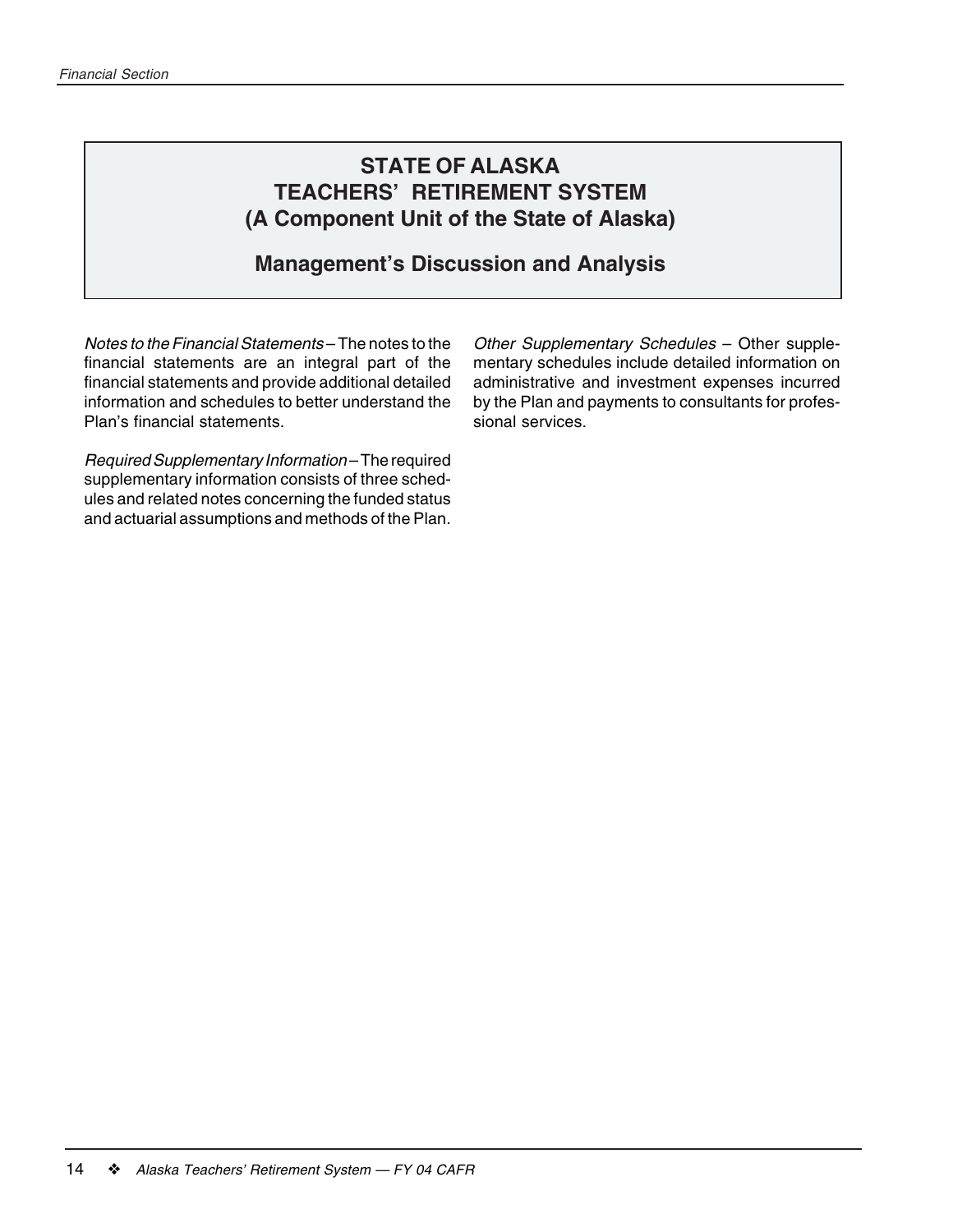# STATE OF ALASKA
# TEACHERS' RETIREMENT SYSTEM
# (A Component Unit of the State of Alaska)

## Management's Discussion and Analysis

*Notes to the Financial Statements* – The notes to the financial statements are an integral part of the financial statements and provide additional detailed information and schedules to better understand the Plan's financial statements.

*Required Supplementary Information* – The required supplementary information consists of three schedules and related notes concerning the funded status and actuarial assumptions and methods of the Plan.

*Other Supplementary Schedules* – Other supplementary schedules include detailed information on administrative and investment expenses incurred by the Plan and payments to consultants for professional services.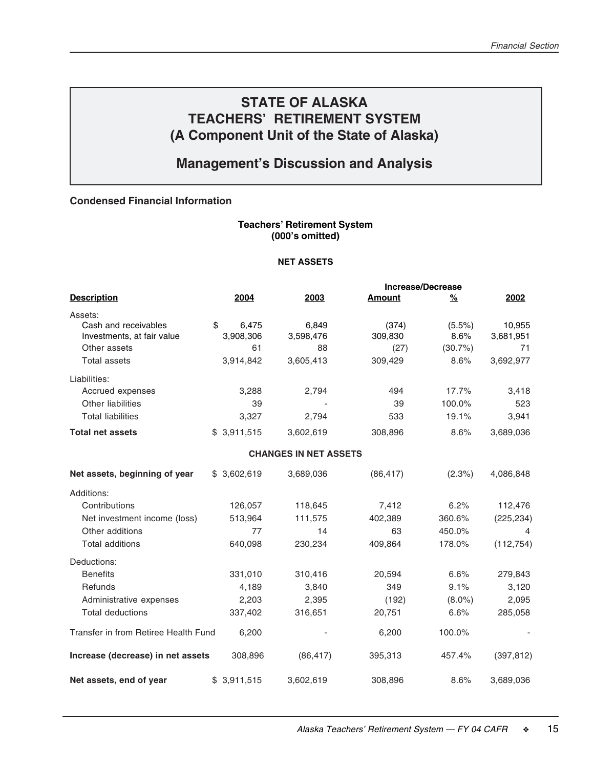# STATE OF ALASKA
# TEACHERS' RETIREMENT SYSTEM
# (A Component Unit of the State of Alaska)

## Management's Discussion and Analysis

### Condensed Financial Information

**Teachers' Retirement System**
**(000's omitted)**

**NET ASSETS**

| Description | 2004 | 2003 | Increase/Decrease Amount | % | 2002 |
|---|---|---|---|---|---|
| Assets: | | | | | |
| Cash and receivables | $ 6,475 | 6,849 | (374) | (5.5%) | 10,955 |
| Investments, at fair value | 3,908,306 | 3,598,476 | 309,830 | 8.6% | 3,681,951 |
| Other assets | 61 | 88 | (27) | (30.7%) | 71 |
| Total assets | 3,914,842 | 3,605,413 | 309,429 | 8.6% | 3,692,977 |
| Liabilities: | | | | | |
| Accrued expenses | 3,288 | 2,794 | 494 | 17.7% | 3,418 |
| Other liabilities | 39 | - | 39 | 100.0% | 523 |
| Total liabilities | 3,327 | 2,794 | 533 | 19.1% | 3,941 |
| **Total net assets** | $ 3,911,515 | 3,602,619 | 308,896 | 8.6% | 3,689,036 |

**CHANGES IN NET ASSETS**

| Description | 2004 | 2003 | Increase/Decrease Amount | % | 2002 |
|---|---|---|---|---|---|
| **Net assets, beginning of year** | $ 3,602,619 | 3,689,036 | (86,417) | (2.3%) | 4,086,848 |
| Additions: | | | | | |
| Contributions | 126,057 | 118,645 | 7,412 | 6.2% | 112,476 |
| Net investment income (loss) | 513,964 | 111,575 | 402,389 | 360.6% | (225,234) |
| Other additions | 77 | 14 | 63 | 450.0% | 4 |
| Total additions | 640,098 | 230,234 | 409,864 | 178.0% | (112,754) |
| Deductions: | | | | | |
| Benefits | 331,010 | 310,416 | 20,594 | 6.6% | 279,843 |
| Refunds | 4,189 | 3,840 | 349 | 9.1% | 3,120 |
| Administrative expenses | 2,203 | 2,395 | (192) | (8.0%) | 2,095 |
| Total deductions | 337,402 | 316,651 | 20,751 | 6.6% | 285,058 |
| Transfer in from Retiree Health Fund | 6,200 | - | 6,200 | 100.0% | - |
| **Increase (decrease) in net assets** | 308,896 | (86,417) | 395,313 | 457.4% | (397,812) |
| **Net assets, end of year** | $ 3,911,515 | 3,602,619 | 308,896 | 8.6% | 3,689,036 |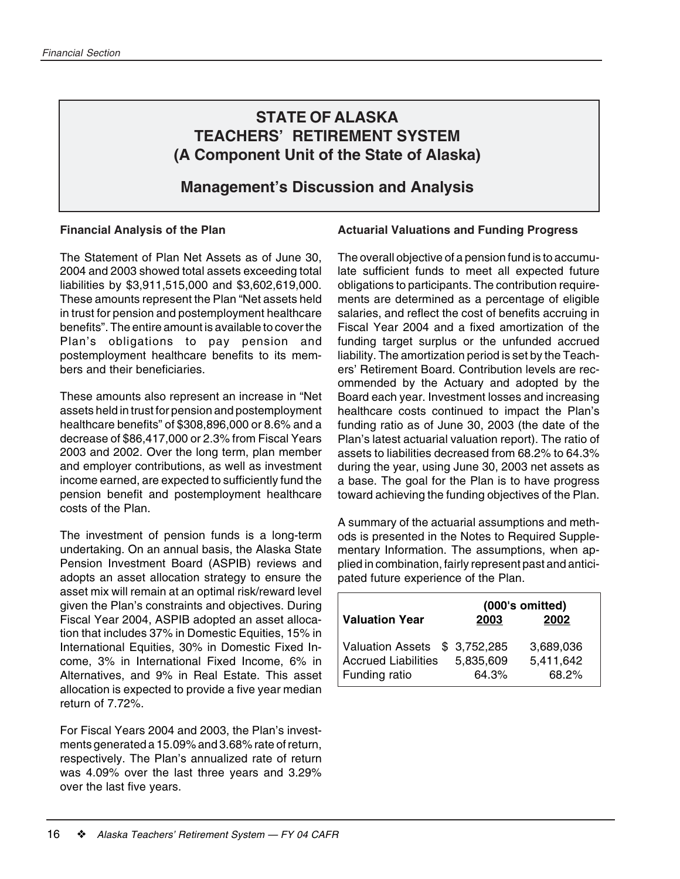# STATE OF ALASKA
# TEACHERS' RETIREMENT SYSTEM
# (A Component Unit of the State of Alaska)

## Management's Discussion and Analysis

### Financial Analysis of the Plan

The Statement of Plan Net Assets as of June 30, 2004 and 2003 showed total assets exceeding total liabilities by $3,911,515,000 and $3,602,619,000. These amounts represent the Plan "Net assets held in trust for pension and postemployment healthcare benefits". The entire amount is available to cover the Plan's obligations to pay pension and postemployment healthcare benefits to its members and their beneficiaries.

These amounts also represent an increase in "Net assets held in trust for pension and postemployment healthcare benefits" of $308,896,000 or 8.6% and a decrease of $86,417,000 or 2.3% from Fiscal Years 2003 and 2002. Over the long term, plan member and employer contributions, as well as investment income earned, are expected to sufficiently fund the pension benefit and postemployment healthcare costs of the Plan.

The investment of pension funds is a long-term undertaking. On an annual basis, the Alaska State Pension Investment Board (ASPIB) reviews and adopts an asset allocation strategy to ensure the asset mix will remain at an optimal risk/reward level given the Plan's constraints and objectives. During Fiscal Year 2004, ASPIB adopted an asset allocation that includes 37% in Domestic Equities, 15% in International Equities, 30% in Domestic Fixed Income, 3% in International Fixed Income, 6% in Alternatives, and 9% in Real Estate. This asset allocation is expected to provide a five year median return of 7.72%.

For Fiscal Years 2004 and 2003, the Plan's investments generated a 15.09% and 3.68% rate of return, respectively. The Plan's annualized rate of return was 4.09% over the last three years and 3.29% over the last five years.

### Actuarial Valuations and Funding Progress

The overall objective of a pension fund is to accumulate sufficient funds to meet all expected future obligations to participants. The contribution requirements are determined as a percentage of eligible salaries, and reflect the cost of benefits accruing in Fiscal Year 2004 and a fixed amortization of the funding target surplus or the unfunded accrued liability. The amortization period is set by the Teachers' Retirement Board. Contribution levels are recommended by the Actuary and adopted by the Board each year. Investment losses and increasing healthcare costs continued to impact the Plan's funding ratio as of June 30, 2003 (the date of the Plan's latest actuarial valuation report). The ratio of assets to liabilities decreased from 68.2% to 64.3% during the year, using June 30, 2003 net assets as a base. The goal for the Plan is to have progress toward achieving the funding objectives of the Plan.

A summary of the actuarial assumptions and methods is presented in the Notes to Required Supplementary Information. The assumptions, when applied in combination, fairly represent past and anticipated future experience of the Plan.

| | (000's omitted) | |
|---|---|---|
| **Valuation Year** | **2003** | **2002** |
| Valuation Assets | $ 3,752,285 | 3,689,036 |
| Accrued Liabilities | 5,835,609 | 5,411,642 |
| Funding ratio | 64.3% | 68.2% |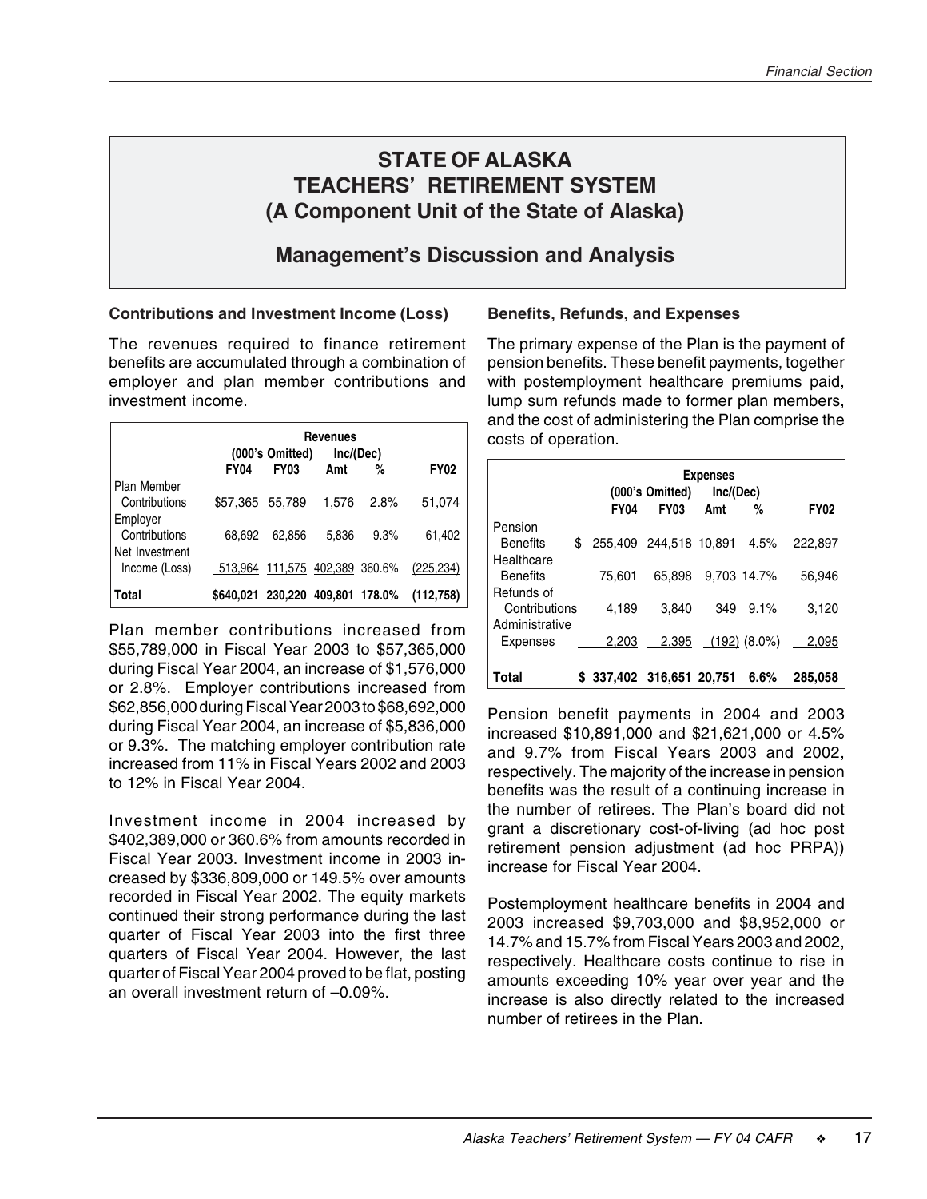# STATE OF ALASKA
# TEACHERS' RETIREMENT SYSTEM
# (A Component Unit of the State of Alaska)

## Management's Discussion and Analysis

### Contributions and Investment Income (Loss)

The revenues required to finance retirement benefits are accumulated through a combination of employer and plan member contributions and investment income.

| | Revenues | | | | |
|---|---|---|---|---|---|
| | (000's Omitted) | | Inc/(Dec) | | |
| | FY04 | FY03 | Amt | % | FY02 |
| Plan Member Contributions | $57,365 | 55,789 | 1,576 | 2.8% | 51,074 |
| Employer Contributions | 68,692 | 62,856 | 5,836 | 9.3% | 61,402 |
| Net Investment Income (Loss) | 513,964 | 111,575 | 402,389 | 360.6% | (225,234) |
| **Total** | **$640,021** | **230,220** | **409,801** | **178.0%** | **(112,758)** |

Plan member contributions increased from $55,789,000 in Fiscal Year 2003 to $57,365,000 during Fiscal Year 2004, an increase of $1,576,000 or 2.8%. Employer contributions increased from $62,856,000 during Fiscal Year 2003 to $68,692,000 during Fiscal Year 2004, an increase of $5,836,000 or 9.3%. The matching employer contribution rate increased from 11% in Fiscal Years 2002 and 2003 to 12% in Fiscal Year 2004.

Investment income in 2004 increased by $402,389,000 or 360.6% from amounts recorded in Fiscal Year 2003. Investment income in 2003 increased by $336,809,000 or 149.5% over amounts recorded in Fiscal Year 2002. The equity markets continued their strong performance during the last quarter of Fiscal Year 2003 into the first three quarters of Fiscal Year 2004. However, the last quarter of Fiscal Year 2004 proved to be flat, posting an overall investment return of –0.09%.

### Benefits, Refunds, and Expenses

The primary expense of the Plan is the payment of pension benefits. These benefit payments, together with postemployment healthcare premiums paid, lump sum refunds made to former plan members, and the cost of administering the Plan comprise the costs of operation.

| | Expenses | | | | |
|---|---|---|---|---|---|
| | (000's Omitted) | | Inc/(Dec) | | |
| | FY04 | FY03 | Amt | % | FY02 |
| Pension Benefits | $ 255,409 | 244,518 | 10,891 | 4.5% | 222,897 |
| Healthcare Benefits | 75,601 | 65,898 | 9,703 | 14.7% | 56,946 |
| Refunds of Contributions | 4,189 | 3,840 | 349 | 9.1% | 3,120 |
| Administrative Expenses | 2,203 | 2,395 | (192) | (8.0%) | 2,095 |
| **Total** | **$ 337,402** | **316,651** | **20,751** | **6.6%** | **285,058** |

Pension benefit payments in 2004 and 2003 increased $10,891,000 and $21,621,000 or 4.5% and 9.7% from Fiscal Years 2003 and 2002, respectively. The majority of the increase in pension benefits was the result of a continuing increase in the number of retirees. The Plan's board did not grant a discretionary cost-of-living (ad hoc post retirement pension adjustment (ad hoc PRPA)) increase for Fiscal Year 2004.

Postemployment healthcare benefits in 2004 and 2003 increased $9,703,000 and $8,952,000 or 14.7% and 15.7% from Fiscal Years 2003 and 2002, respectively. Healthcare costs continue to rise in amounts exceeding 10% year over year and the increase is also directly related to the increased number of retirees in the Plan.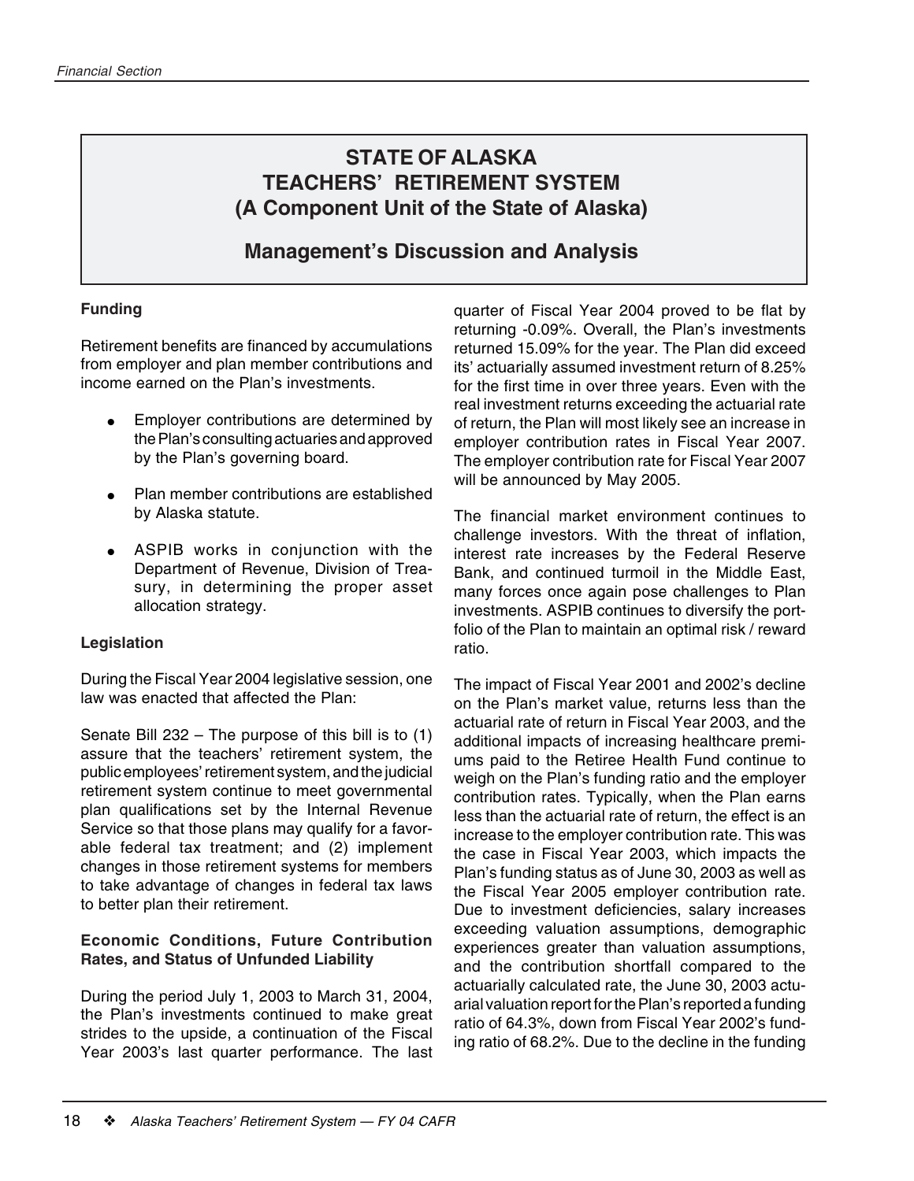# STATE OF ALASKA
# TEACHERS' RETIREMENT SYSTEM
# (A Component Unit of the State of Alaska)

## Management's Discussion and Analysis

**Funding**

Retirement benefits are financed by accumulations from employer and plan member contributions and income earned on the Plan's investments.

- Employer contributions are determined by the Plan's consulting actuaries and approved by the Plan's governing board.
- Plan member contributions are established by Alaska statute.
- ASPIB works in conjunction with the Department of Revenue, Division of Treasury, in determining the proper asset allocation strategy.

**Legislation**

During the Fiscal Year 2004 legislative session, one law was enacted that affected the Plan:

Senate Bill 232 – The purpose of this bill is to (1) assure that the teachers' retirement system, the public employees' retirement system, and the judicial retirement system continue to meet governmental plan qualifications set by the Internal Revenue Service so that those plans may qualify for a favorable federal tax treatment; and (2) implement changes in those retirement systems for members to take advantage of changes in federal tax laws to better plan their retirement.

**Economic Conditions, Future Contribution Rates, and Status of Unfunded Liability**

During the period July 1, 2003 to March 31, 2004, the Plan's investments continued to make great strides to the upside, a continuation of the Fiscal Year 2003's last quarter performance. The last quarter of Fiscal Year 2004 proved to be flat by returning -0.09%. Overall, the Plan's investments returned 15.09% for the year. The Plan did exceed its' actuarially assumed investment return of 8.25% for the first time in over three years. Even with the real investment returns exceeding the actuarial rate of return, the Plan will most likely see an increase in employer contribution rates in Fiscal Year 2007. The employer contribution rate for Fiscal Year 2007 will be announced by May 2005.

The financial market environment continues to challenge investors. With the threat of inflation, interest rate increases by the Federal Reserve Bank, and continued turmoil in the Middle East, many forces once again pose challenges to Plan investments. ASPIB continues to diversify the portfolio of the Plan to maintain an optimal risk / reward ratio.

The impact of Fiscal Year 2001 and 2002's decline on the Plan's market value, returns less than the actuarial rate of return in Fiscal Year 2003, and the additional impacts of increasing healthcare premiums paid to the Retiree Health Fund continue to weigh on the Plan's funding ratio and the employer contribution rates. Typically, when the Plan earns less than the actuarial rate of return, the effect is an increase to the employer contribution rate. This was the case in Fiscal Year 2003, which impacts the Plan's funding status as of June 30, 2003 as well as the Fiscal Year 2005 employer contribution rate. Due to investment deficiencies, salary increases exceeding valuation assumptions, demographic experiences greater than valuation assumptions, and the contribution shortfall compared to the actuarially calculated rate, the June 30, 2003 actuarial valuation report for the Plan's reported a funding ratio of 64.3%, down from Fiscal Year 2002's funding ratio of 68.2%. Due to the decline in the funding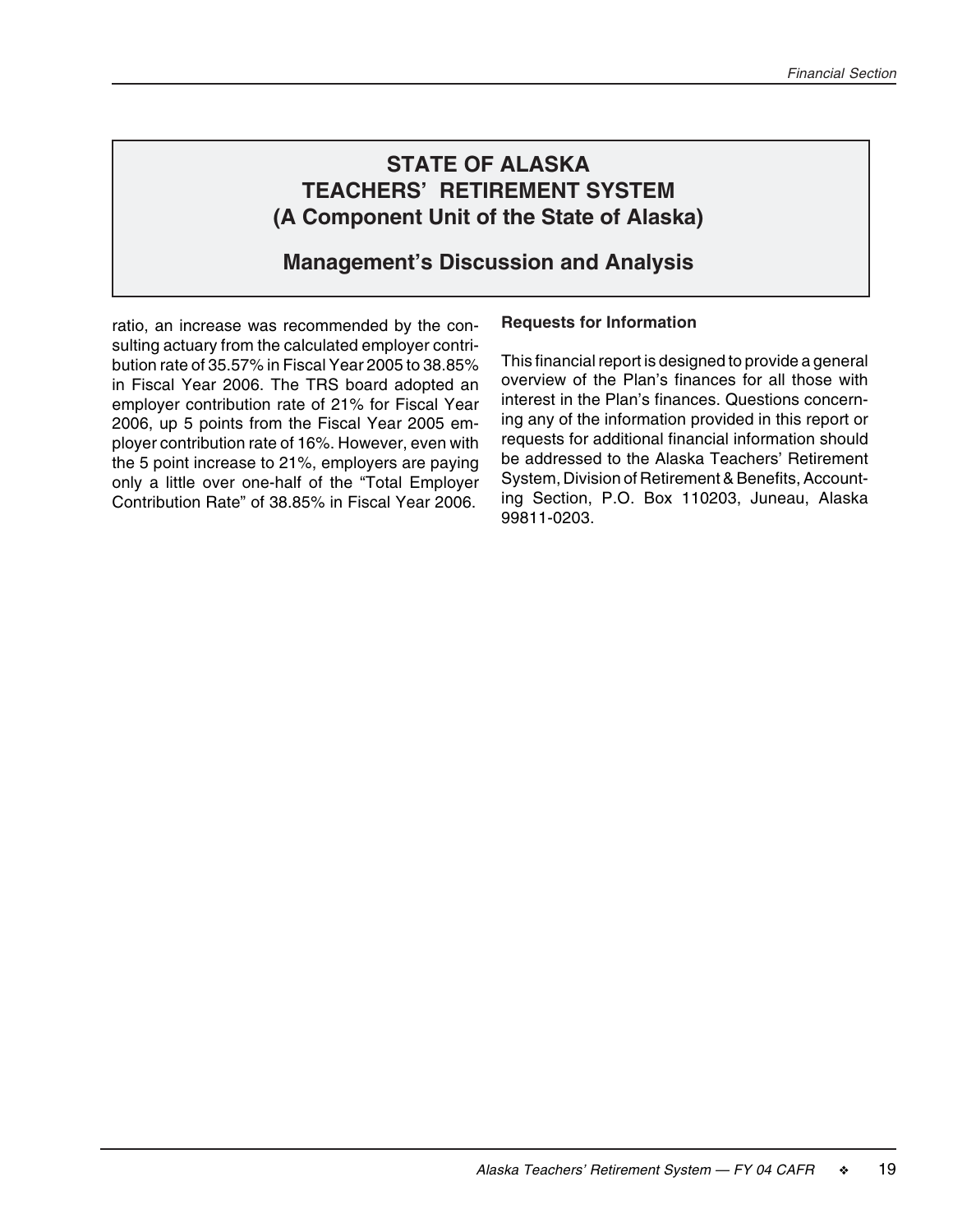# STATE OF ALASKA
# TEACHERS' RETIREMENT SYSTEM
# (A Component Unit of the State of Alaska)

## Management's Discussion and Analysis

ratio, an increase was recommended by the consulting actuary from the calculated employer contribution rate of 35.57% in Fiscal Year 2005 to 38.85% in Fiscal Year 2006. The TRS board adopted an employer contribution rate of 21% for Fiscal Year 2006, up 5 points from the Fiscal Year 2005 employer contribution rate of 16%. However, even with the 5 point increase to 21%, employers are paying only a little over one-half of the "Total Employer Contribution Rate" of 38.85% in Fiscal Year 2006.

**Requests for Information**

This financial report is designed to provide a general overview of the Plan's finances for all those with interest in the Plan's finances. Questions concerning any of the information provided in this report or requests for additional financial information should be addressed to the Alaska Teachers' Retirement System, Division of Retirement & Benefits, Accounting Section, P.O. Box 110203, Juneau, Alaska 99811-0203.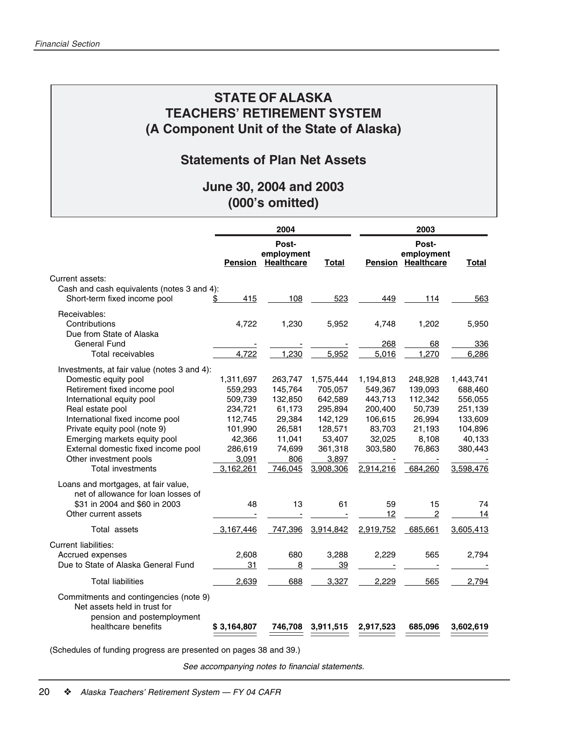# STATE OF ALASKA
# TEACHERS' RETIREMENT SYSTEM
# (A Component Unit of the State of Alaska)

## Statements of Plan Net Assets

## June 30, 2004 and 2003
## (000's omitted)

| | 2004 | | | 2003 | | |
|---|---|---|---|---|---|---|
| | Pension | Post-employment Healthcare | Total | Pension | Post-employment Healthcare | Total |
| Current assets: | | | | | | |
| Cash and cash equivalents (notes 3 and 4): | | | | | | |
| Short-term fixed income pool | $ 415 | 108 | 523 | 449 | 114 | 563 |
| Receivables: | | | | | | |
| Contributions | 4,722 | 1,230 | 5,952 | 4,748 | 1,202 | 5,950 |
| Due from State of Alaska General Fund | - | - | - | 268 | 68 | 336 |
| Total receivables | 4,722 | 1,230 | 5,952 | 5,016 | 1,270 | 6,286 |
| Investments, at fair value (notes 3 and 4): | | | | | | |
| Domestic equity pool | 1,311,697 | 263,747 | 1,575,444 | 1,194,813 | 248,928 | 1,443,741 |
| Retirement fixed income pool | 559,293 | 145,764 | 705,057 | 549,367 | 139,093 | 688,460 |
| International equity pool | 509,739 | 132,850 | 642,589 | 443,713 | 112,342 | 556,055 |
| Real estate pool | 234,721 | 61,173 | 295,894 | 200,400 | 50,739 | 251,139 |
| International fixed income pool | 112,745 | 29,384 | 142,129 | 106,615 | 26,994 | 133,609 |
| Private equity pool (note 9) | 101,990 | 26,581 | 128,571 | 83,703 | 21,193 | 104,896 |
| Emerging markets equity pool | 42,366 | 11,041 | 53,407 | 32,025 | 8,108 | 40,133 |
| External domestic fixed income pool | 286,619 | 74,699 | 361,318 | 303,580 | 76,863 | 380,443 |
| Other investment pools | 3,091 | 806 | 3,897 | - | - | - |
| Total investments | 3,162,261 | 746,045 | 3,908,306 | 2,914,216 | 684,260 | 3,598,476 |
| Loans and mortgages, at fair value, net of allowance for loan losses of $31 in 2004 and $60 in 2003 | 48 | 13 | 61 | 59 | 15 | 74 |
| Other current assets | - | - | - | 12 | 2 | 14 |
| Total assets | 3,167,446 | 747,396 | 3,914,842 | 2,919,752 | 685,661 | 3,605,413 |
| Current liabilities: | | | | | | |
| Accrued expenses | 2,608 | 680 | 3,288 | 2,229 | 565 | 2,794 |
| Due to State of Alaska General Fund | 31 | 8 | 39 | - | - | - |
| Total liabilities | 2,639 | 688 | 3,327 | 2,229 | 565 | 2,794 |
| Commitments and contingencies (note 9) | | | | | | |
| Net assets held in trust for pension and postemployment healthcare benefits | **$ 3,164,807** | **746,708** | **3,911,515** | **2,917,523** | **685,096** | **3,602,619** |

(Schedules of funding progress are presented on pages 38 and 39.)

*See accompanying notes to financial statements.*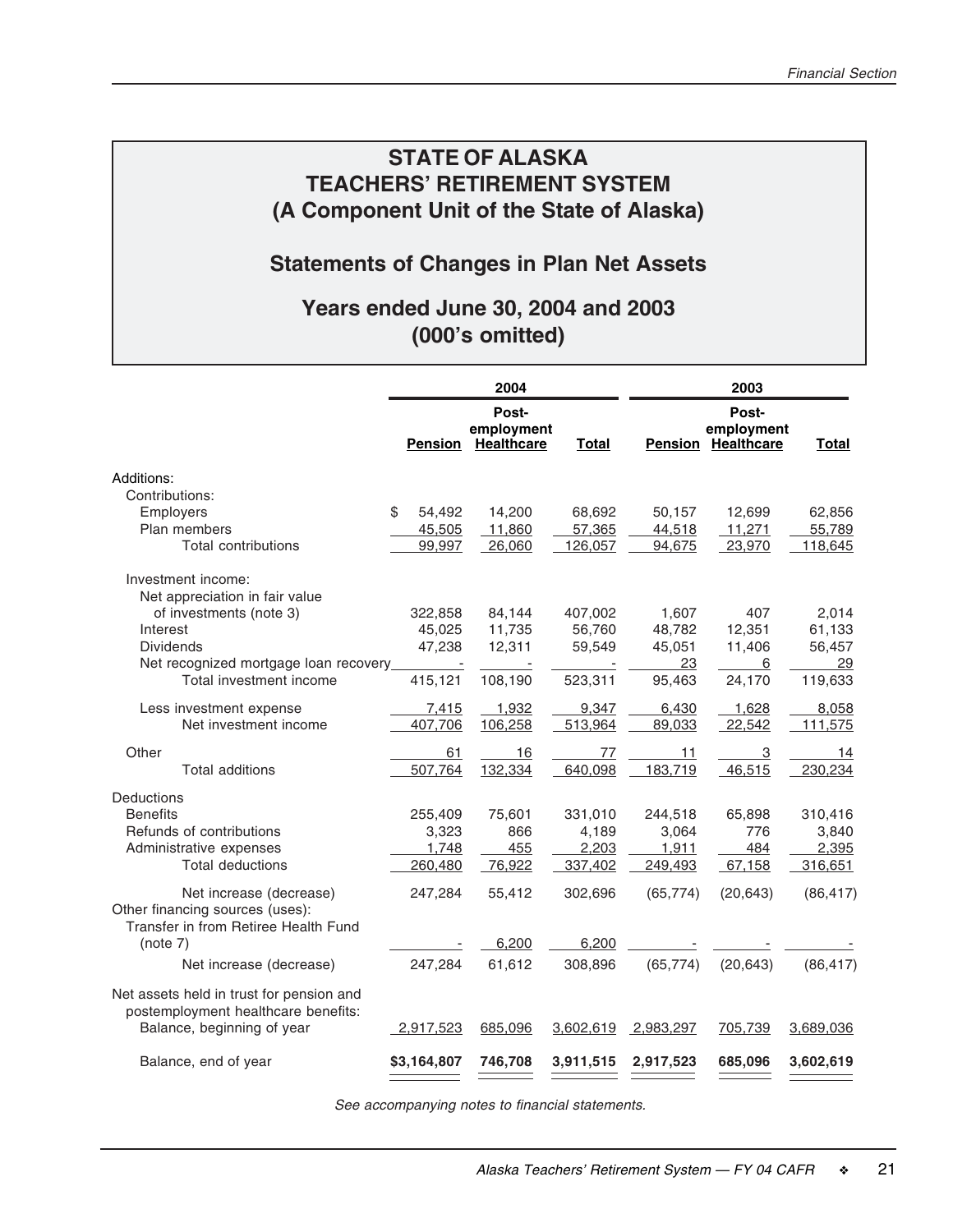# STATE OF ALASKA
# TEACHERS' RETIREMENT SYSTEM
# (A Component Unit of the State of Alaska)

## Statements of Changes in Plan Net Assets

## Years ended June 30, 2004 and 2003
## (000's omitted)

| | 2004 | | | 2003 | | |
|---|---|---|---|---|---|---|
| | Pension | Post-employment Healthcare | Total | Pension | Post-employment Healthcare | Total |
| Additions: | | | | | | |
| Contributions: | | | | | | |
| Employers | $ 54,492 | 14,200 | 68,692 | 50,157 | 12,699 | 62,856 |
| Plan members | 45,505 | 11,860 | 57,365 | 44,518 | 11,271 | 55,789 |
| Total contributions | 99,997 | 26,060 | 126,057 | 94,675 | 23,970 | 118,645 |
| Investment income: | | | | | | |
| Net appreciation in fair value of investments (note 3) | 322,858 | 84,144 | 407,002 | 1,607 | 407 | 2,014 |
| Interest | 45,025 | 11,735 | 56,760 | 48,782 | 12,351 | 61,133 |
| Dividends | 47,238 | 12,311 | 59,549 | 45,051 | 11,406 | 56,457 |
| Net recognized mortgage loan recovery | - | - | - | 23 | 6 | 29 |
| Total investment income | 415,121 | 108,190 | 523,311 | 95,463 | 24,170 | 119,633 |
| Less investment expense | 7,415 | 1,932 | 9,347 | 6,430 | 1,628 | 8,058 |
| Net investment income | 407,706 | 106,258 | 513,964 | 89,033 | 22,542 | 111,575 |
| Other | 61 | 16 | 77 | 11 | 3 | 14 |
| Total additions | 507,764 | 132,334 | 640,098 | 183,719 | 46,515 | 230,234 |
| Deductions | | | | | | |
| Benefits | 255,409 | 75,601 | 331,010 | 244,518 | 65,898 | 310,416 |
| Refunds of contributions | 3,323 | 866 | 4,189 | 3,064 | 776 | 3,840 |
| Administrative expenses | 1,748 | 455 | 2,203 | 1,911 | 484 | 2,395 |
| Total deductions | 260,480 | 76,922 | 337,402 | 249,493 | 67,158 | 316,651 |
| Net increase (decrease) | 247,284 | 55,412 | 302,696 | (65,774) | (20,643) | (86,417) |
| Other financing sources (uses): | | | | | | |
| Transfer in from Retiree Health Fund (note 7) | - | 6,200 | 6,200 | - | - | - |
| Net increase (decrease) | 247,284 | 61,612 | 308,896 | (65,774) | (20,643) | (86,417) |
| Net assets held in trust for pension and postemployment healthcare benefits: | | | | | | |
| Balance, beginning of year | 2,917,523 | 685,096 | 3,602,619 | 2,983,297 | 705,739 | 3,689,036 |
| Balance, end of year | **$3,164,807** | **746,708** | **3,911,515** | **2,917,523** | **685,096** | **3,602,619** |

*See accompanying notes to financial statements.*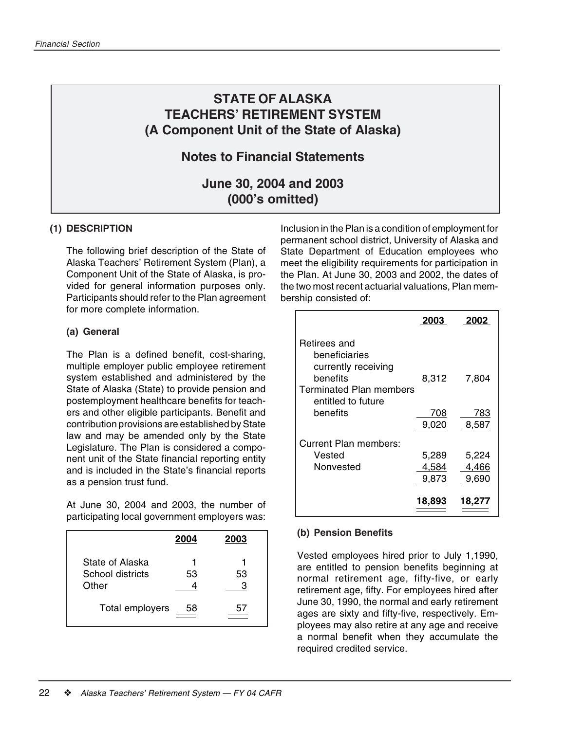# STATE OF ALASKA
# TEACHERS' RETIREMENT SYSTEM
# (A Component Unit of the State of Alaska)

## Notes to Financial Statements

## June 30, 2004 and 2003
## (000's omitted)

### (1) DESCRIPTION

The following brief description of the State of Alaska Teachers' Retirement System (Plan), a Component Unit of the State of Alaska, is provided for general information purposes only. Participants should refer to the Plan agreement for more complete information.

#### (a) General

The Plan is a defined benefit, cost-sharing, multiple employer public employee retirement system established and administered by the State of Alaska (State) to provide pension and postemployment healthcare benefits for teachers and other eligible participants. Benefit and contribution provisions are established by State law and may be amended only by the State Legislature. The Plan is considered a component unit of the State financial reporting entity and is included in the State's financial reports as a pension trust fund.

At June 30, 2004 and 2003, the number of participating local government employers was:

| | 2004 | 2003 |
|---|---|---|
| State of Alaska | 1 | 1 |
| School districts | 53 | 53 |
| Other | 4 | 3 |
| Total employers | 58 | 57 |

Inclusion in the Plan is a condition of employment for permanent school district, University of Alaska and State Department of Education employees who meet the eligibility requirements for participation in the Plan. At June 30, 2003 and 2002, the dates of the two most recent actuarial valuations, Plan membership consisted of:

| | 2003 | 2002 |
|---|---|---|
| Retirees and beneficiaries currently receiving benefits | 8,312 | 7,804 |
| Terminated Plan members entitled to future benefits | 708 | 783 |
| | 9,020 | 8,587 |
| Current Plan members: | | |
| Vested | 5,289 | 5,224 |
| Nonvested | 4,584 | 4,466 |
| | 9,873 | 9,690 |
| | 18,893 | 18,277 |

#### (b) Pension Benefits

Vested employees hired prior to July 1,1990, are entitled to pension benefits beginning at normal retirement age, fifty-five, or early retirement age, fifty. For employees hired after June 30, 1990, the normal and early retirement ages are sixty and fifty-five, respectively. Employees may also retire at any age and receive a normal benefit when they accumulate the required credited service.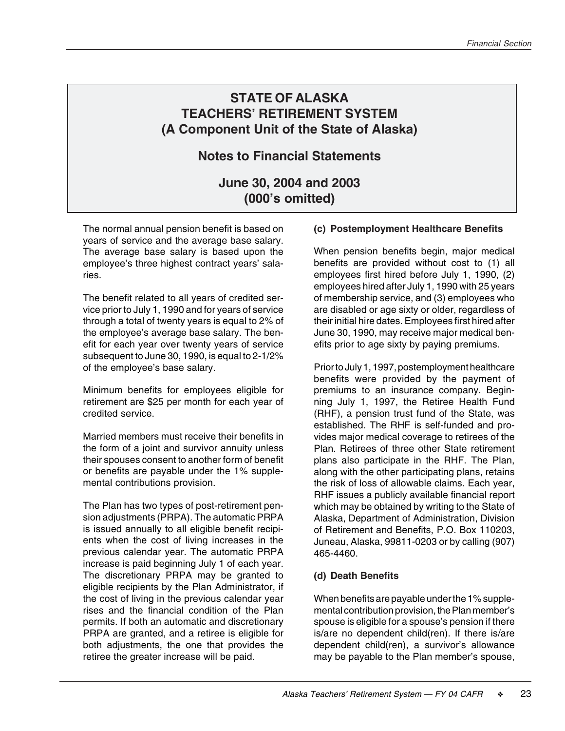# STATE OF ALASKA
# TEACHERS' RETIREMENT SYSTEM
# (A Component Unit of the State of Alaska)

## Notes to Financial Statements

## June 30, 2004 and 2003
## (000's omitted)

The normal annual pension benefit is based on years of service and the average base salary. The average base salary is based upon the employee's three highest contract years' salaries.

The benefit related to all years of credited service prior to July 1, 1990 and for years of service through a total of twenty years is equal to 2% of the employee's average base salary. The benefit for each year over twenty years of service subsequent to June 30, 1990, is equal to 2-1/2% of the employee's base salary.

Minimum benefits for employees eligible for retirement are $25 per month for each year of credited service.

Married members must receive their benefits in the form of a joint and survivor annuity unless their spouses consent to another form of benefit or benefits are payable under the 1% supplemental contributions provision.

The Plan has two types of post-retirement pension adjustments (PRPA). The automatic PRPA is issued annually to all eligible benefit recipients when the cost of living increases in the previous calendar year. The automatic PRPA increase is paid beginning July 1 of each year. The discretionary PRPA may be granted to eligible recipients by the Plan Administrator, if the cost of living in the previous calendar year rises and the financial condition of the Plan permits. If both an automatic and discretionary PRPA are granted, and a retiree is eligible for both adjustments, the one that provides the retiree the greater increase will be paid.

### (c) Postemployment Healthcare Benefits

When pension benefits begin, major medical benefits are provided without cost to (1) all employees first hired before July 1, 1990, (2) employees hired after July 1, 1990 with 25 years of membership service, and (3) employees who are disabled or age sixty or older, regardless of their initial hire dates. Employees first hired after June 30, 1990, may receive major medical benefits prior to age sixty by paying premiums.

Prior to July 1, 1997, postemployment healthcare benefits were provided by the payment of premiums to an insurance company. Beginning July 1, 1997, the Retiree Health Fund (RHF), a pension trust fund of the State, was established. The RHF is self-funded and provides major medical coverage to retirees of the Plan. Retirees of three other State retirement plans also participate in the RHF. The Plan, along with the other participating plans, retains the risk of loss of allowable claims. Each year, RHF issues a publicly available financial report which may be obtained by writing to the State of Alaska, Department of Administration, Division of Retirement and Benefits, P.O. Box 110203, Juneau, Alaska, 99811-0203 or by calling (907) 465-4460.

### (d) Death Benefits

When benefits are payable under the 1% supplemental contribution provision, the Plan member's spouse is eligible for a spouse's pension if there is/are no dependent child(ren). If there is/are dependent child(ren), a survivor's allowance may be payable to the Plan member's spouse,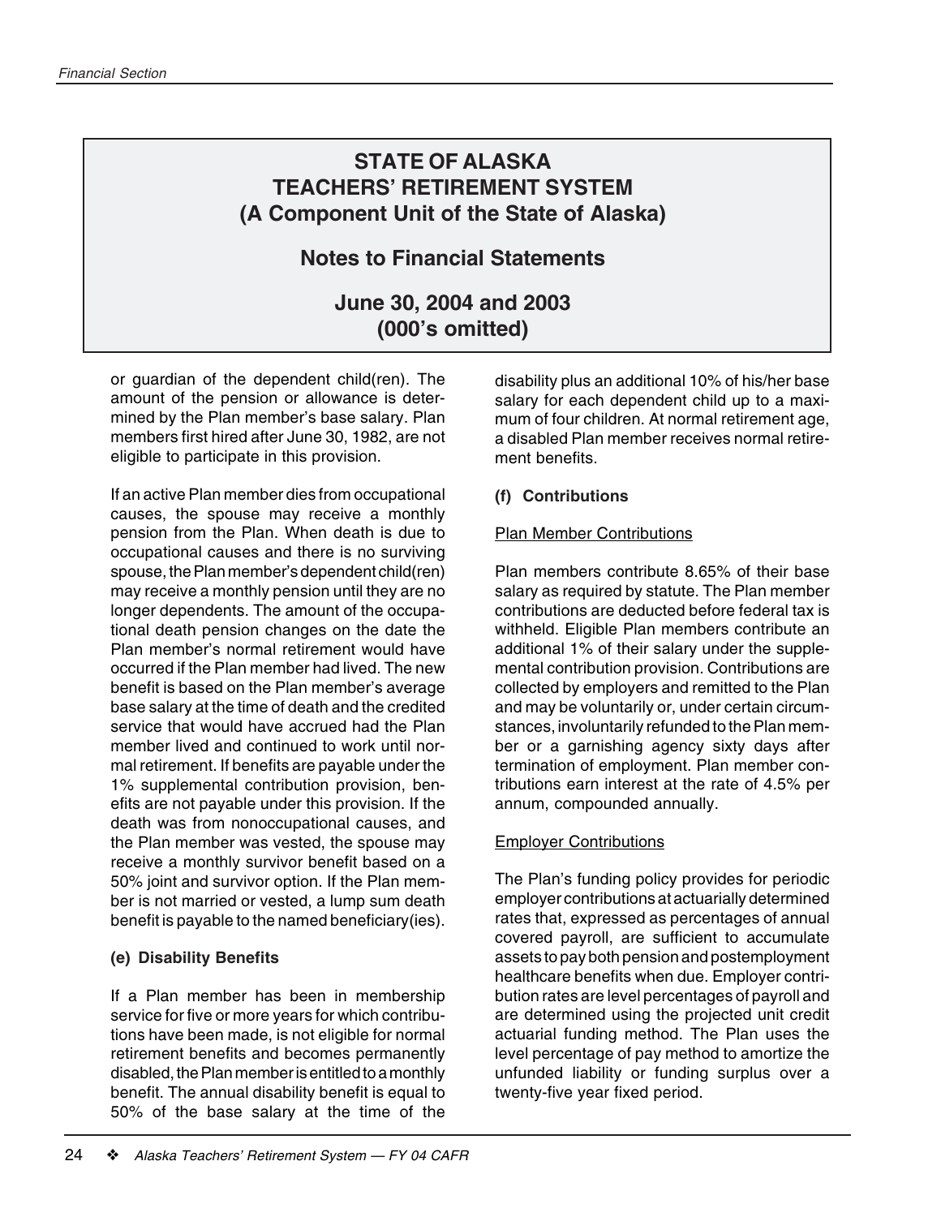# STATE OF ALASKA
# TEACHERS' RETIREMENT SYSTEM
# (A Component Unit of the State of Alaska)

## Notes to Financial Statements

## June 30, 2004 and 2003
## (000's omitted)

or guardian of the dependent child(ren). The amount of the pension or allowance is determined by the Plan member's base salary. Plan members first hired after June 30, 1982, are not eligible to participate in this provision.

If an active Plan member dies from occupational causes, the spouse may receive a monthly pension from the Plan. When death is due to occupational causes and there is no surviving spouse, the Plan member's dependent child(ren) may receive a monthly pension until they are no longer dependents. The amount of the occupational death pension changes on the date the Plan member's normal retirement would have occurred if the Plan member had lived. The new benefit is based on the Plan member's average base salary at the time of death and the credited service that would have accrued had the Plan member lived and continued to work until normal retirement. If benefits are payable under the 1% supplemental contribution provision, benefits are not payable under this provision. If the death was from nonoccupational causes, and the Plan member was vested, the spouse may receive a monthly survivor benefit based on a 50% joint and survivor option. If the Plan member is not married or vested, a lump sum death benefit is payable to the named beneficiary(ies).

### (e) Disability Benefits

If a Plan member has been in membership service for five or more years for which contributions have been made, is not eligible for normal retirement benefits and becomes permanently disabled, the Plan member is entitled to a monthly benefit. The annual disability benefit is equal to 50% of the base salary at the time of the disability plus an additional 10% of his/her base salary for each dependent child up to a maximum of four children. At normal retirement age, a disabled Plan member receives normal retirement benefits.

### (f) Contributions

Plan Member Contributions

Plan members contribute 8.65% of their base salary as required by statute. The Plan member contributions are deducted before federal tax is withheld. Eligible Plan members contribute an additional 1% of their salary under the supplemental contribution provision. Contributions are collected by employers and remitted to the Plan and may be voluntarily or, under certain circumstances, involuntarily refunded to the Plan member or a garnishing agency sixty days after termination of employment. Plan member contributions earn interest at the rate of 4.5% per annum, compounded annually.

Employer Contributions

The Plan's funding policy provides for periodic employer contributions at actuarially determined rates that, expressed as percentages of annual covered payroll, are sufficient to accumulate assets to pay both pension and postemployment healthcare benefits when due. Employer contribution rates are level percentages of payroll and are determined using the projected unit credit actuarial funding method. The Plan uses the level percentage of pay method to amortize the unfunded liability or funding surplus over a twenty-five year fixed period.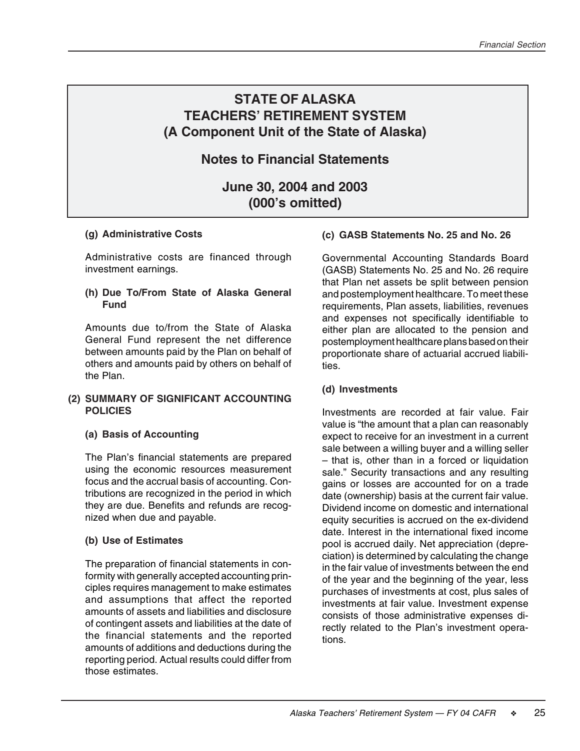# STATE OF ALASKA
# TEACHERS' RETIREMENT SYSTEM
# (A Component Unit of the State of Alaska)

## Notes to Financial Statements

## June 30, 2004 and 2003
## (000's omitted)

**(g) Administrative Costs**

Administrative costs are financed through investment earnings.

**(h) Due To/From State of Alaska General Fund**

Amounts due to/from the State of Alaska General Fund represent the net difference between amounts paid by the Plan on behalf of others and amounts paid by others on behalf of the Plan.

**(2) SUMMARY OF SIGNIFICANT ACCOUNTING POLICIES**

**(a) Basis of Accounting**

The Plan's financial statements are prepared using the economic resources measurement focus and the accrual basis of accounting. Contributions are recognized in the period in which they are due. Benefits and refunds are recognized when due and payable.

**(b) Use of Estimates**

The preparation of financial statements in conformity with generally accepted accounting principles requires management to make estimates and assumptions that affect the reported amounts of assets and liabilities and disclosure of contingent assets and liabilities at the date of the financial statements and the reported amounts of additions and deductions during the reporting period. Actual results could differ from those estimates.

**(c) GASB Statements No. 25 and No. 26**

Governmental Accounting Standards Board (GASB) Statements No. 25 and No. 26 require that Plan net assets be split between pension and postemployment healthcare. To meet these requirements, Plan assets, liabilities, revenues and expenses not specifically identifiable to either plan are allocated to the pension and postemployment healthcare plans based on their proportionate share of actuarial accrued liabilities.

**(d) Investments**

Investments are recorded at fair value. Fair value is "the amount that a plan can reasonably expect to receive for an investment in a current sale between a willing buyer and a willing seller – that is, other than in a forced or liquidation sale." Security transactions and any resulting gains or losses are accounted for on a trade date (ownership) basis at the current fair value. Dividend income on domestic and international equity securities is accrued on the ex-dividend date. Interest in the international fixed income pool is accrued daily. Net appreciation (depreciation) is determined by calculating the change in the fair value of investments between the end of the year and the beginning of the year, less purchases of investments at cost, plus sales of investments at fair value. Investment expense consists of those administrative expenses directly related to the Plan's investment operations.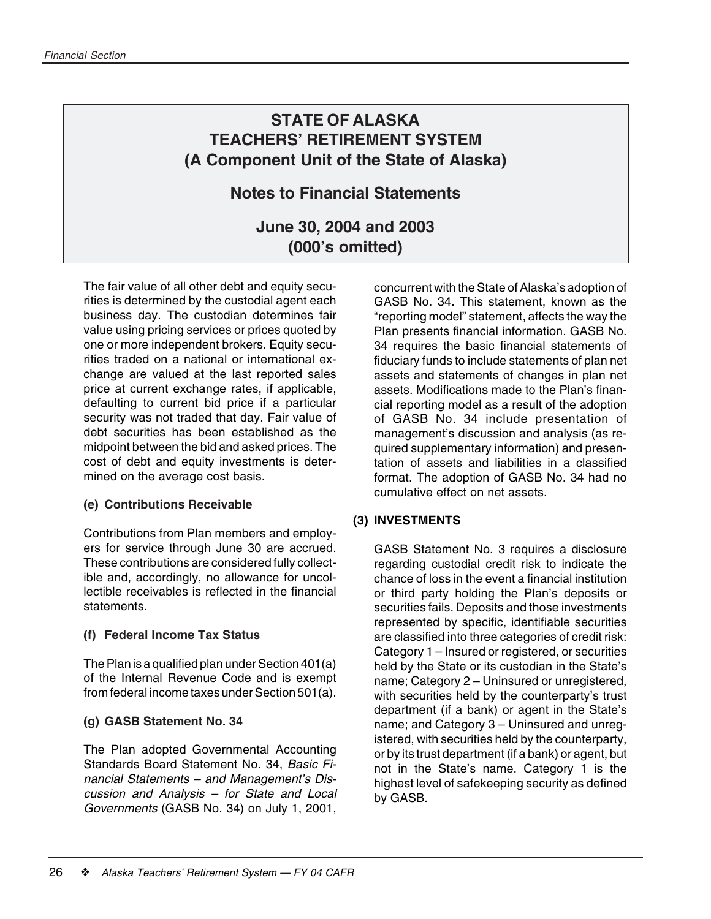# STATE OF ALASKA
# TEACHERS' RETIREMENT SYSTEM
# (A Component Unit of the State of Alaska)

## Notes to Financial Statements

## June 30, 2004 and 2003
## (000's omitted)

The fair value of all other debt and equity securities is determined by the custodial agent each business day. The custodian determines fair value using pricing services or prices quoted by one or more independent brokers. Equity securities traded on a national or international exchange are valued at the last reported sales price at current exchange rates, if applicable, defaulting to current bid price if a particular security was not traded that day. Fair value of debt securities has been established as the midpoint between the bid and asked prices. The cost of debt and equity investments is determined on the average cost basis.

**(e) Contributions Receivable**

Contributions from Plan members and employers for service through June 30 are accrued. These contributions are considered fully collectible and, accordingly, no allowance for uncollectible receivables is reflected in the financial statements.

**(f) Federal Income Tax Status**

The Plan is a qualified plan under Section 401(a) of the Internal Revenue Code and is exempt from federal income taxes under Section 501(a).

**(g) GASB Statement No. 34**

The Plan adopted Governmental Accounting Standards Board Statement No. 34, *Basic Financial Statements – and Management's Discussion and Analysis – for State and Local Governments* (GASB No. 34) on July 1, 2001, concurrent with the State of Alaska's adoption of GASB No. 34. This statement, known as the "reporting model" statement, affects the way the Plan presents financial information. GASB No. 34 requires the basic financial statements of fiduciary funds to include statements of plan net assets and statements of changes in plan net assets. Modifications made to the Plan's financial reporting model as a result of the adoption of GASB No. 34 include presentation of management's discussion and analysis (as required supplementary information) and presentation of assets and liabilities in a classified format. The adoption of GASB No. 34 had no cumulative effect on net assets.

**(3) INVESTMENTS**

GASB Statement No. 3 requires a disclosure regarding custodial credit risk to indicate the chance of loss in the event a financial institution or third party holding the Plan's deposits or securities fails. Deposits and those investments represented by specific, identifiable securities are classified into three categories of credit risk: Category 1 – Insured or registered, or securities held by the State or its custodian in the State's name; Category 2 – Uninsured or unregistered, with securities held by the counterparty's trust department (if a bank) or agent in the State's name; and Category 3 – Uninsured and unregistered, with securities held by the counterparty, or by its trust department (if a bank) or agent, but not in the State's name. Category 1 is the highest level of safekeeping security as defined by GASB.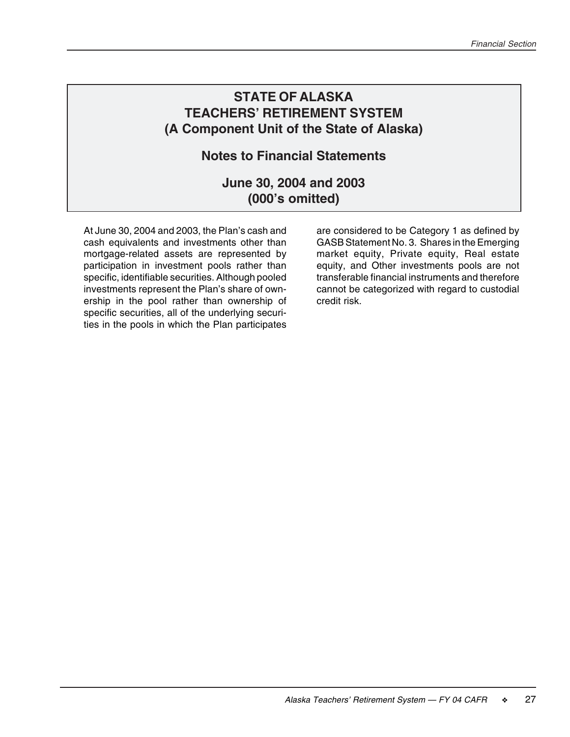# STATE OF ALASKA
# TEACHERS' RETIREMENT SYSTEM
# (A Component Unit of the State of Alaska)

## Notes to Financial Statements

## June 30, 2004 and 2003
## (000's omitted)

At June 30, 2004 and 2003, the Plan's cash and cash equivalents and investments other than mortgage-related assets are represented by participation in investment pools rather than specific, identifiable securities. Although pooled investments represent the Plan's share of ownership in the pool rather than ownership of specific securities, all of the underlying securities in the pools in which the Plan participates are considered to be Category 1 as defined by GASB Statement No. 3. Shares in the Emerging market equity, Private equity, Real estate equity, and Other investments pools are not transferable financial instruments and therefore cannot be categorized with regard to custodial credit risk.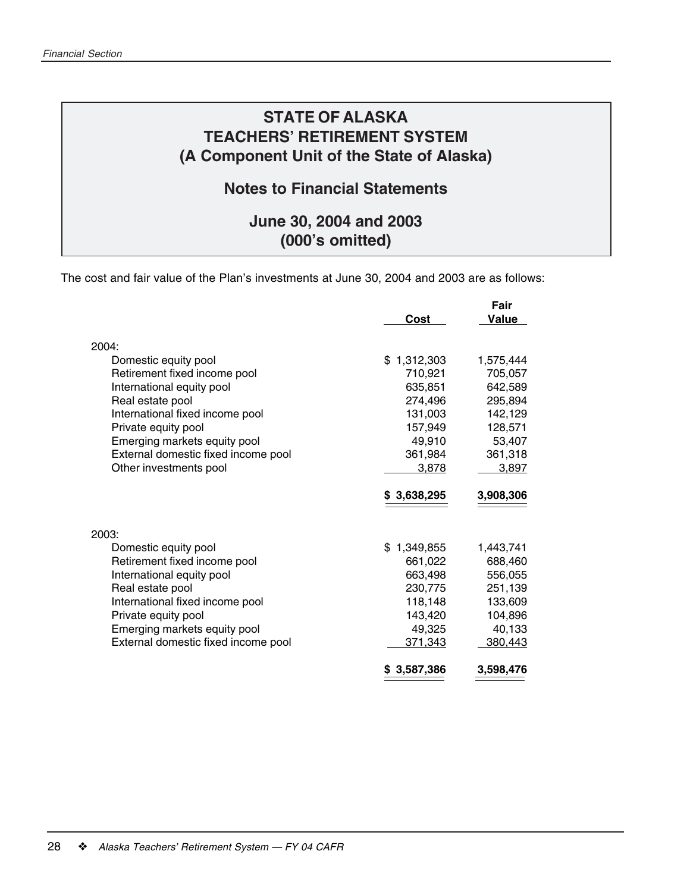# STATE OF ALASKA
# TEACHERS' RETIREMENT SYSTEM
# (A Component Unit of the State of Alaska)

## Notes to Financial Statements

## June 30, 2004 and 2003
## (000's omitted)

The cost and fair value of the Plan's investments at June 30, 2004 and 2003 are as follows:

| | Cost | Fair Value |
|---|---|---|
| 2004: | | |
| Domestic equity pool | $ 1,312,303 | 1,575,444 |
| Retirement fixed income pool | 710,921 | 705,057 |
| International equity pool | 635,851 | 642,589 |
| Real estate pool | 274,496 | 295,894 |
| International fixed income pool | 131,003 | 142,129 |
| Private equity pool | 157,949 | 128,571 |
| Emerging markets equity pool | 49,910 | 53,407 |
| External domestic fixed income pool | 361,984 | 361,318 |
| Other investments pool | 3,878 | 3,897 |
| | **$ 3,638,295** | **3,908,306** |
| 2003: | | |
| Domestic equity pool | $ 1,349,855 | 1,443,741 |
| Retirement fixed income pool | 661,022 | 688,460 |
| International equity pool | 663,498 | 556,055 |
| Real estate pool | 230,775 | 251,139 |
| International fixed income pool | 118,148 | 133,609 |
| Private equity pool | 143,420 | 104,896 |
| Emerging markets equity pool | 49,325 | 40,133 |
| External domestic fixed income pool | 371,343 | 380,443 |
| | **$ 3,587,386** | **3,598,476** |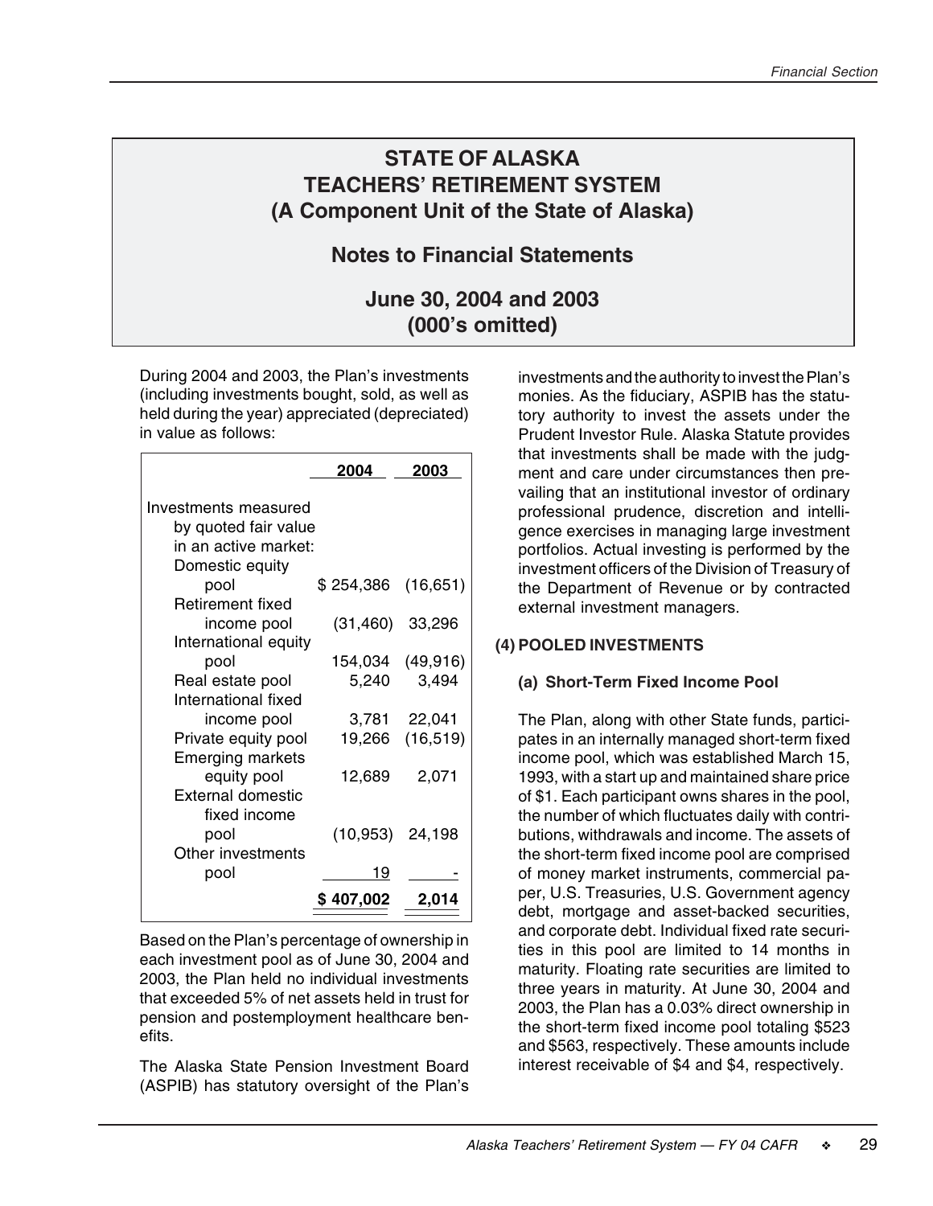# STATE OF ALASKA
# TEACHERS' RETIREMENT SYSTEM
# (A Component Unit of the State of Alaska)

## Notes to Financial Statements

## June 30, 2004 and 2003
## (000's omitted)

During 2004 and 2003, the Plan's investments (including investments bought, sold, as well as held during the year) appreciated (depreciated) in value as follows:

| | 2004 | 2003 |
|---|---|---|
| Investments measured by quoted fair value in an active market: | | |
| Domestic equity pool | $ 254,386 | (16,651) |
| Retirement fixed income pool | (31,460) | 33,296 |
| International equity pool | 154,034 | (49,916) |
| Real estate pool | 5,240 | 3,494 |
| International fixed income pool | 3,781 | 22,041 |
| Private equity pool | 19,266 | (16,519) |
| Emerging markets equity pool | 12,689 | 2,071 |
| External domestic fixed income pool | (10,953) | 24,198 |
| Other investments pool | 19 | - |
| | $ 407,002 | 2,014 |

Based on the Plan's percentage of ownership in each investment pool as of June 30, 2004 and 2003, the Plan held no individual investments that exceeded 5% of net assets held in trust for pension and postemployment healthcare benefits.

The Alaska State Pension Investment Board (ASPIB) has statutory oversight of the Plan's investments and the authority to invest the Plan's monies. As the fiduciary, ASPIB has the statutory authority to invest the assets under the Prudent Investor Rule. Alaska Statute provides that investments shall be made with the judgment and care under circumstances then prevailing that an institutional investor of ordinary professional prudence, discretion and intelligence exercises in managing large investment portfolios. Actual investing is performed by the investment officers of the Division of Treasury of the Department of Revenue or by contracted external investment managers.

### (4) POOLED INVESTMENTS

#### (a) Short-Term Fixed Income Pool

The Plan, along with other State funds, participates in an internally managed short-term fixed income pool, which was established March 15, 1993, with a start up and maintained share price of $1. Each participant owns shares in the pool, the number of which fluctuates daily with contributions, withdrawals and income. The assets of the short-term fixed income pool are comprised of money market instruments, commercial paper, U.S. Treasuries, U.S. Government agency debt, mortgage and asset-backed securities, and corporate debt. Individual fixed rate securities in this pool are limited to 14 months in maturity. Floating rate securities are limited to three years in maturity. At June 30, 2004 and 2003, the Plan has a 0.03% direct ownership in the short-term fixed income pool totaling $523 and $563, respectively. These amounts include interest receivable of $4 and $4, respectively.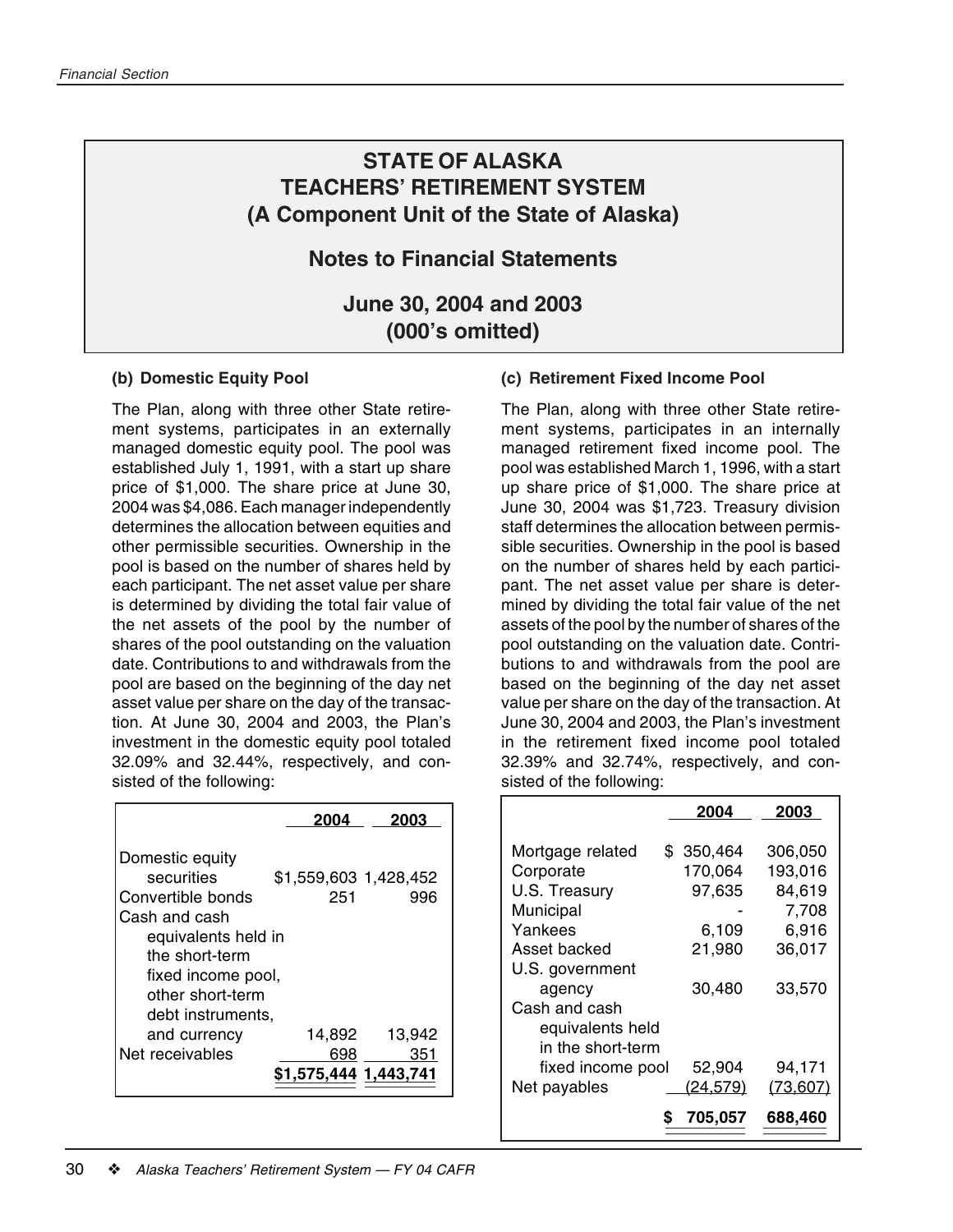# STATE OF ALASKA TEACHERS' RETIREMENT SYSTEM (A Component Unit of the State of Alaska)

## Notes to Financial Statements

## June 30, 2004 and 2003 (000's omitted)

**(b) Domestic Equity Pool**

The Plan, along with three other State retirement systems, participates in an externally managed domestic equity pool. The pool was established July 1, 1991, with a start up share price of $1,000. The share price at June 30, 2004 was $4,086. Each manager independently determines the allocation between equities and other permissible securities. Ownership in the pool is based on the number of shares held by each participant. The net asset value per share is determined by dividing the total fair value of the net assets of the pool by the number of shares of the pool outstanding on the valuation date. Contributions to and withdrawals from the pool are based on the beginning of the day net asset value per share on the day of the transaction. At June 30, 2004 and 2003, the Plan's investment in the domestic equity pool totaled 32.09% and 32.44%, respectively, and consisted of the following:

| | 2004 | 2003 |
|---|---|---|
| Domestic equity securities | $1,559,603 | 1,428,452 |
| Convertible bonds | 251 | 996 |
| Cash and cash equivalents held in the short-term fixed income pool, other short-term debt instruments, and currency | 14,892 | 13,942 |
| Net receivables | 698 | 351 |
| | $1,575,444 | 1,443,741 |

**(c) Retirement Fixed Income Pool**

The Plan, along with three other State retirement systems, participates in an internally managed retirement fixed income pool. The pool was established March 1, 1996, with a start up share price of $1,000. The share price at June 30, 2004 was $1,723. Treasury division staff determines the allocation between permissible securities. Ownership in the pool is based on the number of shares held by each participant. The net asset value per share is determined by dividing the total fair value of the net assets of the pool by the number of shares of the pool outstanding on the valuation date. Contributions to and withdrawals from the pool are based on the beginning of the day net asset value per share on the day of the transaction. At June 30, 2004 and 2003, the Plan's investment in the retirement fixed income pool totaled 32.39% and 32.74%, respectively, and consisted of the following:

| | 2004 | 2003 |
|---|---|---|
| Mortgage related | $ 350,464 | 306,050 |
| Corporate | 170,064 | 193,016 |
| U.S. Treasury | 97,635 | 84,619 |
| Municipal | - | 7,708 |
| Yankees | 6,109 | 6,916 |
| Asset backed | 21,980 | 36,017 |
| U.S. government agency | 30,480 | 33,570 |
| Cash and cash equivalents held in the short-term fixed income pool | 52,904 | 94,171 |
| Net payables | (24,579) | (73,607) |
| | $ 705,057 | 688,460 |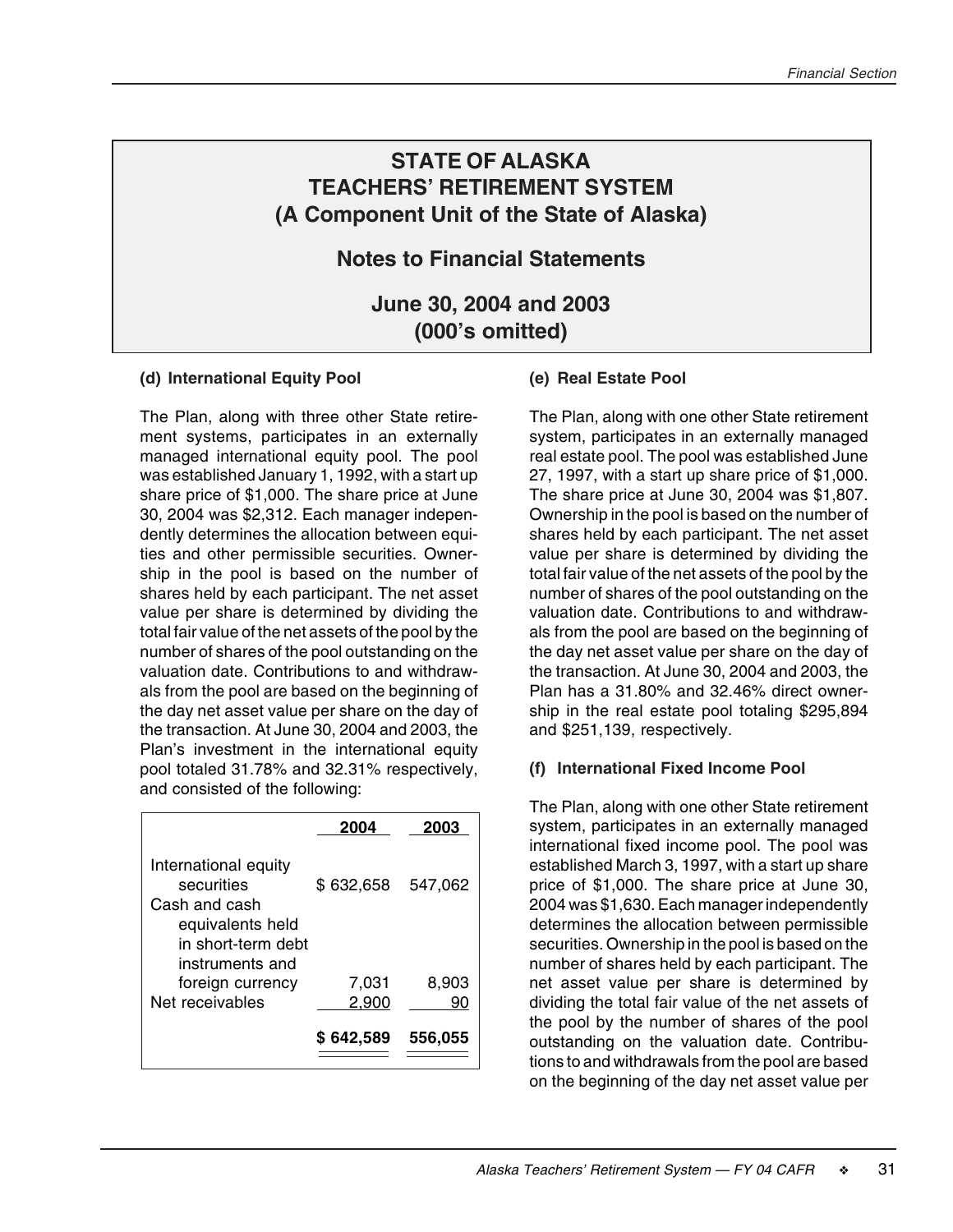# STATE OF ALASKA
# TEACHERS' RETIREMENT SYSTEM
# (A Component Unit of the State of Alaska)

## Notes to Financial Statements

## June 30, 2004 and 2003
## (000's omitted)

#### (d) International Equity Pool

The Plan, along with three other State retirement systems, participates in an externally managed international equity pool. The pool was established January 1, 1992, with a start up share price of $1,000. The share price at June 30, 2004 was $2,312. Each manager independently determines the allocation between equities and other permissible securities. Ownership in the pool is based on the number of shares held by each participant. The net asset value per share is determined by dividing the total fair value of the net assets of the pool by the number of shares of the pool outstanding on the valuation date. Contributions to and withdrawals from the pool are based on the beginning of the day net asset value per share on the day of the transaction. At June 30, 2004 and 2003, the Plan's investment in the international equity pool totaled 31.78% and 32.31% respectively, and consisted of the following:

| | 2004 | 2003 |
|---|---|---|
| International equity securities | $ 632,658 | 547,062 |
| Cash and cash equivalents held in short-term debt instruments and foreign currency | 7,031 | 8,903 |
| Net receivables | 2,900 | 90 |
| | **$ 642,589** | **556,055** |

#### (e) Real Estate Pool

The Plan, along with one other State retirement system, participates in an externally managed real estate pool. The pool was established June 27, 1997, with a start up share price of $1,000. The share price at June 30, 2004 was $1,807. Ownership in the pool is based on the number of shares held by each participant. The net asset value per share is determined by dividing the total fair value of the net assets of the pool by the number of shares of the pool outstanding on the valuation date. Contributions to and withdrawals from the pool are based on the beginning of the day net asset value per share on the day of the transaction. At June 30, 2004 and 2003, the Plan has a 31.80% and 32.46% direct ownership in the real estate pool totaling $295,894 and $251,139, respectively.

#### (f) International Fixed Income Pool

The Plan, along with one other State retirement system, participates in an externally managed international fixed income pool. The pool was established March 3, 1997, with a start up share price of $1,000. The share price at June 30, 2004 was $1,630. Each manager independently determines the allocation between permissible securities. Ownership in the pool is based on the number of shares held by each participant. The net asset value per share is determined by dividing the total fair value of the net assets of the pool by the number of shares of the pool outstanding on the valuation date. Contributions to and withdrawals from the pool are based on the beginning of the day net asset value per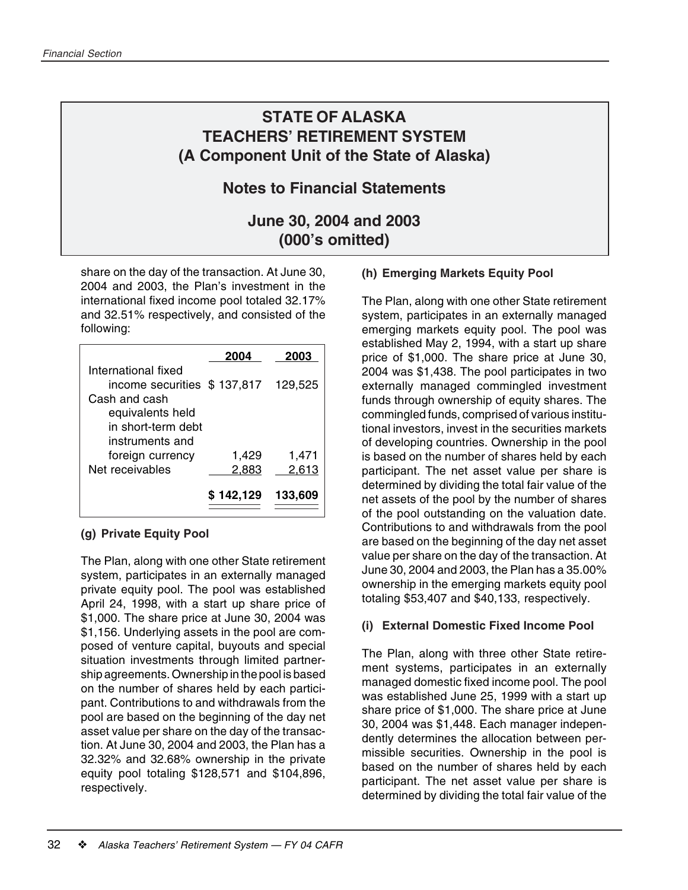# STATE OF ALASKA
# TEACHERS' RETIREMENT SYSTEM
# (A Component Unit of the State of Alaska)

## Notes to Financial Statements

## June 30, 2004 and 2003
## (000's omitted)

share on the day of the transaction. At June 30, 2004 and 2003, the Plan's investment in the international fixed income pool totaled 32.17% and 32.51% respectively, and consisted of the following:

| | 2004 | 2003 |
|---|---|---|
| International fixed income securities | $ 137,817 | 129,525 |
| Cash and cash equivalents held in short-term debt instruments and foreign currency | 1,429 | 1,471 |
| Net receivables | 2,883 | 2,613 |
| | $ 142,129 | 133,609 |

### (g) Private Equity Pool

The Plan, along with one other State retirement system, participates in an externally managed private equity pool. The pool was established April 24, 1998, with a start up share price of $1,000. The share price at June 30, 2004 was $1,156. Underlying assets in the pool are composed of venture capital, buyouts and special situation investments through limited partnership agreements. Ownership in the pool is based on the number of shares held by each participant. Contributions to and withdrawals from the pool are based on the beginning of the day net asset value per share on the day of the transaction. At June 30, 2004 and 2003, the Plan has a 32.32% and 32.68% ownership in the private equity pool totaling $128,571 and $104,896, respectively.

### (h) Emerging Markets Equity Pool

The Plan, along with one other State retirement system, participates in an externally managed emerging markets equity pool. The pool was established May 2, 1994, with a start up share price of $1,000. The share price at June 30, 2004 was $1,438. The pool participates in two externally managed commingled investment funds through ownership of equity shares. The commingled funds, comprised of various institutional investors, invest in the securities markets of developing countries. Ownership in the pool is based on the number of shares held by each participant. The net asset value per share is determined by dividing the total fair value of the net assets of the pool by the number of shares of the pool outstanding on the valuation date. Contributions to and withdrawals from the pool are based on the beginning of the day net asset value per share on the day of the transaction. At June 30, 2004 and 2003, the Plan has a 35.00% ownership in the emerging markets equity pool totaling $53,407 and $40,133, respectively.

### (i) External Domestic Fixed Income Pool

The Plan, along with three other State retirement systems, participates in an externally managed domestic fixed income pool. The pool was established June 25, 1999 with a start up share price of $1,000. The share price at June 30, 2004 was $1,448. Each manager independently determines the allocation between permissible securities. Ownership in the pool is based on the number of shares held by each participant. The net asset value per share is determined by dividing the total fair value of the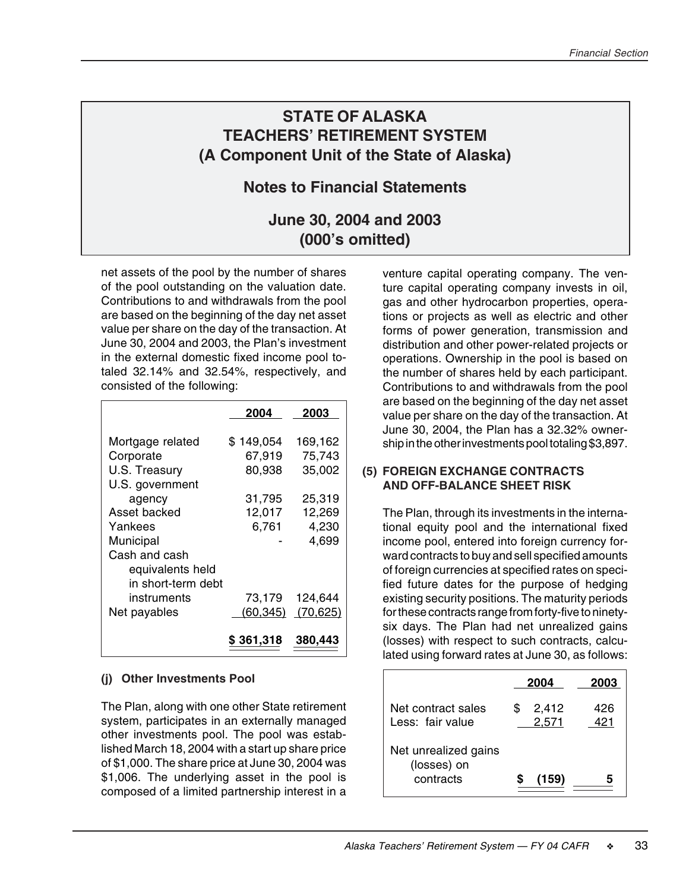# STATE OF ALASKA
# TEACHERS' RETIREMENT SYSTEM
# (A Component Unit of the State of Alaska)

## Notes to Financial Statements

## June 30, 2004 and 2003
## (000's omitted)

net assets of the pool by the number of shares of the pool outstanding on the valuation date. Contributions to and withdrawals from the pool are based on the beginning of the day net asset value per share on the day of the transaction. At June 30, 2004 and 2003, the Plan's investment in the external domestic fixed income pool totaled 32.14% and 32.54%, respectively, and consisted of the following:

| | 2004 | 2003 |
|---|---|---|
| Mortgage related | $ 149,054 | 169,162 |
| Corporate | 67,919 | 75,743 |
| U.S. Treasury | 80,938 | 35,002 |
| U.S. government agency | 31,795 | 25,319 |
| Asset backed | 12,017 | 12,269 |
| Yankees | 6,761 | 4,230 |
| Municipal | - | 4,699 |
| Cash and cash equivalents held in short-term debt instruments | 73,179 | 124,644 |
| Net payables | (60,345) | (70,625) |
| | $ 361,318 | 380,443 |

### (j) Other Investments Pool

The Plan, along with one other State retirement system, participates in an externally managed other investments pool. The pool was established March 18, 2004 with a start up share price of $1,000. The share price at June 30, 2004 was $1,006. The underlying asset in the pool is composed of a limited partnership interest in a venture capital operating company. The venture capital operating company invests in oil, gas and other hydrocarbon properties, operations or projects as well as electric and other forms of power generation, transmission and distribution and other power-related projects or operations. Ownership in the pool is based on the number of shares held by each participant. Contributions to and withdrawals from the pool are based on the beginning of the day net asset value per share on the day of the transaction. At June 30, 2004, the Plan has a 32.32% ownership in the other investments pool totaling $3,897.

## (5) FOREIGN EXCHANGE CONTRACTS AND OFF-BALANCE SHEET RISK

The Plan, through its investments in the international equity pool and the international fixed income pool, entered into foreign currency forward contracts to buy and sell specified amounts of foreign currencies at specified rates on specified future dates for the purpose of hedging existing security positions. The maturity periods for these contracts range from forty-five to ninety-six days. The Plan had net unrealized gains (losses) with respect to such contracts, calculated using forward rates at June 30, as follows:

| | 2004 | 2003 |
|---|---|---|
| Net contract sales | $ 2,412 | 426 |
| Less: fair value | 2,571 | 421 |
| Net unrealized gains (losses) on contracts | $ (159) | 5 |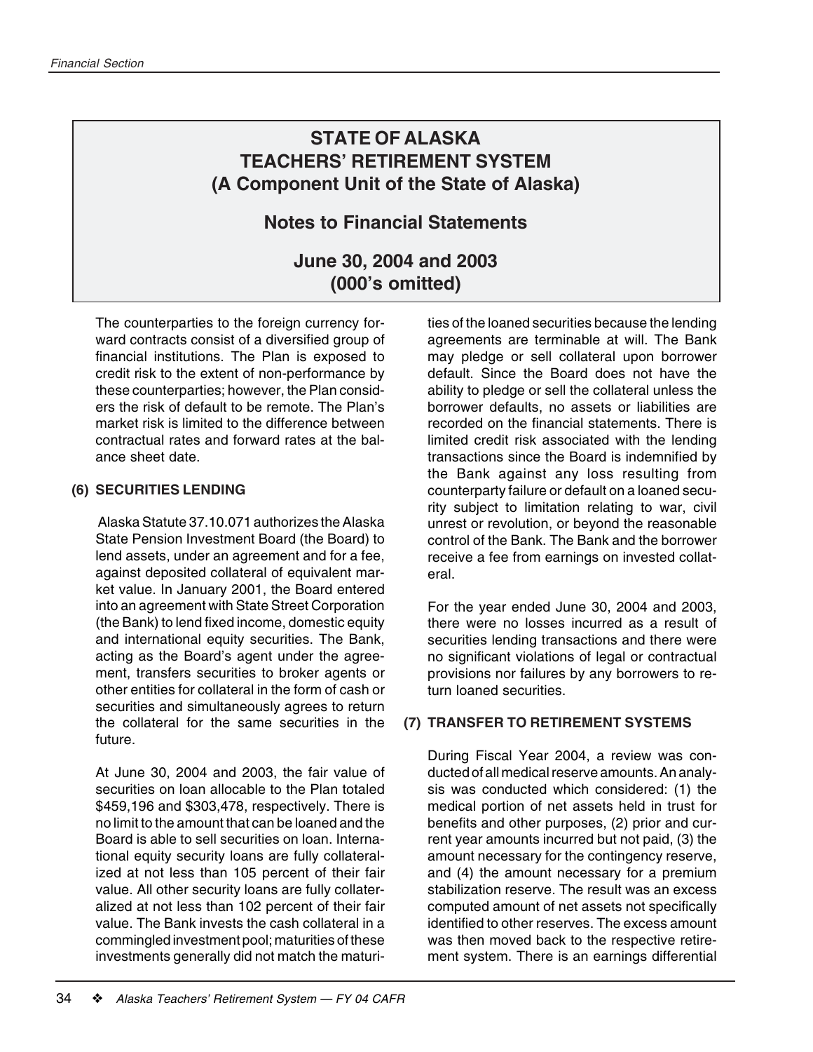# STATE OF ALASKA
# TEACHERS' RETIREMENT SYSTEM
# (A Component Unit of the State of Alaska)

## Notes to Financial Statements

## June 30, 2004 and 2003
## (000's omitted)

The counterparties to the foreign currency forward contracts consist of a diversified group of financial institutions. The Plan is exposed to credit risk to the extent of non-performance by these counterparties; however, the Plan considers the risk of default to be remote. The Plan's market risk is limited to the difference between contractual rates and forward rates at the balance sheet date.

### (6) SECURITIES LENDING

Alaska Statute 37.10.071 authorizes the Alaska State Pension Investment Board (the Board) to lend assets, under an agreement and for a fee, against deposited collateral of equivalent market value. In January 2001, the Board entered into an agreement with State Street Corporation (the Bank) to lend fixed income, domestic equity and international equity securities. The Bank, acting as the Board's agent under the agreement, transfers securities to broker agents or other entities for collateral in the form of cash or securities and simultaneously agrees to return the collateral for the same securities in the future.

At June 30, 2004 and 2003, the fair value of securities on loan allocable to the Plan totaled $459,196 and $303,478, respectively. There is no limit to the amount that can be loaned and the Board is able to sell securities on loan. International equity security loans are fully collateralized at not less than 105 percent of their fair value. All other security loans are fully collateralized at not less than 102 percent of their fair value. The Bank invests the cash collateral in a commingled investment pool; maturities of these investments generally did not match the maturities of the loaned securities because the lending agreements are terminable at will. The Bank may pledge or sell collateral upon borrower default. Since the Board does not have the ability to pledge or sell the collateral unless the borrower defaults, no assets or liabilities are recorded on the financial statements. There is limited credit risk associated with the lending transactions since the Board is indemnified by the Bank against any loss resulting from counterparty failure or default on a loaned security subject to limitation relating to war, civil unrest or revolution, or beyond the reasonable control of the Bank. The Bank and the borrower receive a fee from earnings on invested collateral.

For the year ended June 30, 2004 and 2003, there were no losses incurred as a result of securities lending transactions and there were no significant violations of legal or contractual provisions nor failures by any borrowers to return loaned securities.

### (7) TRANSFER TO RETIREMENT SYSTEMS

During Fiscal Year 2004, a review was conducted of all medical reserve amounts. An analysis was conducted which considered: (1) the medical portion of net assets held in trust for benefits and other purposes, (2) prior and current year amounts incurred but not paid, (3) the amount necessary for the contingency reserve, and (4) the amount necessary for a premium stabilization reserve. The result was an excess computed amount of net assets not specifically identified to other reserves. The excess amount was then moved back to the respective retirement system. There is an earnings differential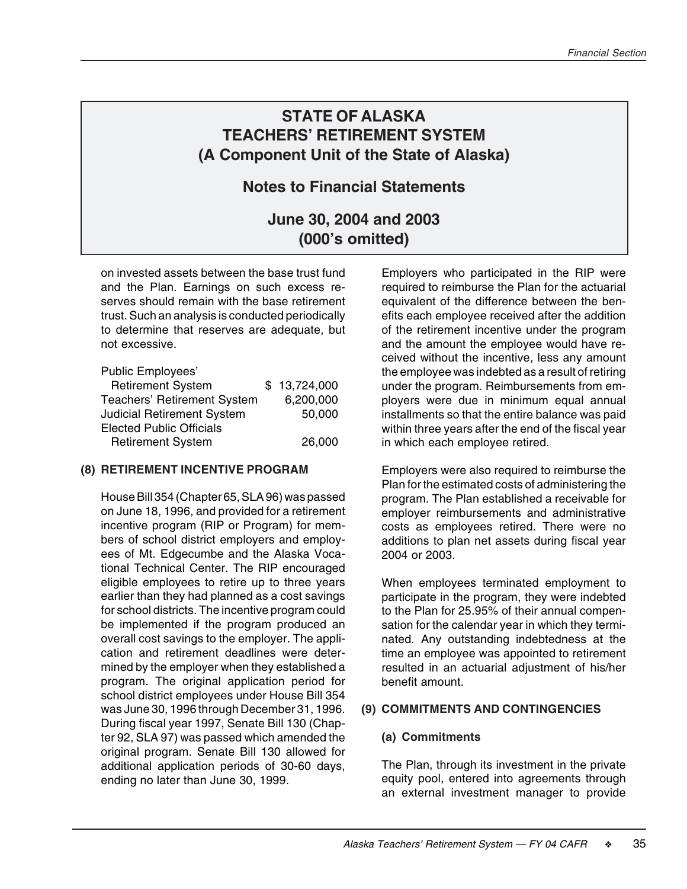# STATE OF ALASKA
# TEACHERS' RETIREMENT SYSTEM
# (A Component Unit of the State of Alaska)

## Notes to Financial Statements

## June 30, 2004 and 2003
## (000's omitted)

on invested assets between the base trust fund and the Plan. Earnings on such excess reserves should remain with the base retirement trust. Such an analysis is conducted periodically to determine that reserves are adequate, but not excessive.

| | |
|---|---|
| Public Employees' Retirement System | $ 13,724,000 |
| Teachers' Retirement System | 6,200,000 |
| Judicial Retirement System | 50,000 |
| Elected Public Officials Retirement System | 26,000 |

### (8) RETIREMENT INCENTIVE PROGRAM

House Bill 354 (Chapter 65, SLA 96) was passed on June 18, 1996, and provided for a retirement incentive program (RIP or Program) for members of school district employers and employees of Mt. Edgecumbe and the Alaska Vocational Technical Center. The RIP encouraged eligible employees to retire up to three years earlier than they had planned as a cost savings for school districts. The incentive program could be implemented if the program produced an overall cost savings to the employer. The application and retirement deadlines were determined by the employer when they established a program. The original application period for school district employees under House Bill 354 was June 30, 1996 through December 31, 1996. During fiscal year 1997, Senate Bill 130 (Chapter 92, SLA 97) was passed which amended the original program. Senate Bill 130 allowed for additional application periods of 30-60 days, ending no later than June 30, 1999.

Employers who participated in the RIP were required to reimburse the Plan for the actuarial equivalent of the difference between the benefits each employee received after the addition of the retirement incentive under the program and the amount the employee would have received without the incentive, less any amount the employee was indebted as a result of retiring under the program. Reimbursements from employers were due in minimum equal annual installments so that the entire balance was paid within three years after the end of the fiscal year in which each employee retired.

Employers were also required to reimburse the Plan for the estimated costs of administering the program. The Plan established a receivable for employer reimbursements and administrative costs as employees retired. There were no additions to plan net assets during fiscal year 2004 or 2003.

When employees terminated employment to participate in the program, they were indebted to the Plan for 25.95% of their annual compensation for the calendar year in which they terminated. Any outstanding indebtedness at the time an employee was appointed to retirement resulted in an actuarial adjustment of his/her benefit amount.

### (9) COMMITMENTS AND CONTINGENCIES

#### (a) Commitments

The Plan, through its investment in the private equity pool, entered into agreements through an external investment manager to provide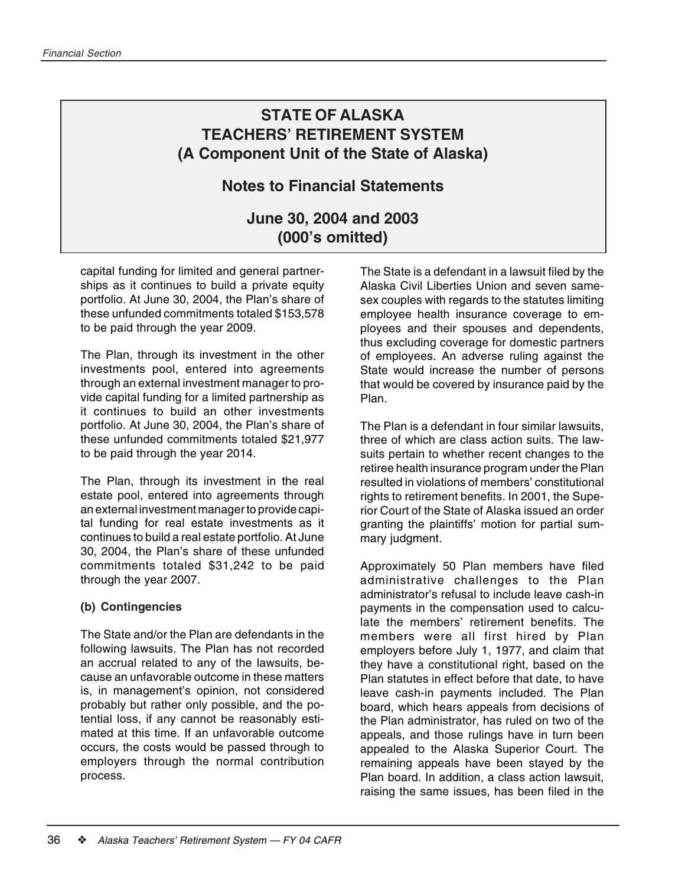# STATE OF ALASKA
# TEACHERS' RETIREMENT SYSTEM
# (A Component Unit of the State of Alaska)

## Notes to Financial Statements

## June 30, 2004 and 2003
## (000's omitted)

capital funding for limited and general partnerships as it continues to build a private equity portfolio. At June 30, 2004, the Plan's share of these unfunded commitments totaled $153,578 to be paid through the year 2009.

The Plan, through its investment in the other investments pool, entered into agreements through an external investment manager to provide capital funding for a limited partnership as it continues to build an other investments portfolio. At June 30, 2004, the Plan's share of these unfunded commitments totaled $21,977 to be paid through the year 2014.

The Plan, through its investment in the real estate pool, entered into agreements through an external investment manager to provide capital funding for real estate investments as it continues to build a real estate portfolio. At June 30, 2004, the Plan's share of these unfunded commitments totaled $31,242 to be paid through the year 2007.

**(b) Contingencies**

The State and/or the Plan are defendants in the following lawsuits. The Plan has not recorded an accrual related to any of the lawsuits, because an unfavorable outcome in these matters is, in management's opinion, not considered probably but rather only possible, and the potential loss, if any cannot be reasonably estimated at this time. If an unfavorable outcome occurs, the costs would be passed through to employers through the normal contribution process.

The State is a defendant in a lawsuit filed by the Alaska Civil Liberties Union and seven same-sex couples with regards to the statutes limiting employee health insurance coverage to employees and their spouses and dependents, thus excluding coverage for domestic partners of employees. An adverse ruling against the State would increase the number of persons that would be covered by insurance paid by the Plan.

The Plan is a defendant in four similar lawsuits, three of which are class action suits. The lawsuits pertain to whether recent changes to the retiree health insurance program under the Plan resulted in violations of members' constitutional rights to retirement benefits. In 2001, the Superior Court of the State of Alaska issued an order granting the plaintiffs' motion for partial summary judgment.

Approximately 50 Plan members have filed administrative challenges to the Plan administrator's refusal to include leave cash-in payments in the compensation used to calculate the members' retirement benefits. The members were all first hired by Plan employers before July 1, 1977, and claim that they have a constitutional right, based on the Plan statutes in effect before that date, to have leave cash-in payments included. The Plan board, which hears appeals from decisions of the Plan administrator, has ruled on two of the appeals, and those rulings have in turn been appealed to the Alaska Superior Court. The remaining appeals have been stayed by the Plan board. In addition, a class action lawsuit, raising the same issues, has been filed in the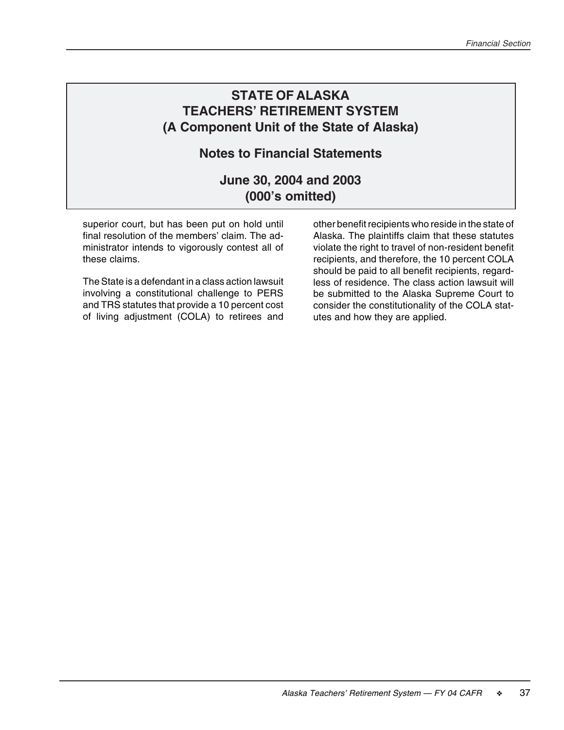# STATE OF ALASKA
# TEACHERS' RETIREMENT SYSTEM
# (A Component Unit of the State of Alaska)

## Notes to Financial Statements

## June 30, 2004 and 2003
## (000's omitted)

superior court, but has been put on hold until final resolution of the members' claim. The administrator intends to vigorously contest all of these claims.

The State is a defendant in a class action lawsuit involving a constitutional challenge to PERS and TRS statutes that provide a 10 percent cost of living adjustment (COLA) to retirees and other benefit recipients who reside in the state of Alaska. The plaintiffs claim that these statutes violate the right to travel of non-resident benefit recipients, and therefore, the 10 percent COLA should be paid to all benefit recipients, regardless of residence. The class action lawsuit will be submitted to the Alaska Supreme Court to consider the constitutionality of the COLA statutes and how they are applied.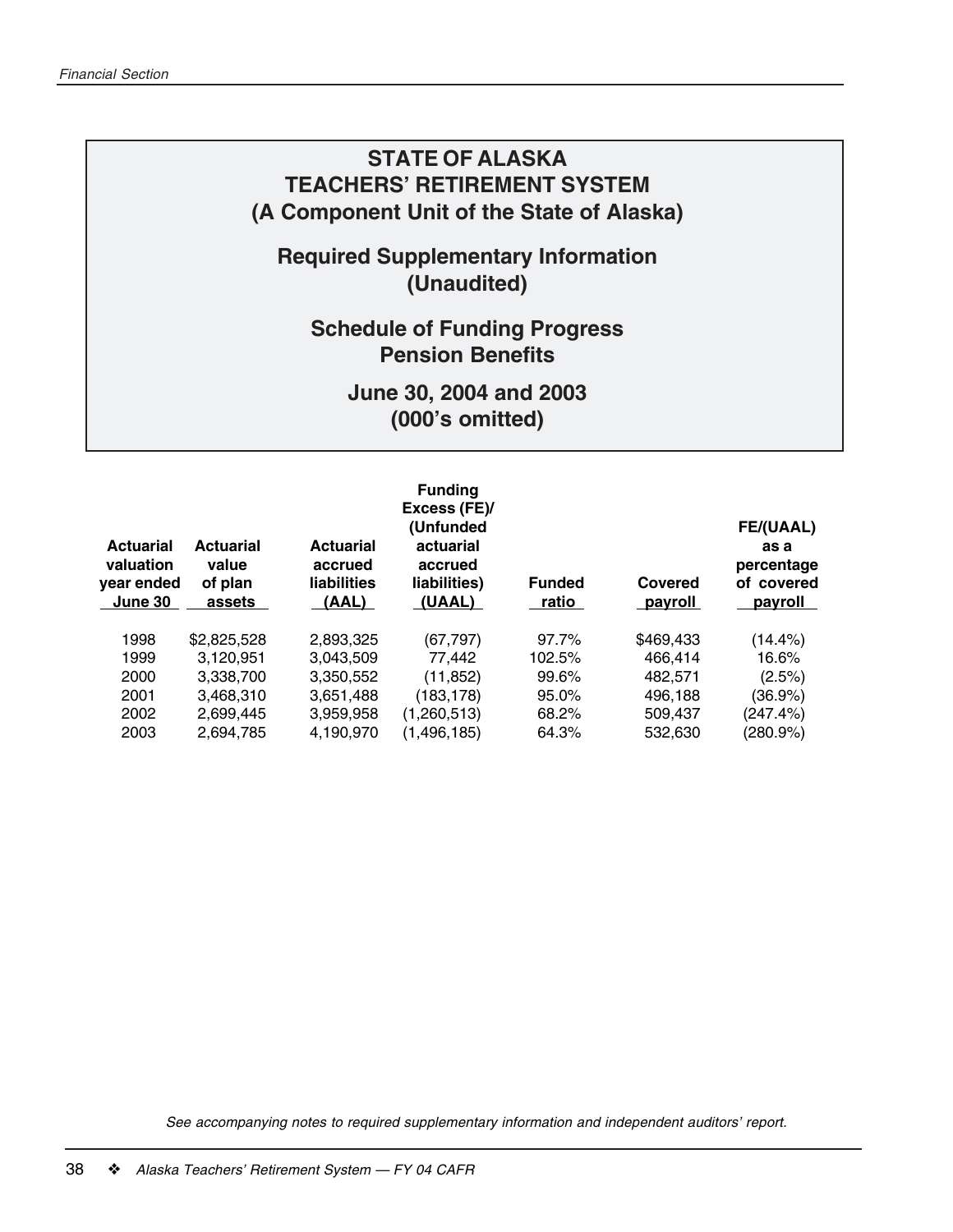# STATE OF ALASKA
# TEACHERS' RETIREMENT SYSTEM
## (A Component Unit of the State of Alaska)

## Required Supplementary Information (Unaudited)

## Schedule of Funding Progress
## Pension Benefits

## June 30, 2004 and 2003
## (000's omitted)

| Actuarial valuation year ended June 30 | Actuarial value of plan assets | Actuarial accrued liabilities (AAL) | Funding Excess (FE)/ (Unfunded actuarial accrued liabilities) (UAAL) | Funded ratio | Covered payroll | FE/(UAAL) as a percentage of covered payroll |
|---|---|---|---|---|---|---|
| 1998 | $2,825,528 | 2,893,325 | (67,797) | 97.7% | $469,433 | (14.4%) |
| 1999 | 3,120,951 | 3,043,509 | 77,442 | 102.5% | 466,414 | 16.6% |
| 2000 | 3,338,700 | 3,350,552 | (11,852) | 99.6% | 482,571 | (2.5%) |
| 2001 | 3,468,310 | 3,651,488 | (183,178) | 95.0% | 496,188 | (36.9%) |
| 2002 | 2,699,445 | 3,959,958 | (1,260,513) | 68.2% | 509,437 | (247.4%) |
| 2003 | 2,694,785 | 4,190,970 | (1,496,185) | 64.3% | 532,630 | (280.9%) |

*See accompanying notes to required supplementary information and independent auditors' report.*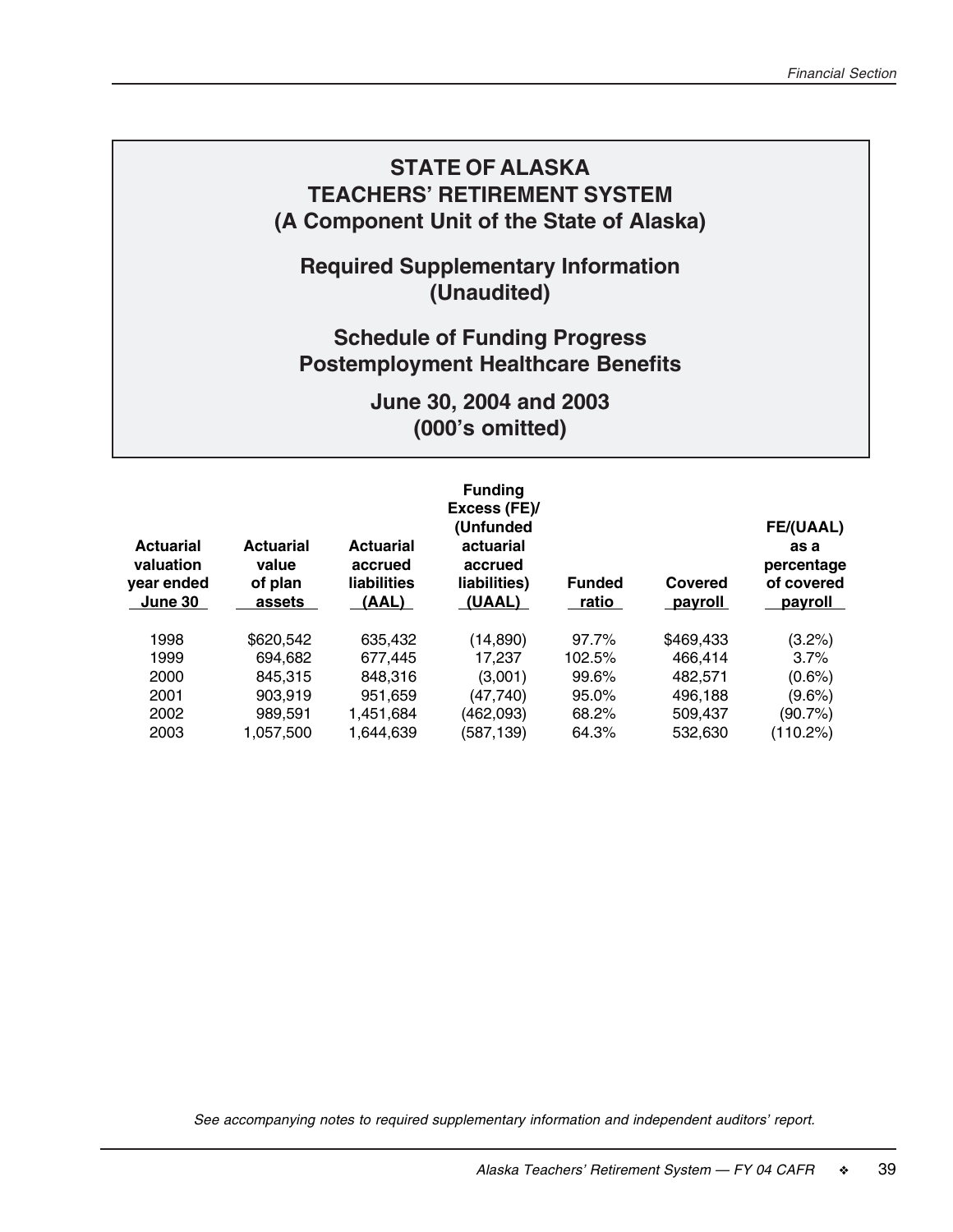# STATE OF ALASKA
# TEACHERS' RETIREMENT SYSTEM
# (A Component Unit of the State of Alaska)

## Required Supplementary Information (Unaudited)

## Schedule of Funding Progress Postemployment Healthcare Benefits

## June 30, 2004 and 2003 (000's omitted)

| Actuarial valuation year ended June 30 | Actuarial value of plan assets | Actuarial accrued liabilities (AAL) | Funding Excess (FE)/ (Unfunded actuarial accrued liabilities) (UAAL) | Funded ratio | Covered payroll | FE/(UAAL) as a percentage of covered payroll |
|---|---|---|---|---|---|---|
| 1998 | $620,542 | 635,432 | (14,890) | 97.7% | $469,433 | (3.2%) |
| 1999 | 694,682 | 677,445 | 17,237 | 102.5% | 466,414 | 3.7% |
| 2000 | 845,315 | 848,316 | (3,001) | 99.6% | 482,571 | (0.6%) |
| 2001 | 903,919 | 951,659 | (47,740) | 95.0% | 496,188 | (9.6%) |
| 2002 | 989,591 | 1,451,684 | (462,093) | 68.2% | 509,437 | (90.7%) |
| 2003 | 1,057,500 | 1,644,639 | (587,139) | 64.3% | 532,630 | (110.2%) |

*See accompanying notes to required supplementary information and independent auditors' report.*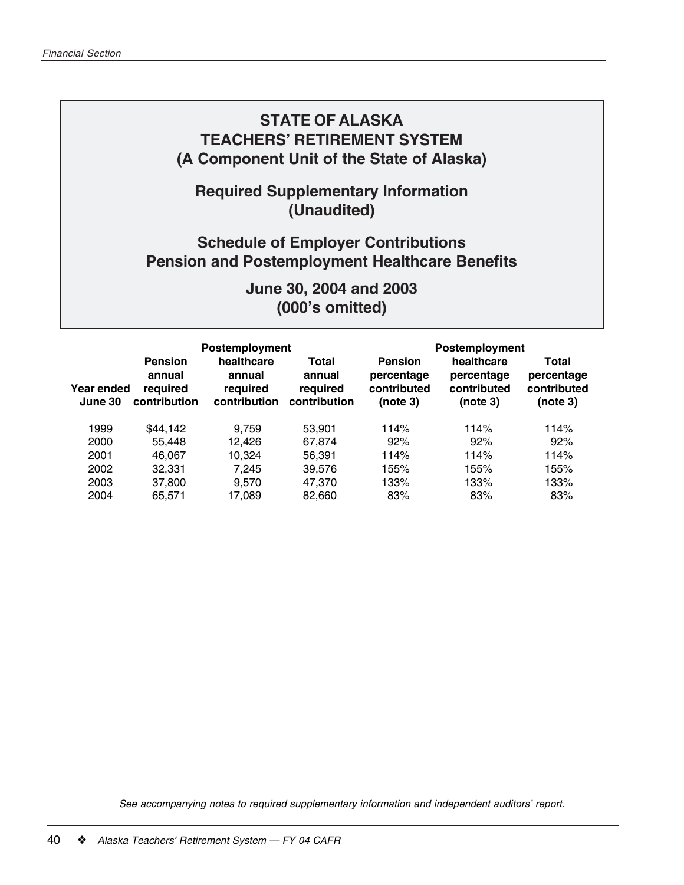# STATE OF ALASKA
# TEACHERS' RETIREMENT SYSTEM
# (A Component Unit of the State of Alaska)

## Required Supplementary Information (Unaudited)

## Schedule of Employer Contributions Pension and Postemployment Healthcare Benefits

## June 30, 2004 and 2003 (000's omitted)

| Year ended June 30 | Pension annual required contribution | Postemployment healthcare annual required contribution | Total annual required contribution | Pension percentage contributed (note 3) | Postemployment healthcare percentage contributed (note 3) | Total percentage contributed (note 3) |
|---|---|---|---|---|---|---|
| 1999 | $44,142 | 9,759 | 53,901 | 114% | 114% | 114% |
| 2000 | 55,448 | 12,426 | 67,874 | 92% | 92% | 92% |
| 2001 | 46,067 | 10,324 | 56,391 | 114% | 114% | 114% |
| 2002 | 32,331 | 7,245 | 39,576 | 155% | 155% | 155% |
| 2003 | 37,800 | 9,570 | 47,370 | 133% | 133% | 133% |
| 2004 | 65,571 | 17,089 | 82,660 | 83% | 83% | 83% |

*See accompanying notes to required supplementary information and independent auditors' report.*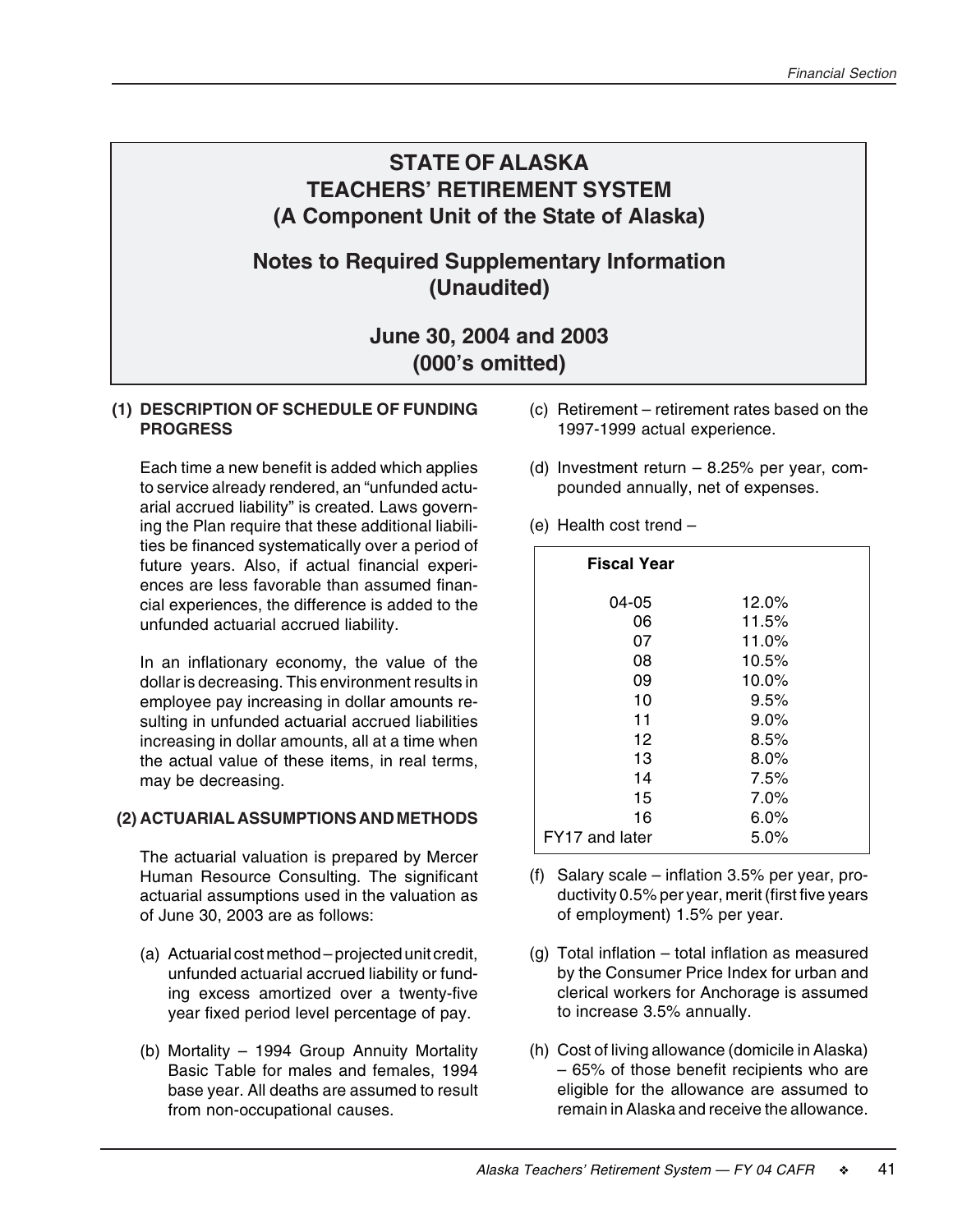# STATE OF ALASKA
# TEACHERS' RETIREMENT SYSTEM
# (A Component Unit of the State of Alaska)

## Notes to Required Supplementary Information (Unaudited)

## June 30, 2004 and 2003 (000's omitted)

### (1) DESCRIPTION OF SCHEDULE OF FUNDING PROGRESS

Each time a new benefit is added which applies to service already rendered, an "unfunded actuarial accrued liability" is created. Laws governing the Plan require that these additional liabilities be financed systematically over a period of future years. Also, if actual financial experiences are less favorable than assumed financial experiences, the difference is added to the unfunded actuarial accrued liability.

In an inflationary economy, the value of the dollar is decreasing. This environment results in employee pay increasing in dollar amounts resulting in unfunded actuarial accrued liabilities increasing in dollar amounts, all at a time when the actual value of these items, in real terms, may be decreasing.

### (2) ACTUARIAL ASSUMPTIONS AND METHODS

The actuarial valuation is prepared by Mercer Human Resource Consulting. The significant actuarial assumptions used in the valuation as of June 30, 2003 are as follows:

(a) Actuarial cost method – projected unit credit, unfunded actuarial accrued liability or funding excess amortized over a twenty-five year fixed period level percentage of pay.

(b) Mortality – 1994 Group Annuity Mortality Basic Table for males and females, 1994 base year. All deaths are assumed to result from non-occupational causes.

(c) Retirement – retirement rates based on the 1997-1999 actual experience.

(d) Investment return – 8.25% per year, compounded annually, net of expenses.

(e) Health cost trend –

| Fiscal Year | |
|---|---|
| 04-05 | 12.0% |
| 06 | 11.5% |
| 07 | 11.0% |
| 08 | 10.5% |
| 09 | 10.0% |
| 10 | 9.5% |
| 11 | 9.0% |
| 12 | 8.5% |
| 13 | 8.0% |
| 14 | 7.5% |
| 15 | 7.0% |
| 16 | 6.0% |
| FY17 and later | 5.0% |

(f) Salary scale – inflation 3.5% per year, productivity 0.5% per year, merit (first five years of employment) 1.5% per year.

(g) Total inflation – total inflation as measured by the Consumer Price Index for urban and clerical workers for Anchorage is assumed to increase 3.5% annually.

(h) Cost of living allowance (domicile in Alaska) – 65% of those benefit recipients who are eligible for the allowance are assumed to remain in Alaska and receive the allowance.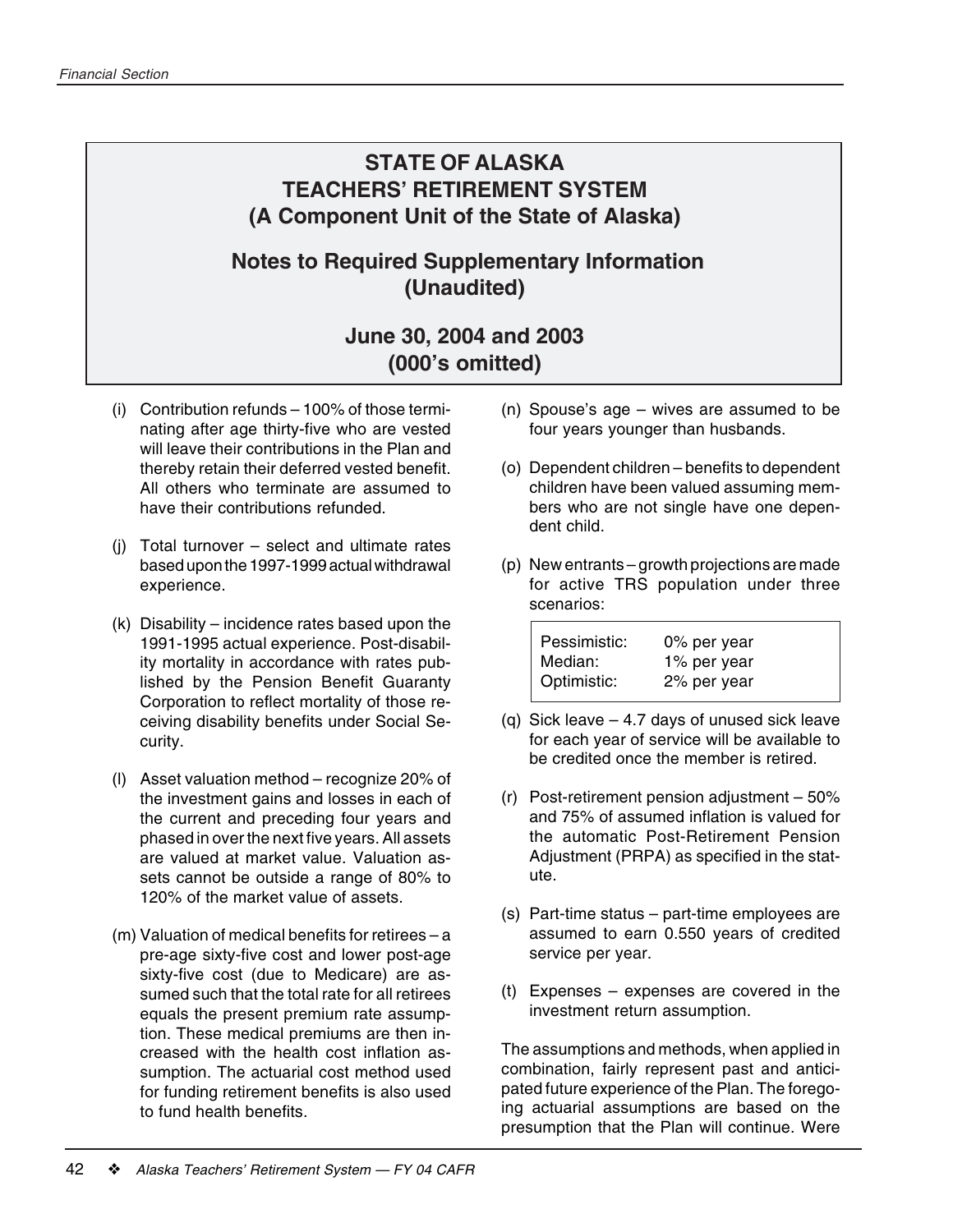# STATE OF ALASKA
# TEACHERS' RETIREMENT SYSTEM
# (A Component Unit of the State of Alaska)

## Notes to Required Supplementary Information (Unaudited)

## June 30, 2004 and 2003 (000's omitted)

(i) Contribution refunds – 100% of those terminating after age thirty-five who are vested will leave their contributions in the Plan and thereby retain their deferred vested benefit. All others who terminate are assumed to have their contributions refunded.

(j) Total turnover – select and ultimate rates based upon the 1997-1999 actual withdrawal experience.

(k) Disability – incidence rates based upon the 1991-1995 actual experience. Post-disability mortality in accordance with rates published by the Pension Benefit Guaranty Corporation to reflect mortality of those receiving disability benefits under Social Security.

(l) Asset valuation method – recognize 20% of the investment gains and losses in each of the current and preceding four years and phased in over the next five years. All assets are valued at market value. Valuation assets cannot be outside a range of 80% to 120% of the market value of assets.

(m) Valuation of medical benefits for retirees – a pre-age sixty-five cost and lower post-age sixty-five cost (due to Medicare) are assumed such that the total rate for all retirees equals the present premium rate assumption. These medical premiums are then increased with the health cost inflation assumption. The actuarial cost method used for funding retirement benefits is also used to fund health benefits.

(n) Spouse's age – wives are assumed to be four years younger than husbands.

(o) Dependent children – benefits to dependent children have been valued assuming members who are not single have one dependent child.

(p) New entrants – growth projections are made for active TRS population under three scenarios:

| | |
|---|---|
| Pessimistic: | 0% per year |
| Median: | 1% per year |
| Optimistic: | 2% per year |

(q) Sick leave – 4.7 days of unused sick leave for each year of service will be available to be credited once the member is retired.

(r) Post-retirement pension adjustment – 50% and 75% of assumed inflation is valued for the automatic Post-Retirement Pension Adjustment (PRPA) as specified in the statute.

(s) Part-time status – part-time employees are assumed to earn 0.550 years of credited service per year.

(t) Expenses – expenses are covered in the investment return assumption.

The assumptions and methods, when applied in combination, fairly represent past and anticipated future experience of the Plan. The foregoing actuarial assumptions are based on the presumption that the Plan will continue. Were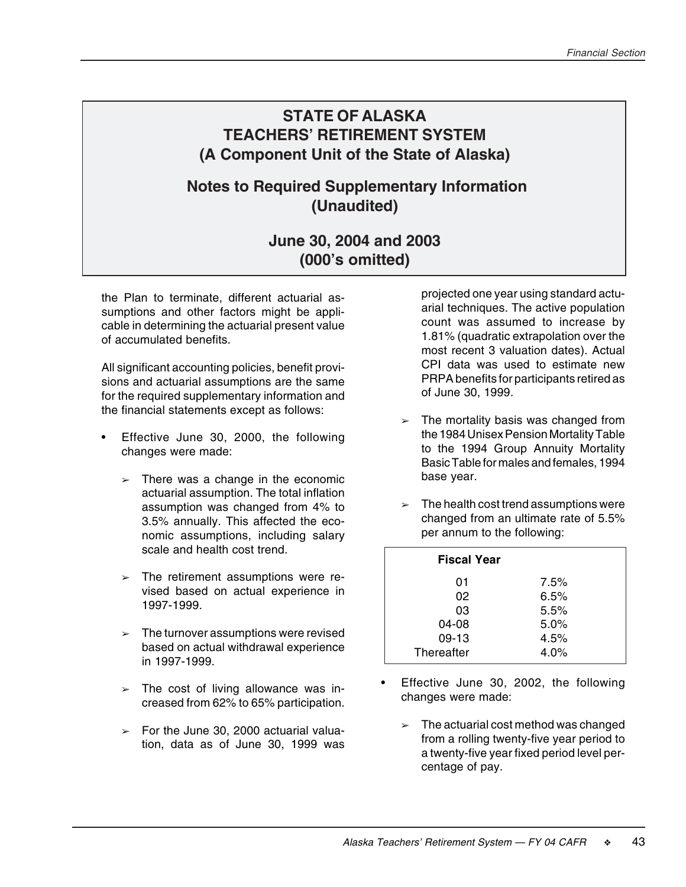# STATE OF ALASKA
# TEACHERS' RETIREMENT SYSTEM
# (A Component Unit of the State of Alaska)

## Notes to Required Supplementary Information (Unaudited)

### June 30, 2004 and 2003 (000's omitted)

the Plan to terminate, different actuarial assumptions and other factors might be applicable in determining the actuarial present value of accumulated benefits.

All significant accounting policies, benefit provisions and actuarial assumptions are the same for the required supplementary information and the financial statements except as follows:

- Effective June 30, 2000, the following changes were made:
  - There was a change in the economic actuarial assumption. The total inflation assumption was changed from 4% to 3.5% annually. This affected the economic assumptions, including salary scale and health cost trend.
  - The retirement assumptions were revised based on actual experience in 1997-1999.
  - The turnover assumptions were revised based on actual withdrawal experience in 1997-1999.
  - The cost of living allowance was increased from 62% to 65% participation.
  - For the June 30, 2000 actuarial valuation, data as of June 30, 1999 was projected one year using standard actuarial techniques. The active population count was assumed to increase by 1.81% (quadratic extrapolation over the most recent 3 valuation dates). Actual CPI data was used to estimate new PRPA benefits for participants retired as of June 30, 1999.
  - The mortality basis was changed from the 1984 Unisex Pension Mortality Table to the 1994 Group Annuity Mortality Basic Table for males and females, 1994 base year.
  - The health cost trend assumptions were changed from an ultimate rate of 5.5% per annum to the following:

| Fiscal Year | |
|---|---|
| 01 | 7.5% |
| 02 | 6.5% |
| 03 | 5.5% |
| 04-08 | 5.0% |
| 09-13 | 4.5% |
| Thereafter | 4.0% |

- Effective June 30, 2002, the following changes were made:
  - The actuarial cost method was changed from a rolling twenty-five year period to a twenty-five year fixed period level percentage of pay.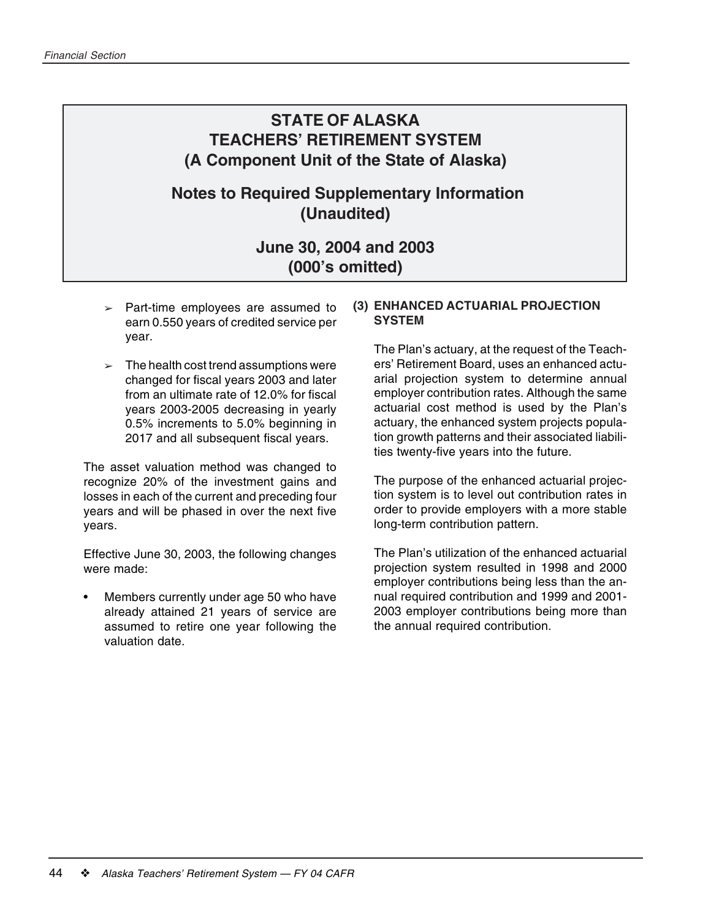# STATE OF ALASKA
# TEACHERS' RETIREMENT SYSTEM
# (A Component Unit of the State of Alaska)

## Notes to Required Supplementary Information (Unaudited)

## June 30, 2004 and 2003 (000's omitted)

- Part-time employees are assumed to earn 0.550 years of credited service per year.
- The health cost trend assumptions were changed for fiscal years 2003 and later from an ultimate rate of 12.0% for fiscal years 2003-2005 decreasing in yearly 0.5% increments to 5.0% beginning in 2017 and all subsequent fiscal years.

The asset valuation method was changed to recognize 20% of the investment gains and losses in each of the current and preceding four years and will be phased in over the next five years.

Effective June 30, 2003, the following changes were made:

- Members currently under age 50 who have already attained 21 years of service are assumed to retire one year following the valuation date.

### (3) ENHANCED ACTUARIAL PROJECTION SYSTEM

The Plan's actuary, at the request of the Teachers' Retirement Board, uses an enhanced actuarial projection system to determine annual employer contribution rates. Although the same actuarial cost method is used by the Plan's actuary, the enhanced system projects population growth patterns and their associated liabilities twenty-five years into the future.

The purpose of the enhanced actuarial projection system is to level out contribution rates in order to provide employers with a more stable long-term contribution pattern.

The Plan's utilization of the enhanced actuarial projection system resulted in 1998 and 2000 employer contributions being less than the annual required contribution and 1999 and 2001-2003 employer contributions being more than the annual required contribution.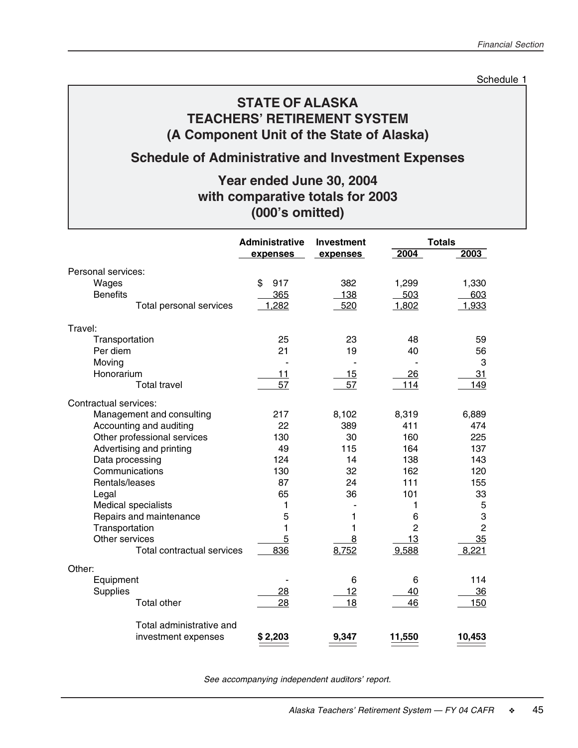Schedule 1

# STATE OF ALASKA
# TEACHERS' RETIREMENT SYSTEM
# (A Component Unit of the State of Alaska)

## Schedule of Administrative and Investment Expenses

### Year ended June 30, 2004
### with comparative totals for 2003
### (000's omitted)

| | Administrative expenses | Investment expenses | Totals 2004 | Totals 2003 |
|---|---|---|---|---|
| Personal services: | | | | |
| Wages | $ 917 | 382 | 1,299 | 1,330 |
| Benefits | 365 | 138 | 503 | 603 |
| Total personal services | 1,282 | 520 | 1,802 | 1,933 |
| Travel: | | | | |
| Transportation | 25 | 23 | 48 | 59 |
| Per diem | 21 | 19 | 40 | 56 |
| Moving | - | - | - | 3 |
| Honorarium | 11 | 15 | 26 | 31 |
| Total travel | 57 | 57 | 114 | 149 |
| Contractual services: | | | | |
| Management and consulting | 217 | 8,102 | 8,319 | 6,889 |
| Accounting and auditing | 22 | 389 | 411 | 474 |
| Other professional services | 130 | 30 | 160 | 225 |
| Advertising and printing | 49 | 115 | 164 | 137 |
| Data processing | 124 | 14 | 138 | 143 |
| Communications | 130 | 32 | 162 | 120 |
| Rentals/leases | 87 | 24 | 111 | 155 |
| Legal | 65 | 36 | 101 | 33 |
| Medical specialists | 1 | - | 1 | 5 |
| Repairs and maintenance | 5 | 1 | 6 | 3 |
| Transportation | 1 | 1 | 2 | 2 |
| Other services | 5 | 8 | 13 | 35 |
| Total contractual services | 836 | 8,752 | 9,588 | 8,221 |
| Other: | | | | |
| Equipment | - | 6 | 6 | 114 |
| Supplies | 28 | 12 | 40 | 36 |
| Total other | 28 | 18 | 46 | 150 |
| Total administrative and investment expenses | **$ 2,203** | **9,347** | **11,550** | **10,453** |

*See accompanying independent auditors' report.*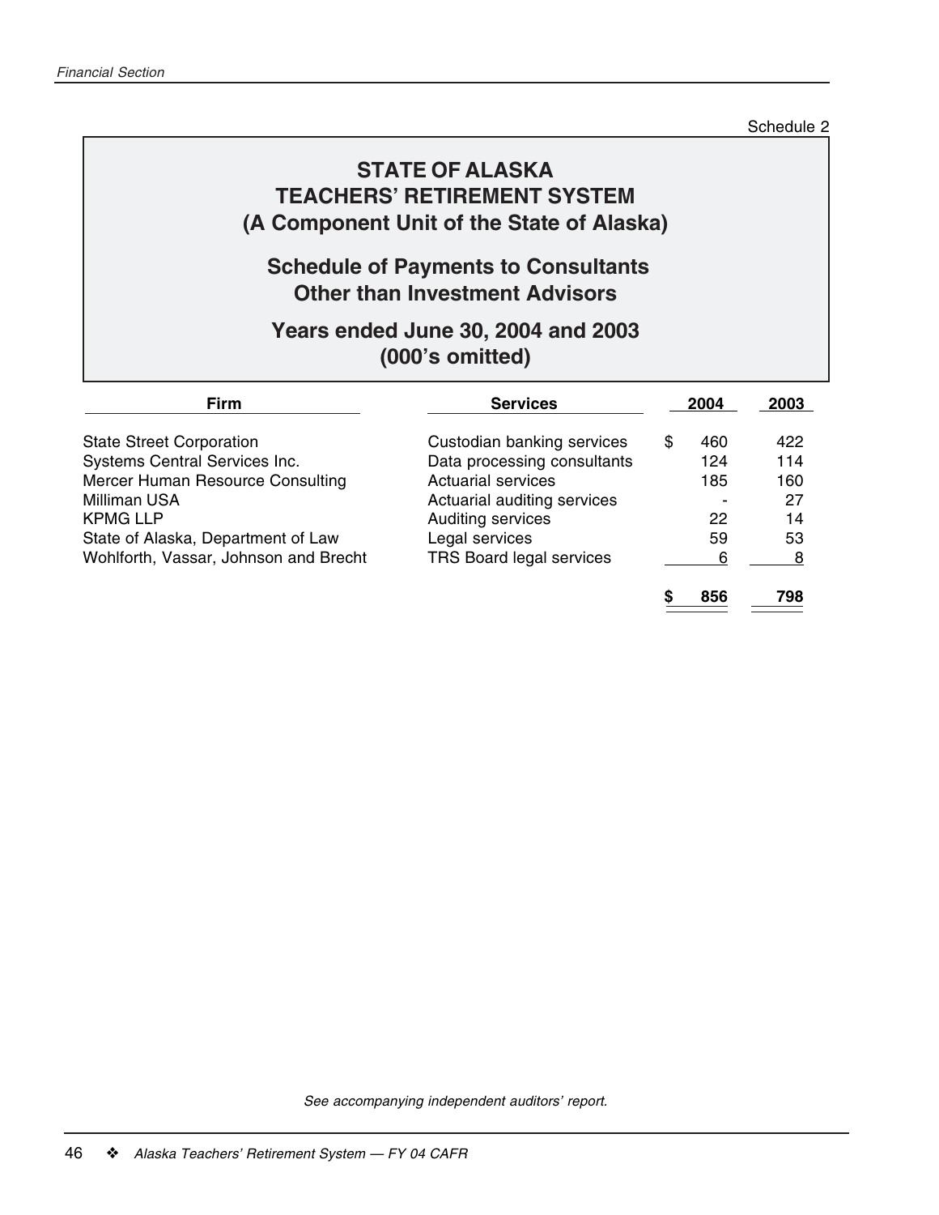Schedule 2

# STATE OF ALASKA
# TEACHERS' RETIREMENT SYSTEM
# (A Component Unit of the State of Alaska)

## Schedule of Payments to Consultants Other than Investment Advisors

## Years ended June 30, 2004 and 2003 (000's omitted)

| Firm | Services | 2004 | 2003 |
|---|---|---|---|
| State Street Corporation | Custodian banking services | $ 460 | 422 |
| Systems Central Services Inc. | Data processing consultants | 124 | 114 |
| Mercer Human Resource Consulting | Actuarial services | 185 | 160 |
| Milliman USA | Actuarial auditing services | - | 27 |
| KPMG LLP | Auditing services | 22 | 14 |
| State of Alaska, Department of Law | Legal services | 59 | 53 |
| Wohlforth, Vassar, Johnson and Brecht | TRS Board legal services | 6 | 8 |
| | | **$ 856** | **798** |

*See accompanying independent auditors' report.*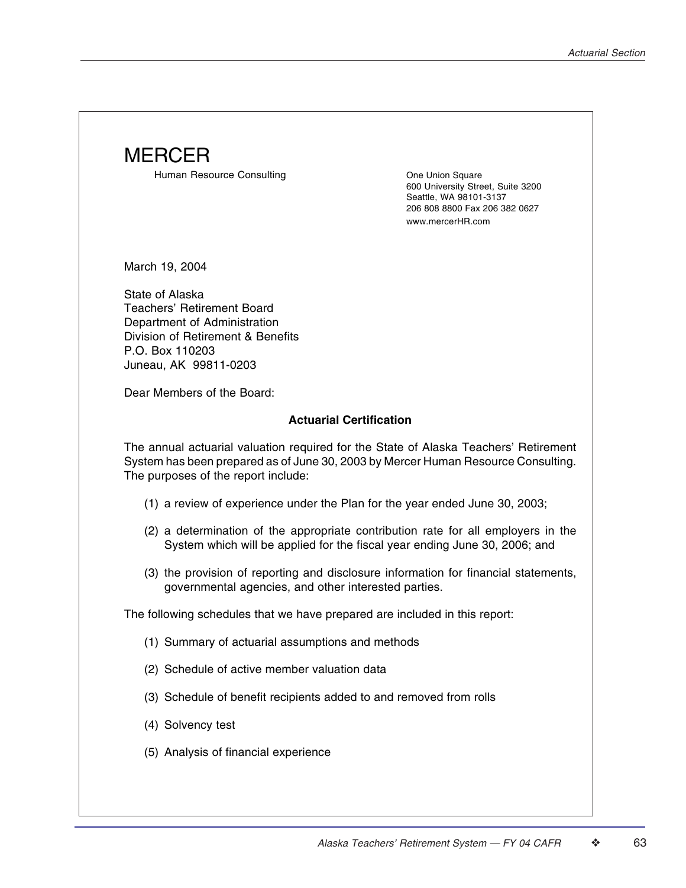MERCER

Human Resource Consulting

One Union Square
600 University Street, Suite 3200
Seattle, WA 98101-3137
206 808 8800 Fax 206 382 0627
www.mercerHR.com

March 19, 2004

State of Alaska
Teachers' Retirement Board
Department of Administration
Division of Retirement & Benefits
P.O. Box 110203
Juneau, AK 99811-0203

Dear Members of the Board:

**Actuarial Certification**

The annual actuarial valuation required for the State of Alaska Teachers' Retirement System has been prepared as of June 30, 2003 by Mercer Human Resource Consulting. The purposes of the report include:

(1) a review of experience under the Plan for the year ended June 30, 2003;

(2) a determination of the appropriate contribution rate for all employers in the System which will be applied for the fiscal year ending June 30, 2006; and

(3) the provision of reporting and disclosure information for financial statements, governmental agencies, and other interested parties.

The following schedules that we have prepared are included in this report:

(1) Summary of actuarial assumptions and methods

(2) Schedule of active member valuation data

(3) Schedule of benefit recipients added to and removed from rolls

(4) Solvency test

(5) Analysis of financial experience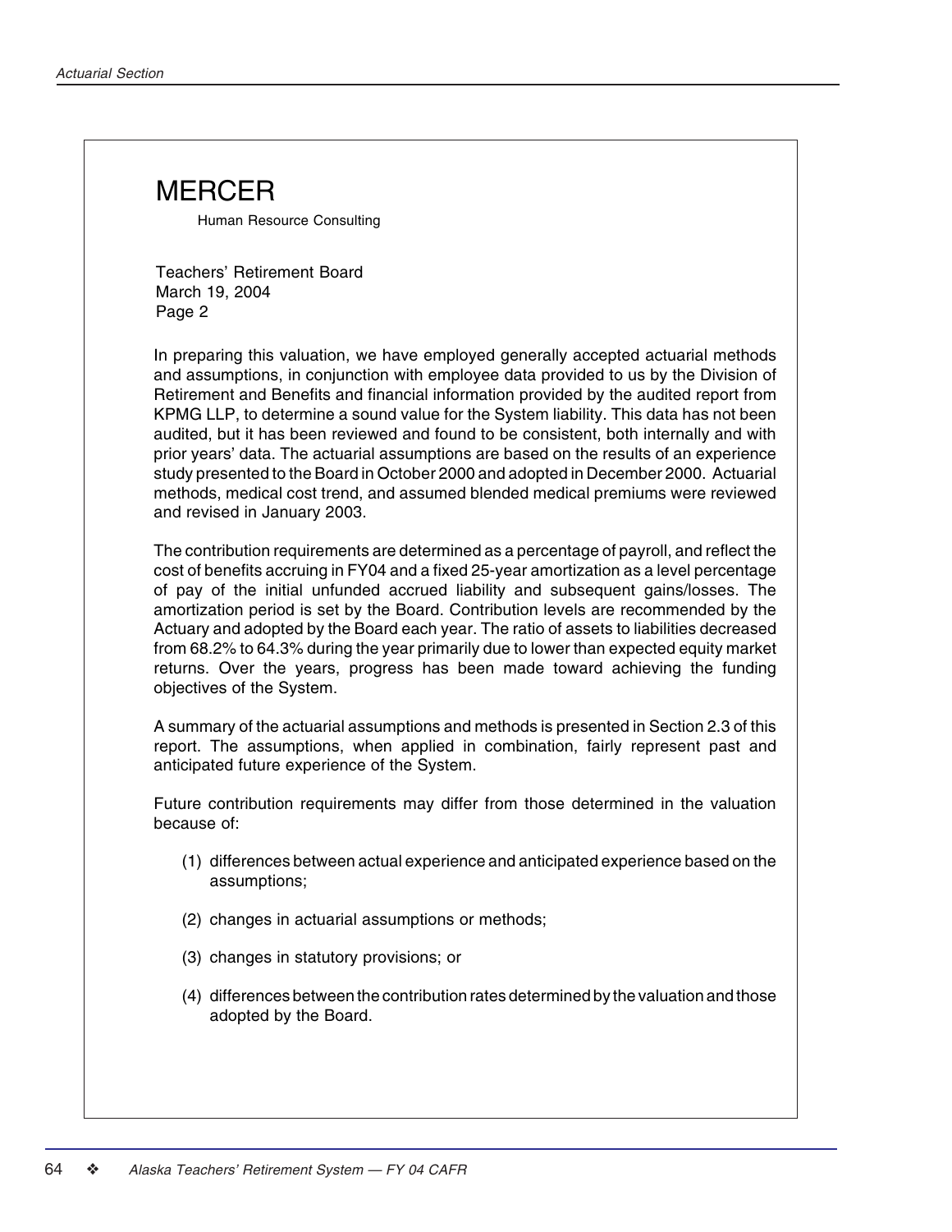# MERCER

Human Resource Consulting

Teachers' Retirement Board
March 19, 2004
Page 2

In preparing this valuation, we have employed generally accepted actuarial methods and assumptions, in conjunction with employee data provided to us by the Division of Retirement and Benefits and financial information provided by the audited report from KPMG LLP, to determine a sound value for the System liability. This data has not been audited, but it has been reviewed and found to be consistent, both internally and with prior years' data. The actuarial assumptions are based on the results of an experience study presented to the Board in October 2000 and adopted in December 2000. Actuarial methods, medical cost trend, and assumed blended medical premiums were reviewed and revised in January 2003.

The contribution requirements are determined as a percentage of payroll, and reflect the cost of benefits accruing in FY04 and a fixed 25-year amortization as a level percentage of pay of the initial unfunded accrued liability and subsequent gains/losses. The amortization period is set by the Board. Contribution levels are recommended by the Actuary and adopted by the Board each year. The ratio of assets to liabilities decreased from 68.2% to 64.3% during the year primarily due to lower than expected equity market returns. Over the years, progress has been made toward achieving the funding objectives of the System.

A summary of the actuarial assumptions and methods is presented in Section 2.3 of this report. The assumptions, when applied in combination, fairly represent past and anticipated future experience of the System.

Future contribution requirements may differ from those determined in the valuation because of:

(1) differences between actual experience and anticipated experience based on the assumptions;

(2) changes in actuarial assumptions or methods;

(3) changes in statutory provisions; or

(4) differences between the contribution rates determined by the valuation and those adopted by the Board.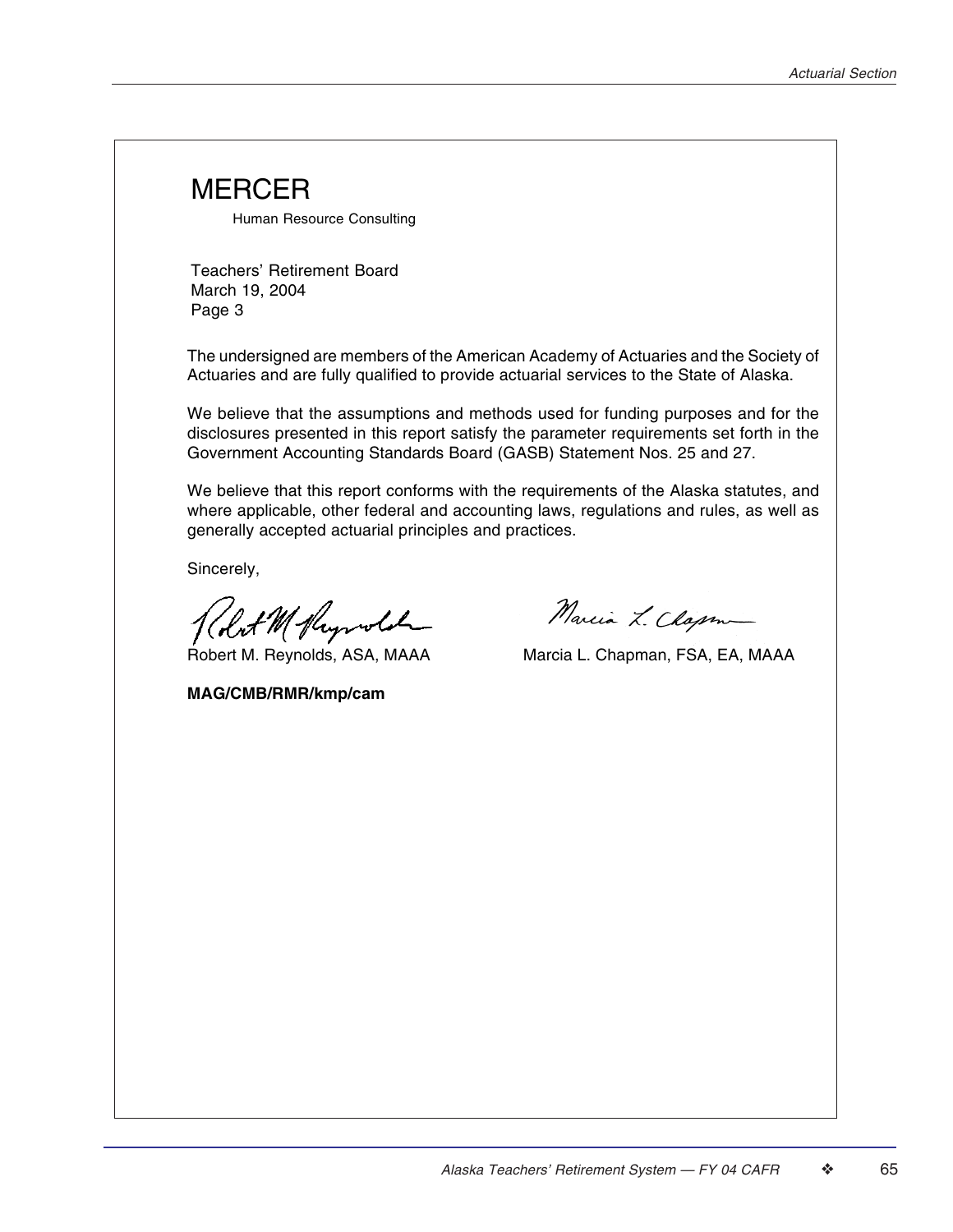MERCER

Human Resource Consulting

Teachers' Retirement Board
March 19, 2004
Page 3

The undersigned are members of the American Academy of Actuaries and the Society of Actuaries and are fully qualified to provide actuarial services to the State of Alaska.

We believe that the assumptions and methods used for funding purposes and for the disclosures presented in this report satisfy the parameter requirements set forth in the Government Accounting Standards Board (GASB) Statement Nos. 25 and 27.

We believe that this report conforms with the requirements of the Alaska statutes, and where applicable, other federal and accounting laws, regulations and rules, as well as generally accepted actuarial principles and practices.

Sincerely,

Robert M. Reynolds, ASA, MAAA

Marcia L. Chapman, FSA, EA, MAAA

**MAG/CMB/RMR/kmp/cam**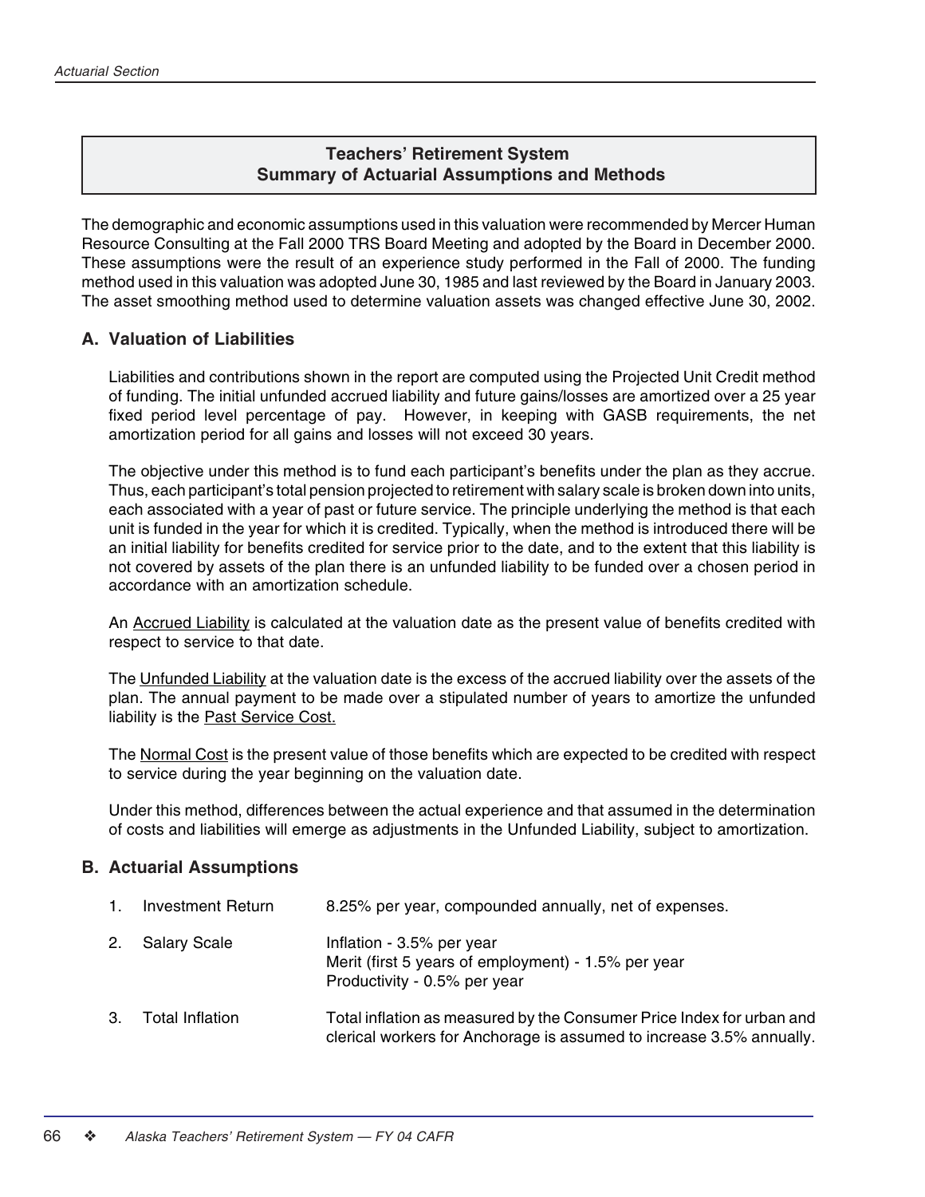## Teachers' Retirement System
## Summary of Actuarial Assumptions and Methods

The demographic and economic assumptions used in this valuation were recommended by Mercer Human Resource Consulting at the Fall 2000 TRS Board Meeting and adopted by the Board in December 2000. These assumptions were the result of an experience study performed in the Fall of 2000. The funding method used in this valuation was adopted June 30, 1985 and last reviewed by the Board in January 2003. The asset smoothing method used to determine valuation assets was changed effective June 30, 2002.

### A. Valuation of Liabilities

Liabilities and contributions shown in the report are computed using the Projected Unit Credit method of funding. The initial unfunded accrued liability and future gains/losses are amortized over a 25 year fixed period level percentage of pay. However, in keeping with GASB requirements, the net amortization period for all gains and losses will not exceed 30 years.

The objective under this method is to fund each participant's benefits under the plan as they accrue. Thus, each participant's total pension projected to retirement with salary scale is broken down into units, each associated with a year of past or future service. The principle underlying the method is that each unit is funded in the year for which it is credited. Typically, when the method is introduced there will be an initial liability for benefits credited for service prior to the date, and to the extent that this liability is not covered by assets of the plan there is an unfunded liability to be funded over a chosen period in accordance with an amortization schedule.

An Accrued Liability is calculated at the valuation date as the present value of benefits credited with respect to service to that date.

The Unfunded Liability at the valuation date is the excess of the accrued liability over the assets of the plan. The annual payment to be made over a stipulated number of years to amortize the unfunded liability is the Past Service Cost.

The Normal Cost is the present value of those benefits which are expected to be credited with respect to service during the year beginning on the valuation date.

Under this method, differences between the actual experience and that assumed in the determination of costs and liabilities will emerge as adjustments in the Unfunded Liability, subject to amortization.

### B. Actuarial Assumptions

1. Investment Return — 8.25% per year, compounded annually, net of expenses.

2. Salary Scale — Inflation - 3.5% per year
   Merit (first 5 years of employment) - 1.5% per year
   Productivity - 0.5% per year

3. Total Inflation — Total inflation as measured by the Consumer Price Index for urban and clerical workers for Anchorage is assumed to increase 3.5% annually.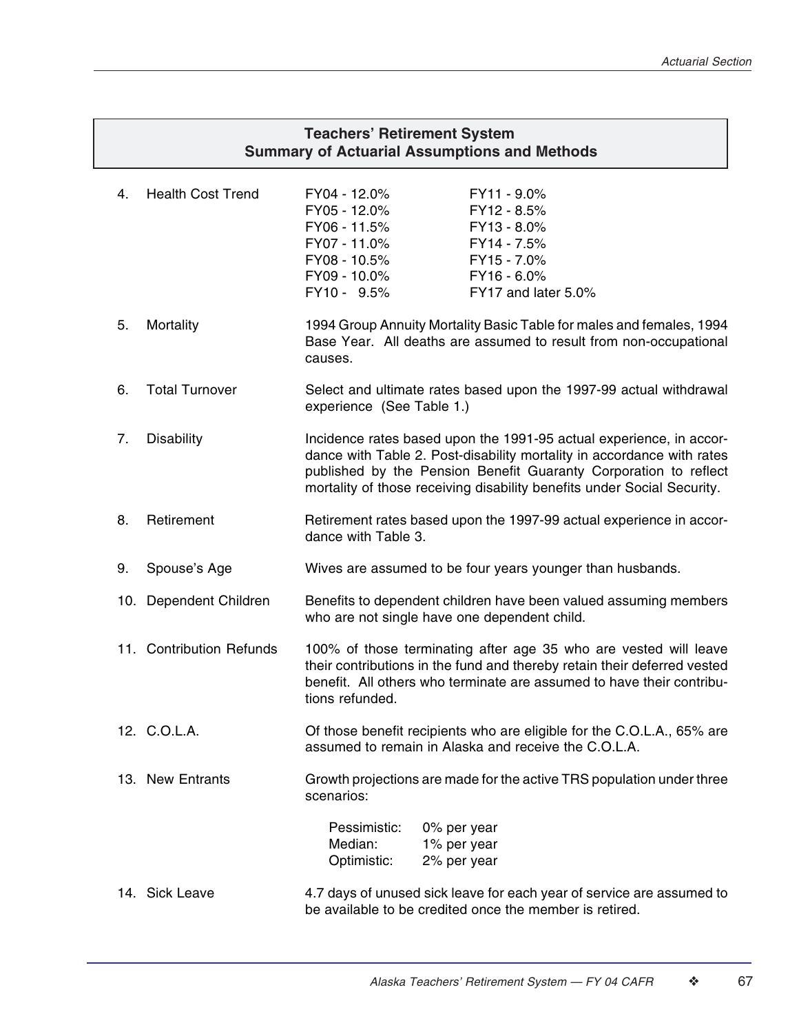## Teachers' Retirement System
## Summary of Actuarial Assumptions and Methods

4. **Health Cost Trend**

| | |
|---|---|
| FY04 - 12.0% | FY11 - 9.0% |
| FY05 - 12.0% | FY12 - 8.5% |
| FY06 - 11.5% | FY13 - 8.0% |
| FY07 - 11.0% | FY14 - 7.5% |
| FY08 - 10.5% | FY15 - 7.0% |
| FY09 - 10.0% | FY16 - 6.0% |
| FY10 - 9.5% | FY17 and later 5.0% |

5. **Mortality** — 1994 Group Annuity Mortality Basic Table for males and females, 1994 Base Year. All deaths are assumed to result from non-occupational causes.

6. **Total Turnover** — Select and ultimate rates based upon the 1997-99 actual withdrawal experience (See Table 1.)

7. **Disability** — Incidence rates based upon the 1991-95 actual experience, in accordance with Table 2. Post-disability mortality in accordance with rates published by the Pension Benefit Guaranty Corporation to reflect mortality of those receiving disability benefits under Social Security.

8. **Retirement** — Retirement rates based upon the 1997-99 actual experience in accordance with Table 3.

9. **Spouse's Age** — Wives are assumed to be four years younger than husbands.

10. **Dependent Children** — Benefits to dependent children have been valued assuming members who are not single have one dependent child.

11. **Contribution Refunds** — 100% of those terminating after age 35 who are vested will leave their contributions in the fund and thereby retain their deferred vested benefit. All others who terminate are assumed to have their contributions refunded.

12. **C.O.L.A.** — Of those benefit recipients who are eligible for the C.O.L.A., 65% are assumed to remain in Alaska and receive the C.O.L.A.

13. **New Entrants** — Growth projections are made for the active TRS population under three scenarios:

| | |
|---|---|
| Pessimistic: | 0% per year |
| Median: | 1% per year |
| Optimistic: | 2% per year |

14. **Sick Leave** — 4.7 days of unused sick leave for each year of service are assumed to be available to be credited once the member is retired.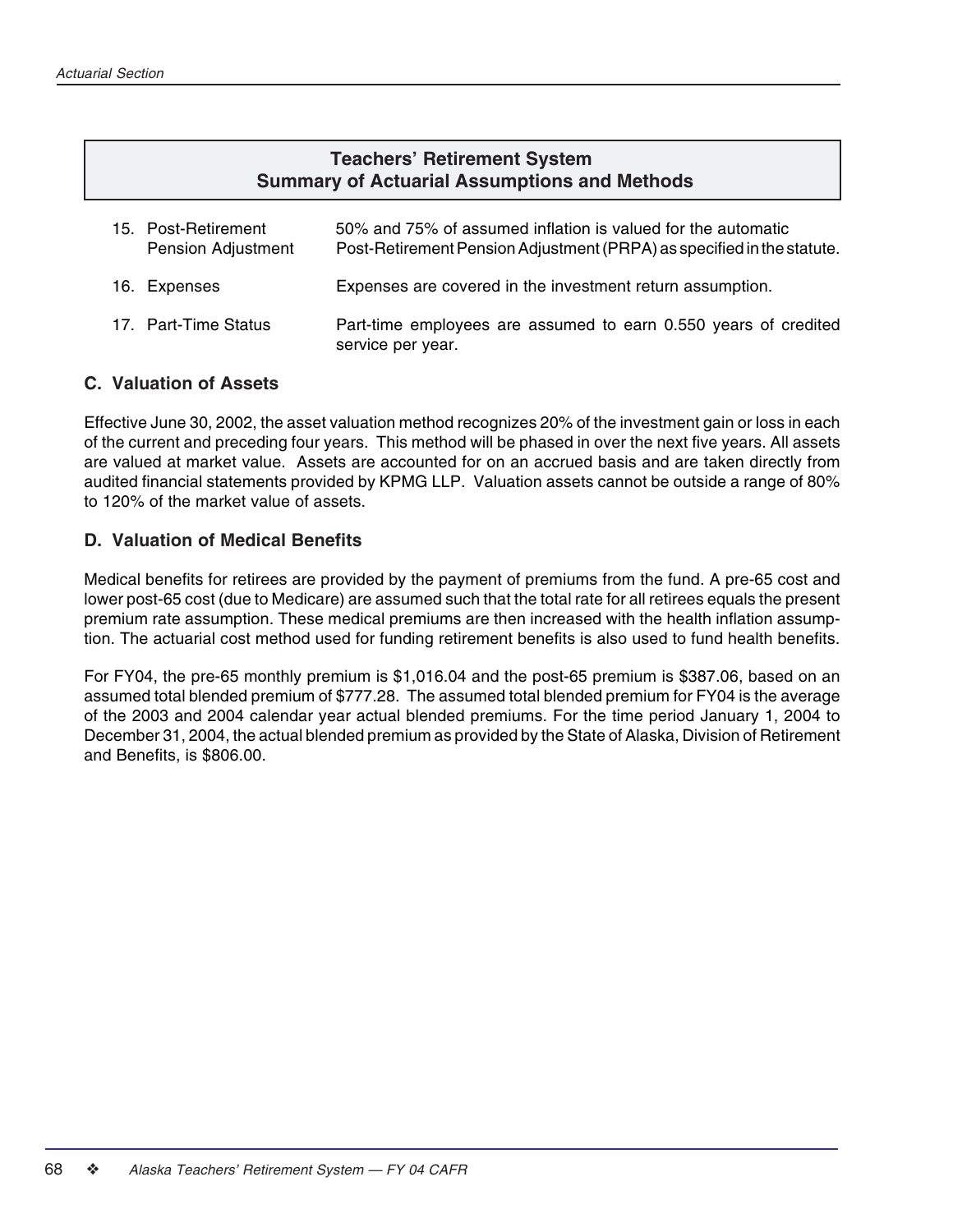## Teachers' Retirement System
## Summary of Actuarial Assumptions and Methods

15. Post-Retirement Pension Adjustment — 50% and 75% of assumed inflation is valued for the automatic Post-Retirement Pension Adjustment (PRPA) as specified in the statute.

16. Expenses — Expenses are covered in the investment return assumption.

17. Part-Time Status — Part-time employees are assumed to earn 0.550 years of credited service per year.

### C. Valuation of Assets

Effective June 30, 2002, the asset valuation method recognizes 20% of the investment gain or loss in each of the current and preceding four years. This method will be phased in over the next five years. All assets are valued at market value. Assets are accounted for on an accrued basis and are taken directly from audited financial statements provided by KPMG LLP. Valuation assets cannot be outside a range of 80% to 120% of the market value of assets.

### D. Valuation of Medical Benefits

Medical benefits for retirees are provided by the payment of premiums from the fund. A pre-65 cost and lower post-65 cost (due to Medicare) are assumed such that the total rate for all retirees equals the present premium rate assumption. These medical premiums are then increased with the health inflation assumption. The actuarial cost method used for funding retirement benefits is also used to fund health benefits.

For FY04, the pre-65 monthly premium is $1,016.04 and the post-65 premium is $387.06, based on an assumed total blended premium of $777.28. The assumed total blended premium for FY04 is the average of the 2003 and 2004 calendar year actual blended premiums. For the time period January 1, 2004 to December 31, 2004, the actual blended premium as provided by the State of Alaska, Division of Retirement and Benefits, is $806.00.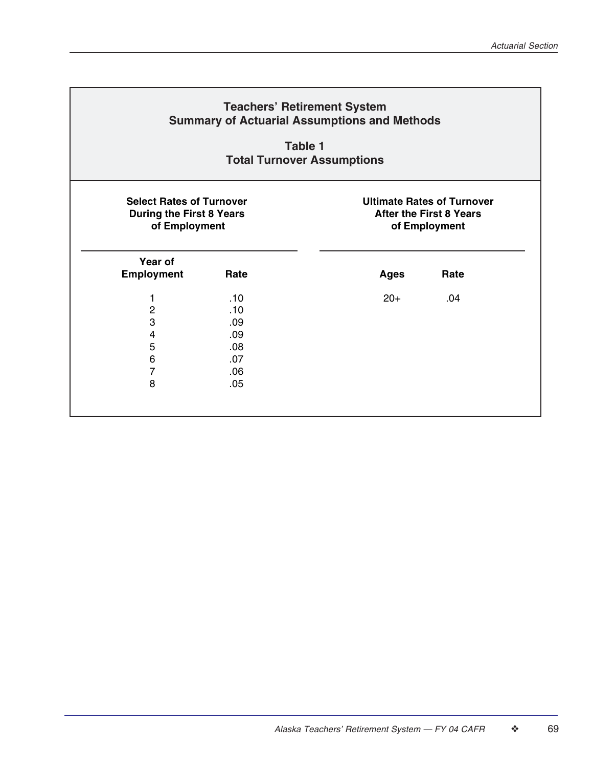## Teachers' Retirement System
## Summary of Actuarial Assumptions and Methods

### Table 1
### Total Turnover Assumptions

**Select Rates of Turnover During the First 8 Years of Employment**

| Year of Employment | Rate |
|---|---|
| 1 | .10 |
| 2 | .10 |
| 3 | .09 |
| 4 | .09 |
| 5 | .08 |
| 6 | .07 |
| 7 | .06 |
| 8 | .05 |

**Ultimate Rates of Turnover After the First 8 Years of Employment**

| Ages | Rate |
|---|---|
| 20+ | .04 |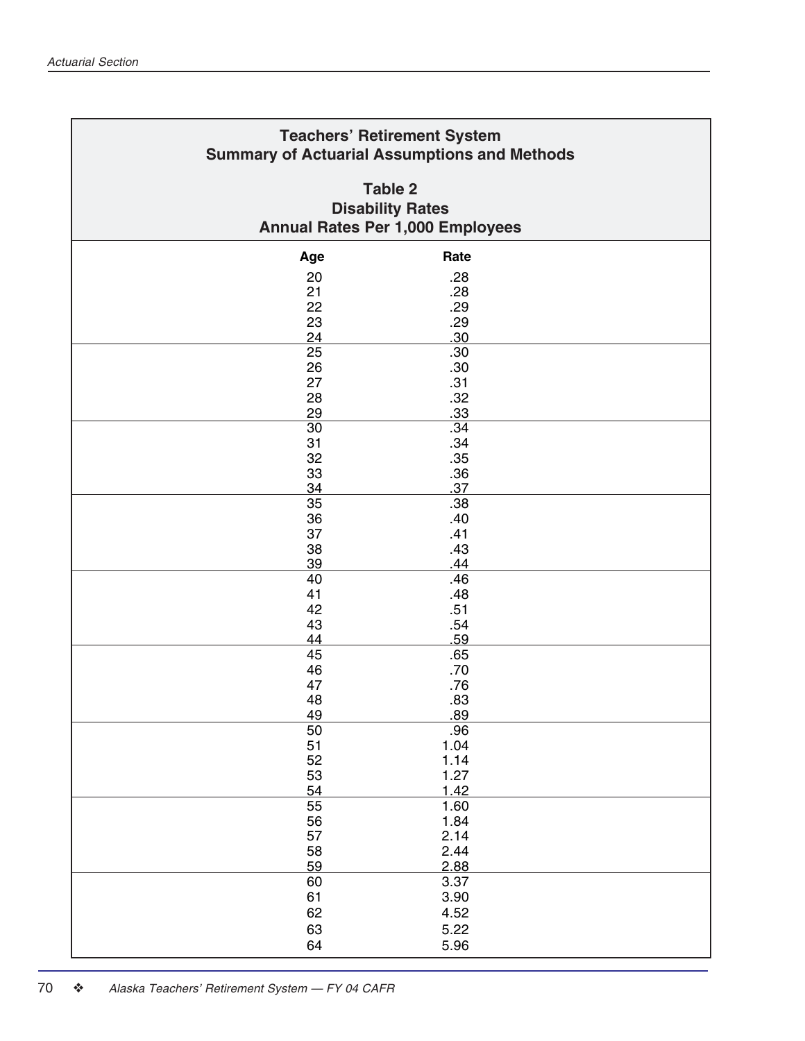## Teachers' Retirement System
## Summary of Actuarial Assumptions and Methods

### Table 2
### Disability Rates
### Annual Rates Per 1,000 Employees

| Age | Rate |
|---|---|
| 20 | .28 |
| 21 | .28 |
| 22 | .29 |
| 23 | .29 |
| 24 | .30 |
| 25 | .30 |
| 26 | .30 |
| 27 | .31 |
| 28 | .32 |
| 29 | .33 |
| 30 | .34 |
| 31 | .34 |
| 32 | .35 |
| 33 | .36 |
| 34 | .37 |
| 35 | .38 |
| 36 | .40 |
| 37 | .41 |
| 38 | .43 |
| 39 | .44 |
| 40 | .46 |
| 41 | .48 |
| 42 | .51 |
| 43 | .54 |
| 44 | .59 |
| 45 | .65 |
| 46 | .70 |
| 47 | .76 |
| 48 | .83 |
| 49 | .89 |
| 50 | .96 |
| 51 | 1.04 |
| 52 | 1.14 |
| 53 | 1.27 |
| 54 | 1.42 |
| 55 | 1.60 |
| 56 | 1.84 |
| 57 | 2.14 |
| 58 | 2.44 |
| 59 | 2.88 |
| 60 | 3.37 |
| 61 | 3.90 |
| 62 | 4.52 |
| 63 | 5.22 |
| 64 | 5.96 |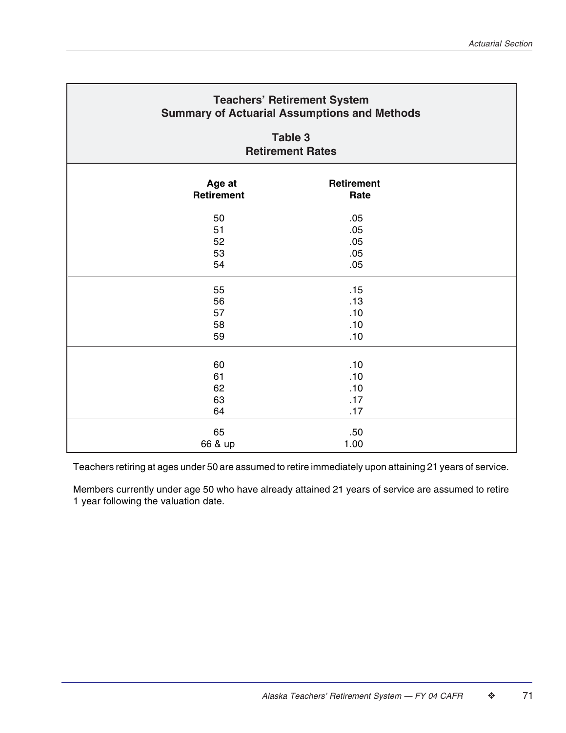## Teachers' Retirement System
## Summary of Actuarial Assumptions and Methods

### Table 3
### Retirement Rates

| Age at Retirement | Retirement Rate |
|---|---|
| 50 | .05 |
| 51 | .05 |
| 52 | .05 |
| 53 | .05 |
| 54 | .05 |
| 55 | .15 |
| 56 | .13 |
| 57 | .10 |
| 58 | .10 |
| 59 | .10 |
| 60 | .10 |
| 61 | .10 |
| 62 | .10 |
| 63 | .17 |
| 64 | .17 |
| 65 | .50 |
| 66 & up | 1.00 |

Teachers retiring at ages under 50 are assumed to retire immediately upon attaining 21 years of service.

Members currently under age 50 who have already attained 21 years of service are assumed to retire 1 year following the valuation date.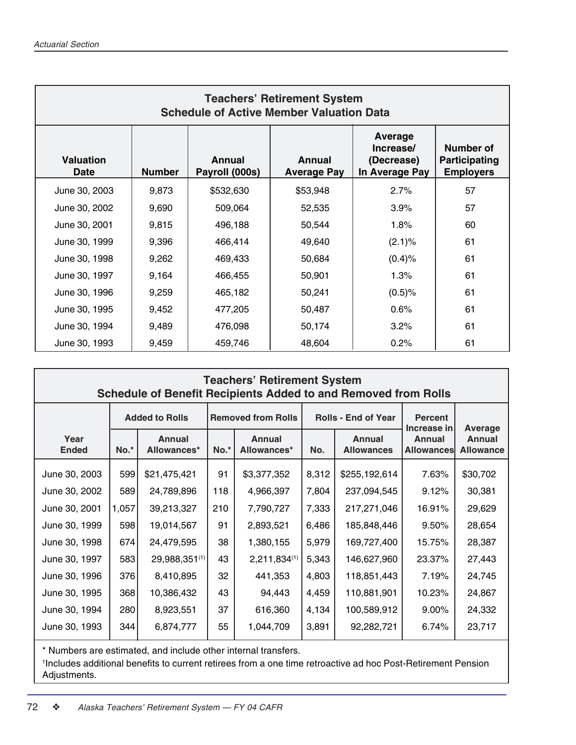## Teachers' Retirement System
### Schedule of Active Member Valuation Data

| Valuation Date | Number | Annual Payroll (000s) | Annual Average Pay | Average Increase/ (Decrease) In Average Pay | Number of Participating Employers |
|---|---|---|---|---|---|
| June 30, 2003 | 9,873 | $532,630 | $53,948 | 2.7% | 57 |
| June 30, 2002 | 9,690 | 509,064 | 52,535 | 3.9% | 57 |
| June 30, 2001 | 9,815 | 496,188 | 50,544 | 1.8% | 60 |
| June 30, 1999 | 9,396 | 466,414 | 49,640 | (2.1)% | 61 |
| June 30, 1998 | 9,262 | 469,433 | 50,684 | (0.4)% | 61 |
| June 30, 1997 | 9,164 | 466,455 | 50,901 | 1.3% | 61 |
| June 30, 1996 | 9,259 | 465,182 | 50,241 | (0.5)% | 61 |
| June 30, 1995 | 9,452 | 477,205 | 50,487 | 0.6% | 61 |
| June 30, 1994 | 9,489 | 476,098 | 50,174 | 3.2% | 61 |
| June 30, 1993 | 9,459 | 459,746 | 48,604 | 0.2% | 61 |

## Teachers' Retirement System
### Schedule of Benefit Recipients Added to and Removed from Rolls

| Year Ended | Added to Rolls | | Removed from Rolls | | Rolls - End of Year | | Percent Increase in Annual Allowances | Average Annual Allowance |
|---|---|---|---|---|---|---|---|---|
| | No.* | Annual Allowances* | No.* | Annual Allowances* | No. | Annual Allowances | | |
| June 30, 2003 | 599 | $21,475,421 | 91 | $3,377,352 | 8,312 | $255,192,614 | 7.63% | $30,702 |
| June 30, 2002 | 589 | 24,789,896 | 118 | 4,966,397 | 7,804 | 237,094,545 | 9.12% | 30,381 |
| June 30, 2001 | 1,057 | 39,213,327 | 210 | 7,790,727 | 7,333 | 217,271,046 | 16.91% | 29,629 |
| June 30, 1999 | 598 | 19,014,567 | 91 | 2,893,521 | 6,486 | 185,848,446 | 9.50% | 28,654 |
| June 30, 1998 | 674 | 24,479,595 | 38 | 1,380,155 | 5,979 | 169,727,400 | 15.75% | 28,387 |
| June 30, 1997 | 583 | 29,988,351[(1)] | 43 | 2,211,834[(1)] | 5,343 | 146,627,960 | 23.37% | 27,443 |
| June 30, 1996 | 376 | 8,410,895 | 32 | 441,353 | 4,803 | 118,851,443 | 7.19% | 24,745 |
| June 30, 1995 | 368 | 10,386,432 | 43 | 94,443 | 4,459 | 110,881,901 | 10.23% | 24,867 |
| June 30, 1994 | 280 | 8,923,551 | 37 | 616,360 | 4,134 | 100,589,912 | 9.00% | 24,332 |
| June 30, 1993 | 344 | 6,874,777 | 55 | 1,044,709 | 3,891 | 92,282,721 | 6.74% | 23,717 |

* Numbers are estimated, and include other internal transfers.

[1] Includes additional benefits to current retirees from a one time retroactive ad hoc Post-Retirement Pension Adjustments.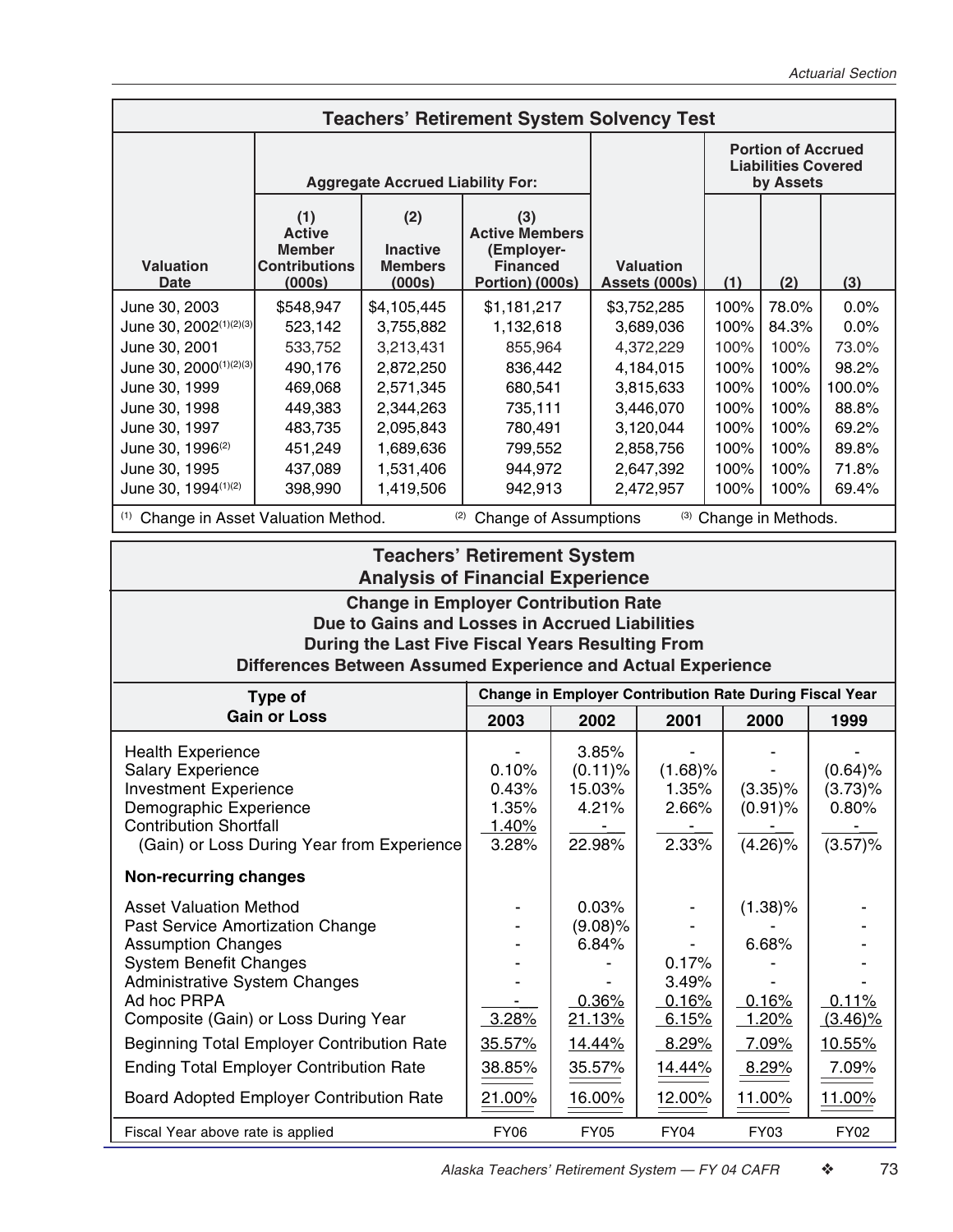## Teachers' Retirement System Solvency Test

| Valuation Date | Aggregate Accrued Liability For: (1) Active Member Contributions (000s) | (2) Inactive Members (000s) | (3) Active Members (Employer-Financed Portion) (000s) | Valuation Assets (000s) | Portion of Accrued Liabilities Covered by Assets (1) | (2) | (3) |
|---|---|---|---|---|---|---|---|
| June 30, 2003 | $548,947 | $4,105,445 | $1,181,217 | $3,752,285 | 100% | 78.0% | 0.0% |
| June 30, 2002[1][2][3] | 523,142 | 3,755,882 | 1,132,618 | 3,689,036 | 100% | 84.3% | 0.0% |
| June 30, 2001 | 533,752 | 3,213,431 | 855,964 | 4,372,229 | 100% | 100% | 73.0% |
| June 30, 2000[1][2][3] | 490,176 | 2,872,250 | 836,442 | 4,184,015 | 100% | 100% | 98.2% |
| June 30, 1999 | 469,068 | 2,571,345 | 680,541 | 3,815,633 | 100% | 100% | 100.0% |
| June 30, 1998 | 449,383 | 2,344,263 | 735,111 | 3,446,070 | 100% | 100% | 88.8% |
| June 30, 1997 | 483,735 | 2,095,843 | 780,491 | 3,120,044 | 100% | 100% | 69.2% |
| June 30, 1996[2] | 451,249 | 1,689,636 | 799,552 | 2,858,756 | 100% | 100% | 89.8% |
| June 30, 1995 | 437,089 | 1,531,406 | 944,972 | 2,647,392 | 100% | 100% | 71.8% |
| June 30, 1994[1][2] | 398,990 | 1,419,506 | 942,913 | 2,472,957 | 100% | 100% | 69.4% |

[1] Change in Asset Valuation Method. [2] Change of Assumptions [3] Change in Methods.

## Teachers' Retirement System Analysis of Financial Experience

### Change in Employer Contribution Rate Due to Gains and Losses in Accrued Liabilities During the Last Five Fiscal Years Resulting From Differences Between Assumed Experience and Actual Experience

| Type of Gain or Loss | Change in Employer Contribution Rate During Fiscal Year 2003 | 2002 | 2001 | 2000 | 1999 |
|---|---|---|---|---|---|
| Health Experience | - | 3.85% | - | - | - |
| Salary Experience | 0.10% | (0.11)% | (1.68)% | - | (0.64)% |
| Investment Experience | 0.43% | 15.03% | 1.35% | (3.35)% | (3.73)% |
| Demographic Experience | 1.35% | 4.21% | 2.66% | (0.91)% | 0.80% |
| Contribution Shortfall | 1.40% | - | - | - | - |
| (Gain) or Loss During Year from Experience | 3.28% | 22.98% | 2.33% | (4.26)% | (3.57)% |
| **Non-recurring changes** | | | | | |
| Asset Valuation Method | - | 0.03% | - | (1.38)% | - |
| Past Service Amortization Change | - | (9.08)% | - | - | - |
| Assumption Changes | - | 6.84% | - | 6.68% | - |
| System Benefit Changes | - | - | 0.17% | - | - |
| Administrative System Changes | - | - | 3.49% | - | - |
| Ad hoc PRPA | - | 0.36% | 0.16% | 0.16% | 0.11% |
| Composite (Gain) or Loss During Year | 3.28% | 21.13% | 6.15% | 1.20% | (3.46)% |
| Beginning Total Employer Contribution Rate | 35.57% | 14.44% | 8.29% | 7.09% | 10.55% |
| Ending Total Employer Contribution Rate | 38.85% | 35.57% | 14.44% | 8.29% | 7.09% |
| Board Adopted Employer Contribution Rate | 21.00% | 16.00% | 12.00% | 11.00% | 11.00% |
| Fiscal Year above rate is applied | FY06 | FY05 | FY04 | FY03 | FY02 |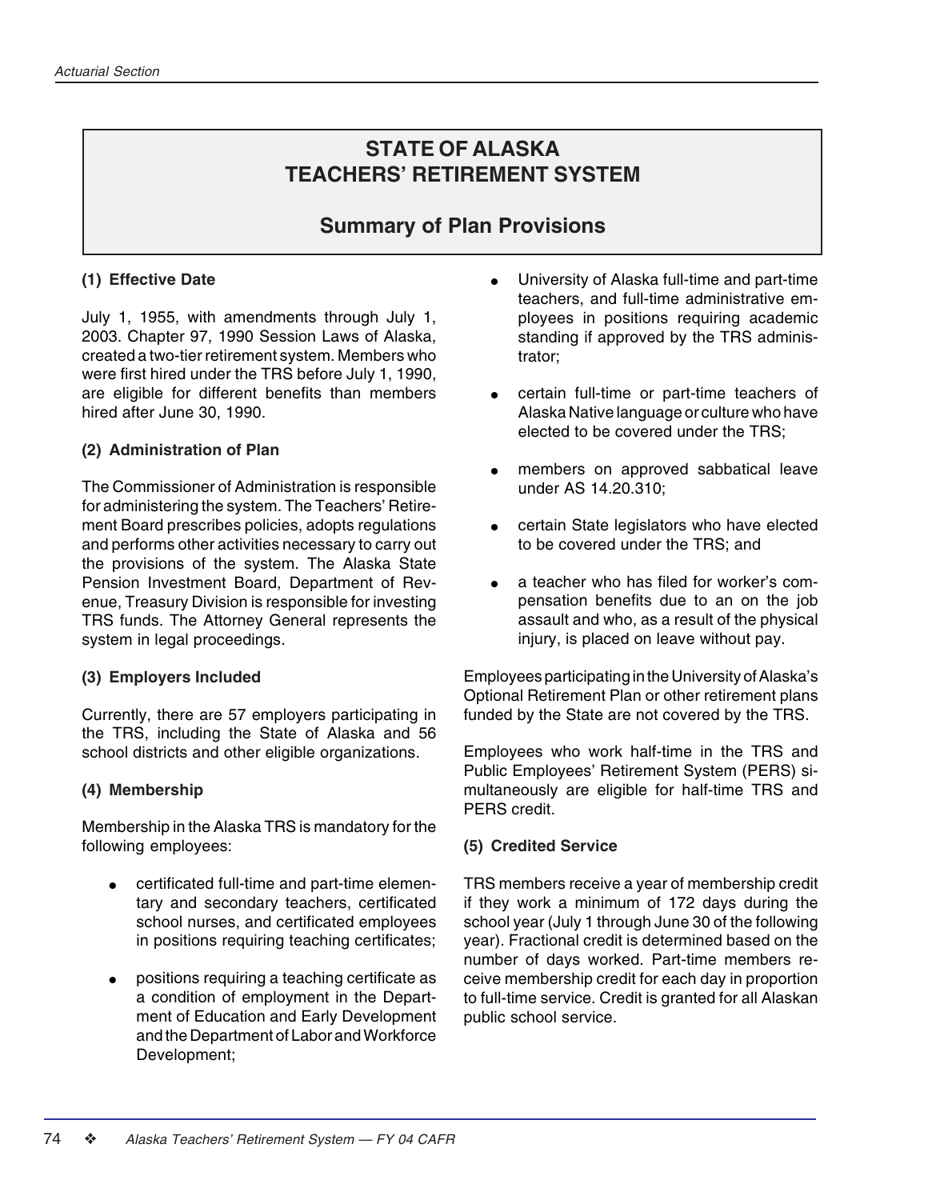# STATE OF ALASKA TEACHERS' RETIREMENT SYSTEM

## Summary of Plan Provisions

### (1) Effective Date

July 1, 1955, with amendments through July 1, 2003. Chapter 97, 1990 Session Laws of Alaska, created a two-tier retirement system. Members who were first hired under the TRS before July 1, 1990, are eligible for different benefits than members hired after June 30, 1990.

### (2) Administration of Plan

The Commissioner of Administration is responsible for administering the system. The Teachers' Retirement Board prescribes policies, adopts regulations and performs other activities necessary to carry out the provisions of the system. The Alaska State Pension Investment Board, Department of Revenue, Treasury Division is responsible for investing TRS funds. The Attorney General represents the system in legal proceedings.

### (3) Employers Included

Currently, there are 57 employers participating in the TRS, including the State of Alaska and 56 school districts and other eligible organizations.

### (4) Membership

Membership in the Alaska TRS is mandatory for the following employees:

- certificated full-time and part-time elementary and secondary teachers, certificated school nurses, and certificated employees in positions requiring teaching certificates;
- positions requiring a teaching certificate as a condition of employment in the Department of Education and Early Development and the Department of Labor and Workforce Development;
- University of Alaska full-time and part-time teachers, and full-time administrative employees in positions requiring academic standing if approved by the TRS administrator;
- certain full-time or part-time teachers of Alaska Native language or culture who have elected to be covered under the TRS;
- members on approved sabbatical leave under AS 14.20.310;
- certain State legislators who have elected to be covered under the TRS; and
- a teacher who has filed for worker's compensation benefits due to an on the job assault and who, as a result of the physical injury, is placed on leave without pay.

Employees participating in the University of Alaska's Optional Retirement Plan or other retirement plans funded by the State are not covered by the TRS.

Employees who work half-time in the TRS and Public Employees' Retirement System (PERS) simultaneously are eligible for half-time TRS and PERS credit.

### (5) Credited Service

TRS members receive a year of membership credit if they work a minimum of 172 days during the school year (July 1 through June 30 of the following year). Fractional credit is determined based on the number of days worked. Part-time members receive membership credit for each day in proportion to full-time service. Credit is granted for all Alaskan public school service.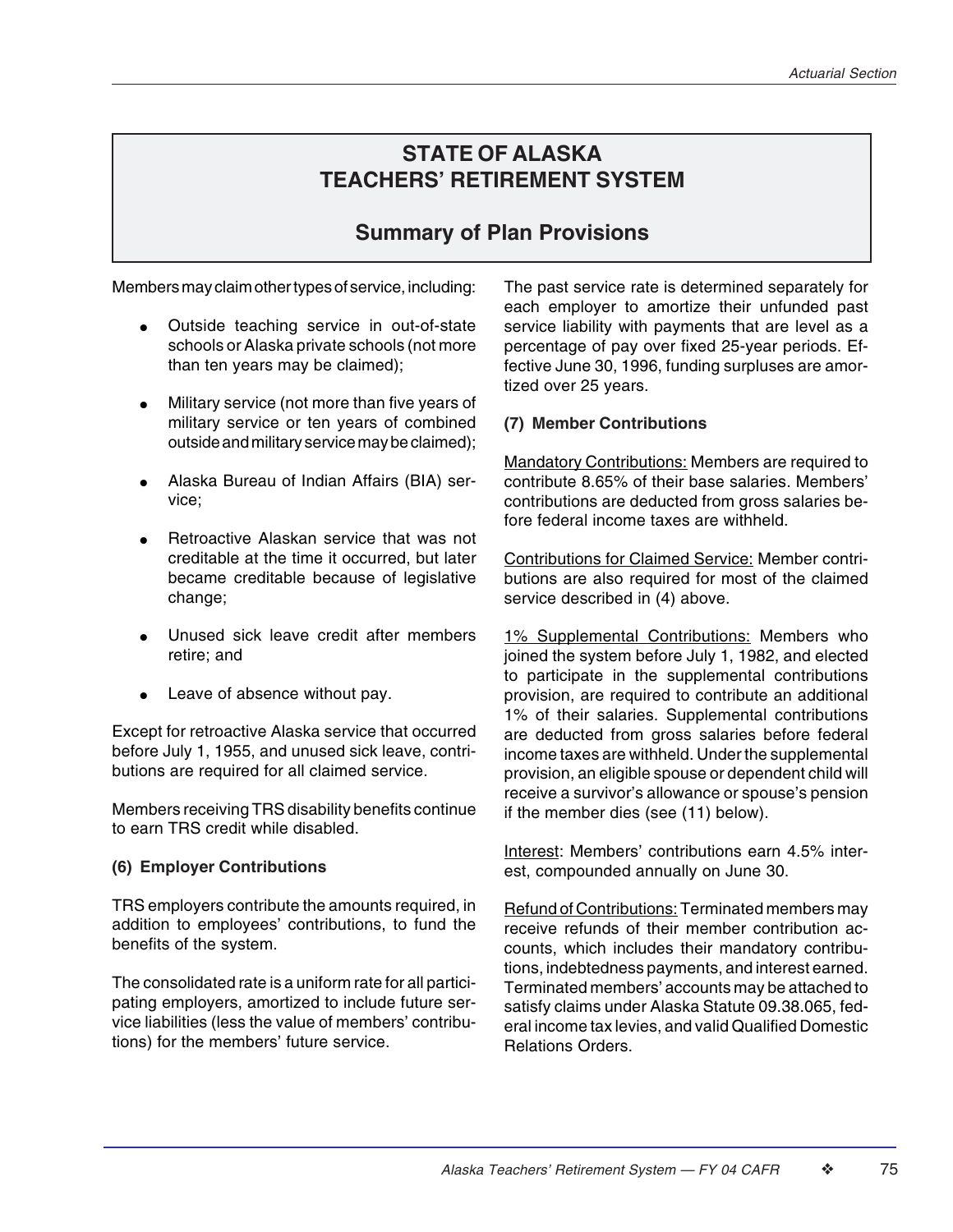# STATE OF ALASKA TEACHERS' RETIREMENT SYSTEM

## Summary of Plan Provisions

Members may claim other types of service, including:

- Outside teaching service in out-of-state schools or Alaska private schools (not more than ten years may be claimed);
- Military service (not more than five years of military service or ten years of combined outside and military service may be claimed);
- Alaska Bureau of Indian Affairs (BIA) service;
- Retroactive Alaskan service that was not creditable at the time it occurred, but later became creditable because of legislative change;
- Unused sick leave credit after members retire; and
- Leave of absence without pay.

Except for retroactive Alaska service that occurred before July 1, 1955, and unused sick leave, contributions are required for all claimed service.

Members receiving TRS disability benefits continue to earn TRS credit while disabled.

**(6) Employer Contributions**

TRS employers contribute the amounts required, in addition to employees' contributions, to fund the benefits of the system.

The consolidated rate is a uniform rate for all participating employers, amortized to include future service liabilities (less the value of members' contributions) for the members' future service.

The past service rate is determined separately for each employer to amortize their unfunded past service liability with payments that are level as a percentage of pay over fixed 25-year periods. Effective June 30, 1996, funding surpluses are amortized over 25 years.

**(7) Member Contributions**

Mandatory Contributions: Members are required to contribute 8.65% of their base salaries. Members' contributions are deducted from gross salaries before federal income taxes are withheld.

Contributions for Claimed Service: Member contributions are also required for most of the claimed service described in (4) above.

1% Supplemental Contributions: Members who joined the system before July 1, 1982, and elected to participate in the supplemental contributions provision, are required to contribute an additional 1% of their salaries. Supplemental contributions are deducted from gross salaries before federal income taxes are withheld. Under the supplemental provision, an eligible spouse or dependent child will receive a survivor's allowance or spouse's pension if the member dies (see (11) below).

Interest: Members' contributions earn 4.5% interest, compounded annually on June 30.

Refund of Contributions: Terminated members may receive refunds of their member contribution accounts, which includes their mandatory contributions, indebtedness payments, and interest earned. Terminated members' accounts may be attached to satisfy claims under Alaska Statute 09.38.065, federal income tax levies, and valid Qualified Domestic Relations Orders.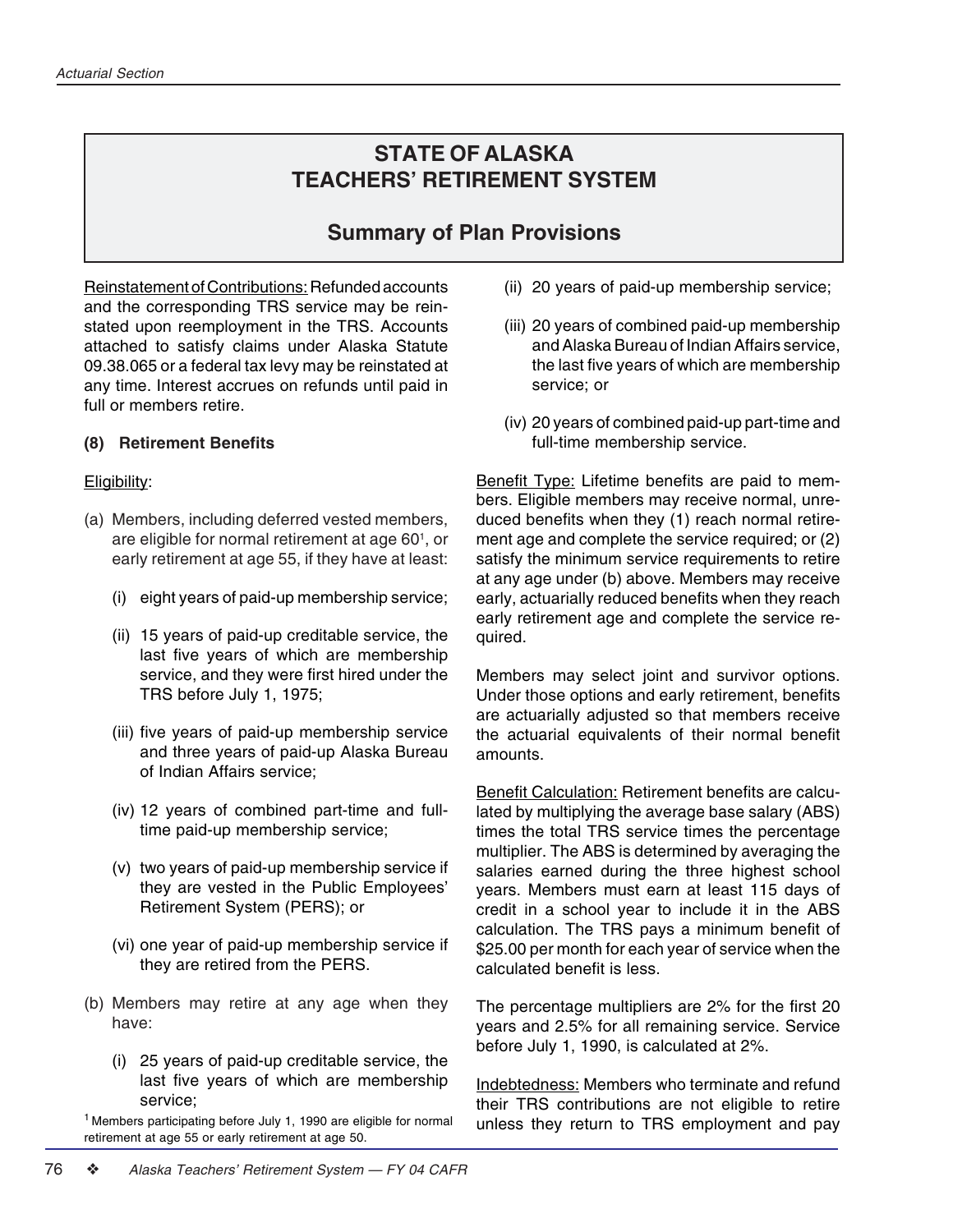# STATE OF ALASKA
# TEACHERS' RETIREMENT SYSTEM

## Summary of Plan Provisions

Reinstatement of Contributions: Refunded accounts and the corresponding TRS service may be reinstated upon reemployment in the TRS. Accounts attached to satisfy claims under Alaska Statute 09.38.065 or a federal tax levy may be reinstated at any time. Interest accrues on refunds until paid in full or members retire.

### (8) Retirement Benefits

Eligibility:

(a) Members, including deferred vested members, are eligible for normal retirement at age 60[1], or early retirement at age 55, if they have at least:

- (i) eight years of paid-up membership service;
- (ii) 15 years of paid-up creditable service, the last five years of which are membership service, and they were first hired under the TRS before July 1, 1975;
- (iii) five years of paid-up membership service and three years of paid-up Alaska Bureau of Indian Affairs service;
- (iv) 12 years of combined part-time and full-time paid-up membership service;
- (v) two years of paid-up membership service if they are vested in the Public Employees' Retirement System (PERS); or
- (vi) one year of paid-up membership service if they are retired from the PERS.

(b) Members may retire at any age when they have:

- (i) 25 years of paid-up creditable service, the last five years of which are membership service;
- (ii) 20 years of paid-up membership service;
- (iii) 20 years of combined paid-up membership and Alaska Bureau of Indian Affairs service, the last five years of which are membership service; or
- (iv) 20 years of combined paid-up part-time and full-time membership service.

[1] Members participating before July 1, 1990 are eligible for normal retirement at age 55 or early retirement at age 50.

Benefit Type: Lifetime benefits are paid to members. Eligible members may receive normal, unreduced benefits when they (1) reach normal retirement age and complete the service required; or (2) satisfy the minimum service requirements to retire at any age under (b) above. Members may receive early, actuarially reduced benefits when they reach early retirement age and complete the service required.

Members may select joint and survivor options. Under those options and early retirement, benefits are actuarially adjusted so that members receive the actuarial equivalents of their normal benefit amounts.

Benefit Calculation: Retirement benefits are calculated by multiplying the average base salary (ABS) times the total TRS service times the percentage multiplier. The ABS is determined by averaging the salaries earned during the three highest school years. Members must earn at least 115 days of credit in a school year to include it in the ABS calculation. The TRS pays a minimum benefit of $25.00 per month for each year of service when the calculated benefit is less.

The percentage multipliers are 2% for the first 20 years and 2.5% for all remaining service. Service before July 1, 1990, is calculated at 2%.

Indebtedness: Members who terminate and refund their TRS contributions are not eligible to retire unless they return to TRS employment and pay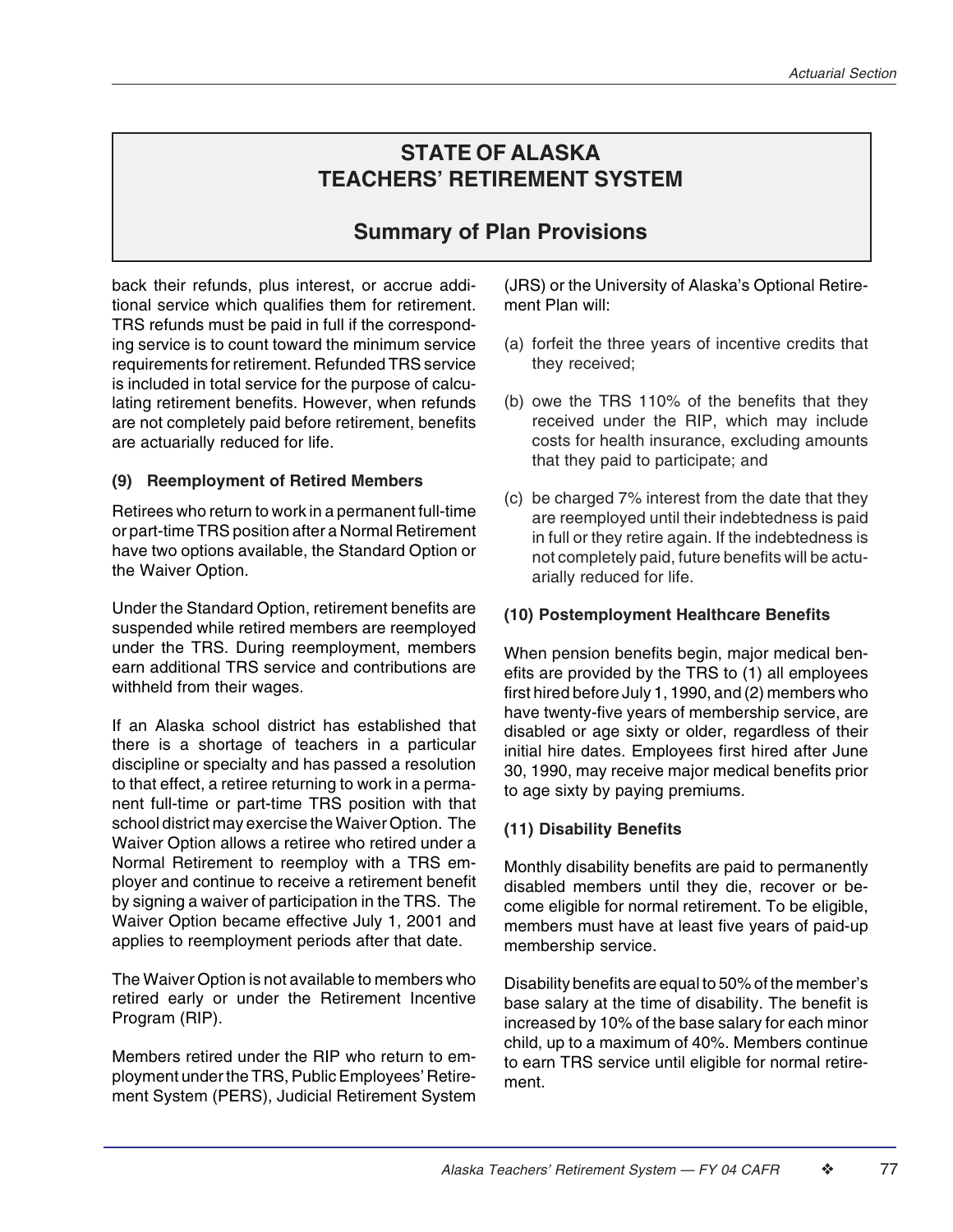## STATE OF ALASKA
## TEACHERS' RETIREMENT SYSTEM

## Summary of Plan Provisions

back their refunds, plus interest, or accrue additional service which qualifies them for retirement. TRS refunds must be paid in full if the corresponding service is to count toward the minimum service requirements for retirement. Refunded TRS service is included in total service for the purpose of calculating retirement benefits. However, when refunds are not completely paid before retirement, benefits are actuarially reduced for life.

### (9) Reemployment of Retired Members

Retirees who return to work in a permanent full-time or part-time TRS position after a Normal Retirement have two options available, the Standard Option or the Waiver Option.

Under the Standard Option, retirement benefits are suspended while retired members are reemployed under the TRS. During reemployment, members earn additional TRS service and contributions are withheld from their wages.

If an Alaska school district has established that there is a shortage of teachers in a particular discipline or specialty and has passed a resolution to that effect, a retiree returning to work in a permanent full-time or part-time TRS position with that school district may exercise the Waiver Option. The Waiver Option allows a retiree who retired under a Normal Retirement to reemploy with a TRS employer and continue to receive a retirement benefit by signing a waiver of participation in the TRS. The Waiver Option became effective July 1, 2001 and applies to reemployment periods after that date.

The Waiver Option is not available to members who retired early or under the Retirement Incentive Program (RIP).

Members retired under the RIP who return to employment under the TRS, Public Employees' Retirement System (PERS), Judicial Retirement System (JRS) or the University of Alaska's Optional Retirement Plan will:

(a) forfeit the three years of incentive credits that they received;

(b) owe the TRS 110% of the benefits that they received under the RIP, which may include costs for health insurance, excluding amounts that they paid to participate; and

(c) be charged 7% interest from the date that they are reemployed until their indebtedness is paid in full or they retire again. If the indebtedness is not completely paid, future benefits will be actuarially reduced for life.

### (10) Postemployment Healthcare Benefits

When pension benefits begin, major medical benefits are provided by the TRS to (1) all employees first hired before July 1, 1990, and (2) members who have twenty-five years of membership service, are disabled or age sixty or older, regardless of their initial hire dates. Employees first hired after June 30, 1990, may receive major medical benefits prior to age sixty by paying premiums.

### (11) Disability Benefits

Monthly disability benefits are paid to permanently disabled members until they die, recover or become eligible for normal retirement. To be eligible, members must have at least five years of paid-up membership service.

Disability benefits are equal to 50% of the member's base salary at the time of disability. The benefit is increased by 10% of the base salary for each minor child, up to a maximum of 40%. Members continue to earn TRS service until eligible for normal retirement.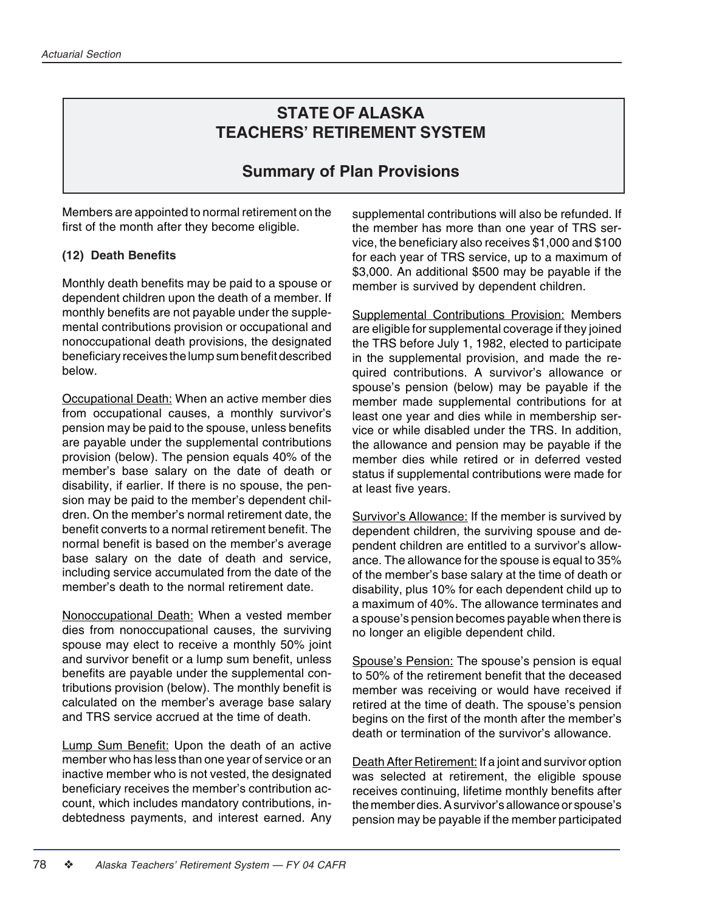# STATE OF ALASKA TEACHERS' RETIREMENT SYSTEM

## Summary of Plan Provisions

Members are appointed to normal retirement on the first of the month after they become eligible.

### (12) Death Benefits

Monthly death benefits may be paid to a spouse or dependent children upon the death of a member. If monthly benefits are not payable under the supplemental contributions provision or occupational and nonoccupational death provisions, the designated beneficiary receives the lump sum benefit described below.

Occupational Death: When an active member dies from occupational causes, a monthly survivor's pension may be paid to the spouse, unless benefits are payable under the supplemental contributions provision (below). The pension equals 40% of the member's base salary on the date of death or disability, if earlier. If there is no spouse, the pension may be paid to the member's dependent children. On the member's normal retirement date, the benefit converts to a normal retirement benefit. The normal benefit is based on the member's average base salary on the date of death and service, including service accumulated from the date of the member's death to the normal retirement date.

Nonoccupational Death: When a vested member dies from nonoccupational causes, the surviving spouse may elect to receive a monthly 50% joint and survivor benefit or a lump sum benefit, unless benefits are payable under the supplemental contributions provision (below). The monthly benefit is calculated on the member's average base salary and TRS service accrued at the time of death.

Lump Sum Benefit: Upon the death of an active member who has less than one year of service or an inactive member who is not vested, the designated beneficiary receives the member's contribution account, which includes mandatory contributions, indebtedness payments, and interest earned. Any supplemental contributions will also be refunded. If the member has more than one year of TRS service, the beneficiary also receives $1,000 and $100 for each year of TRS service, up to a maximum of $3,000. An additional $500 may be payable if the member is survived by dependent children.

Supplemental Contributions Provision: Members are eligible for supplemental coverage if they joined the TRS before July 1, 1982, elected to participate in the supplemental provision, and made the required contributions. A survivor's allowance or spouse's pension (below) may be payable if the member made supplemental contributions for at least one year and dies while in membership service or while disabled under the TRS. In addition, the allowance and pension may be payable if the member dies while retired or in deferred vested status if supplemental contributions were made for at least five years.

Survivor's Allowance: If the member is survived by dependent children, the surviving spouse and dependent children are entitled to a survivor's allowance. The allowance for the spouse is equal to 35% of the member's base salary at the time of death or disability, plus 10% for each dependent child up to a maximum of 40%. The allowance terminates and a spouse's pension becomes payable when there is no longer an eligible dependent child.

Spouse's Pension: The spouse's pension is equal to 50% of the retirement benefit that the deceased member was receiving or would have received if retired at the time of death. The spouse's pension begins on the first of the month after the member's death or termination of the survivor's allowance.

Death After Retirement: If a joint and survivor option was selected at retirement, the eligible spouse receives continuing, lifetime monthly benefits after the member dies. A survivor's allowance or spouse's pension may be payable if the member participated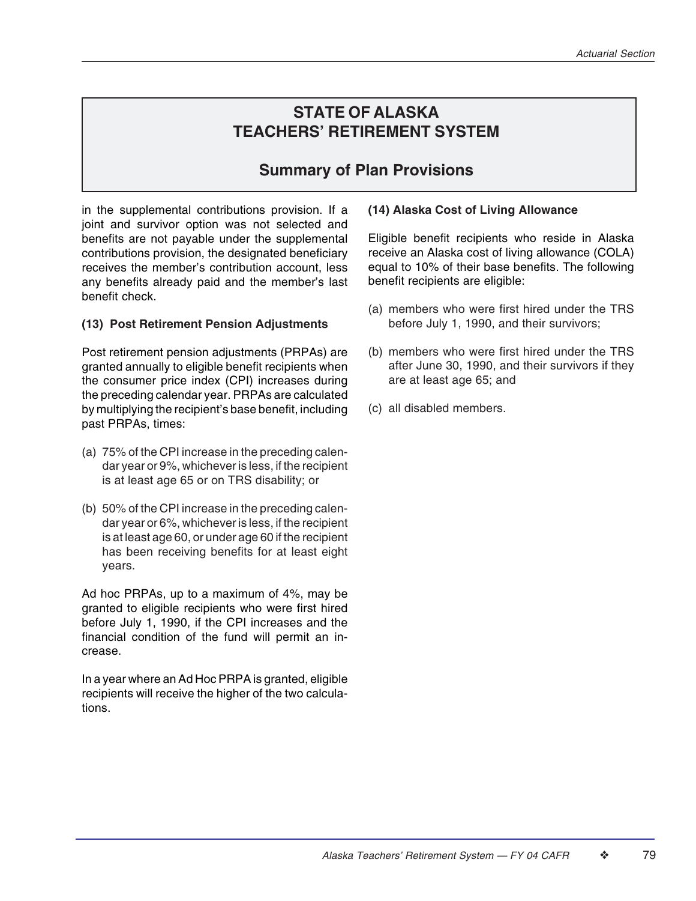## STATE OF ALASKA TEACHERS' RETIREMENT SYSTEM

### Summary of Plan Provisions

in the supplemental contributions provision. If a joint and survivor option was not selected and benefits are not payable under the supplemental contributions provision, the designated beneficiary receives the member's contribution account, less any benefits already paid and the member's last benefit check.

**(13) Post Retirement Pension Adjustments**

Post retirement pension adjustments (PRPAs) are granted annually to eligible benefit recipients when the consumer price index (CPI) increases during the preceding calendar year. PRPAs are calculated by multiplying the recipient's base benefit, including past PRPAs, times:

(a) 75% of the CPI increase in the preceding calendar year or 9%, whichever is less, if the recipient is at least age 65 or on TRS disability; or

(b) 50% of the CPI increase in the preceding calendar year or 6%, whichever is less, if the recipient is at least age 60, or under age 60 if the recipient has been receiving benefits for at least eight years.

Ad hoc PRPAs, up to a maximum of 4%, may be granted to eligible recipients who were first hired before July 1, 1990, if the CPI increases and the financial condition of the fund will permit an increase.

In a year where an Ad Hoc PRPA is granted, eligible recipients will receive the higher of the two calculations.

**(14) Alaska Cost of Living Allowance**

Eligible benefit recipients who reside in Alaska receive an Alaska cost of living allowance (COLA) equal to 10% of their base benefits. The following benefit recipients are eligible:

(a) members who were first hired under the TRS before July 1, 1990, and their survivors;

(b) members who were first hired under the TRS after June 30, 1990, and their survivors if they are at least age 65; and

(c) all disabled members.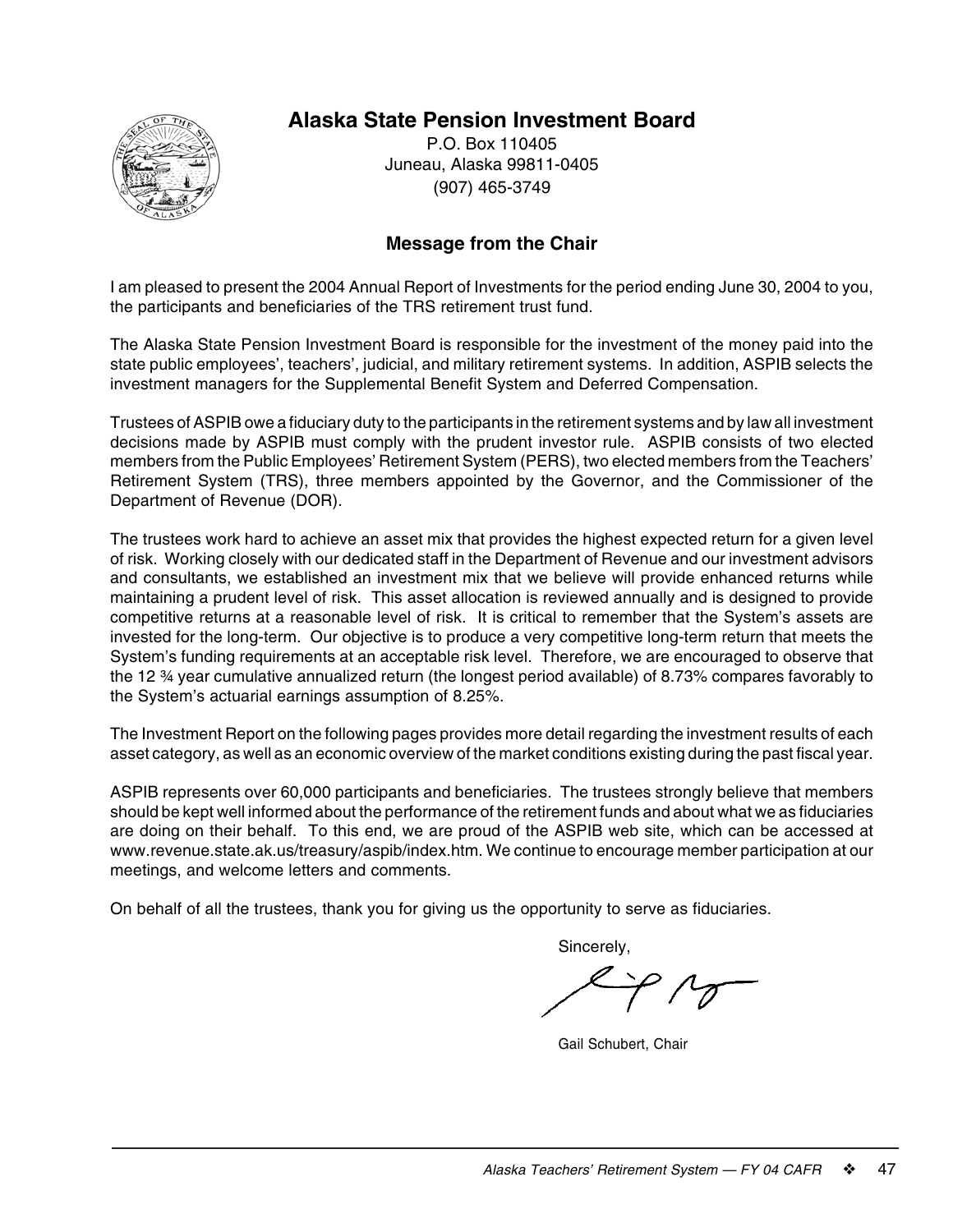# Alaska State Pension Investment Board

P.O. Box 110405
Juneau, Alaska 99811-0405
(907) 465-3749

## Message from the Chair

I am pleased to present the 2004 Annual Report of Investments for the period ending June 30, 2004 to you, the participants and beneficiaries of the TRS retirement trust fund.

The Alaska State Pension Investment Board is responsible for the investment of the money paid into the state public employees', teachers', judicial, and military retirement systems. In addition, ASPIB selects the investment managers for the Supplemental Benefit System and Deferred Compensation.

Trustees of ASPIB owe a fiduciary duty to the participants in the retirement systems and by law all investment decisions made by ASPIB must comply with the prudent investor rule. ASPIB consists of two elected members from the Public Employees' Retirement System (PERS), two elected members from the Teachers' Retirement System (TRS), three members appointed by the Governor, and the Commissioner of the Department of Revenue (DOR).

The trustees work hard to achieve an asset mix that provides the highest expected return for a given level of risk. Working closely with our dedicated staff in the Department of Revenue and our investment advisors and consultants, we established an investment mix that we believe will provide enhanced returns while maintaining a prudent level of risk. This asset allocation is reviewed annually and is designed to provide competitive returns at a reasonable level of risk. It is critical to remember that the System's assets are invested for the long-term. Our objective is to produce a very competitive long-term return that meets the System's funding requirements at an acceptable risk level. Therefore, we are encouraged to observe that the 12 ¾ year cumulative annualized return (the longest period available) of 8.73% compares favorably to the System's actuarial earnings assumption of 8.25%.

The Investment Report on the following pages provides more detail regarding the investment results of each asset category, as well as an economic overview of the market conditions existing during the past fiscal year.

ASPIB represents over 60,000 participants and beneficiaries. The trustees strongly believe that members should be kept well informed about the performance of the retirement funds and about what we as fiduciaries are doing on their behalf. To this end, we are proud of the ASPIB web site, which can be accessed at www.revenue.state.ak.us/treasury/aspib/index.htm. We continue to encourage member participation at our meetings, and welcome letters and comments.

On behalf of all the trustees, thank you for giving us the opportunity to serve as fiduciaries.

Sincerely,

Gail Schubert, Chair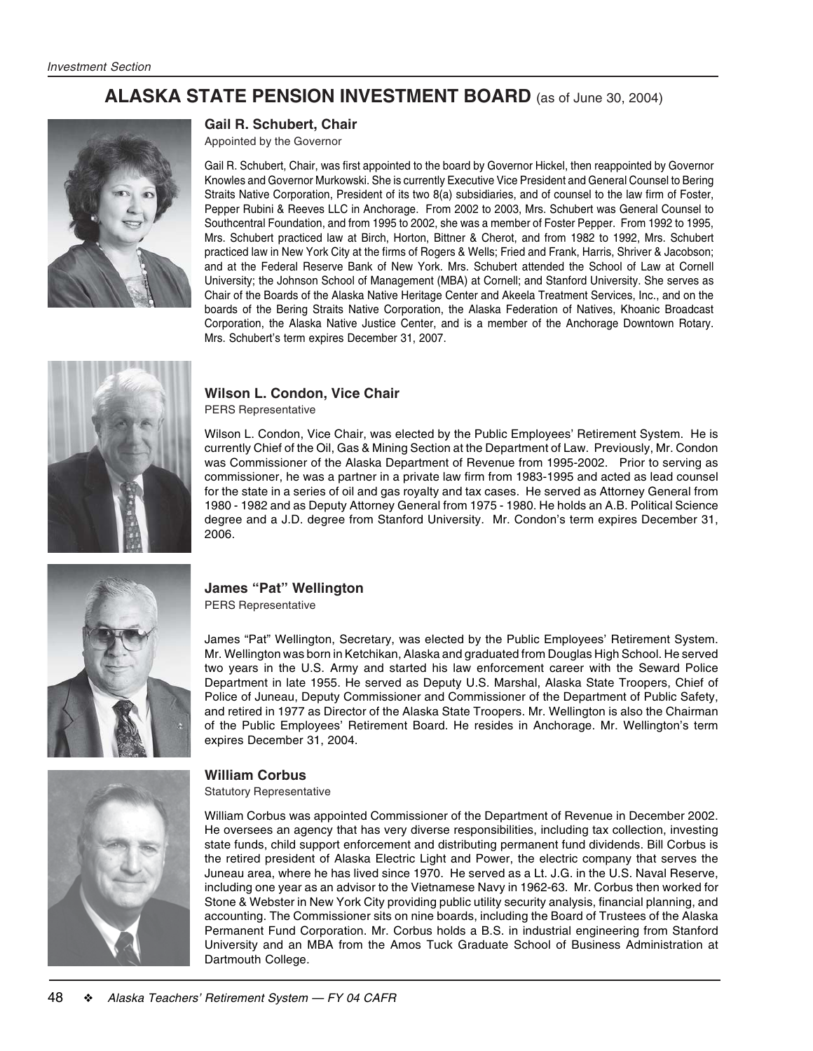# ALASKA STATE PENSION INVESTMENT BOARD (as of June 30, 2004)

### Gail R. Schubert, Chair

Appointed by the Governor

Gail R. Schubert, Chair, was first appointed to the board by Governor Hickel, then reappointed by Governor Knowles and Governor Murkowski. She is currently Executive Vice President and General Counsel to Bering Straits Native Corporation, President of its two 8(a) subsidiaries, and of counsel to the law firm of Foster, Pepper Rubini & Reeves LLC in Anchorage. From 2002 to 2003, Mrs. Schubert was General Counsel to Southcentral Foundation, and from 1995 to 2002, she was a member of Foster Pepper. From 1992 to 1995, Mrs. Schubert practiced law at Birch, Horton, Bittner & Cherot, and from 1982 to 1992, Mrs. Schubert practiced law in New York City at the firms of Rogers & Wells; Fried and Frank, Harris, Shriver & Jacobson; and at the Federal Reserve Bank of New York. Mrs. Schubert attended the School of Law at Cornell University; the Johnson School of Management (MBA) at Cornell; and Stanford University. She serves as Chair of the Boards of the Alaska Native Heritage Center and Akeela Treatment Services, Inc., and on the boards of the Bering Straits Native Corporation, the Alaska Federation of Natives, Khoanic Broadcast Corporation, the Alaska Native Justice Center, and is a member of the Anchorage Downtown Rotary. Mrs. Schubert's term expires December 31, 2007.

### Wilson L. Condon, Vice Chair

PERS Representative

Wilson L. Condon, Vice Chair, was elected by the Public Employees' Retirement System. He is currently Chief of the Oil, Gas & Mining Section at the Department of Law. Previously, Mr. Condon was Commissioner of the Alaska Department of Revenue from 1995-2002. Prior to serving as commissioner, he was a partner in a private law firm from 1983-1995 and acted as lead counsel for the state in a series of oil and gas royalty and tax cases. He served as Attorney General from 1980 - 1982 and as Deputy Attorney General from 1975 - 1980. He holds an A.B. Political Science degree and a J.D. degree from Stanford University. Mr. Condon's term expires December 31, 2006.

### James "Pat" Wellington

PERS Representative

James "Pat" Wellington, Secretary, was elected by the Public Employees' Retirement System. Mr. Wellington was born in Ketchikan, Alaska and graduated from Douglas High School. He served two years in the U.S. Army and started his law enforcement career with the Seward Police Department in late 1955. He served as Deputy U.S. Marshal, Alaska State Troopers, Chief of Police of Juneau, Deputy Commissioner and Commissioner of the Department of Public Safety, and retired in 1977 as Director of the Alaska State Troopers. Mr. Wellington is also the Chairman of the Public Employees' Retirement Board. He resides in Anchorage. Mr. Wellington's term expires December 31, 2004.

### William Corbus

Statutory Representative

William Corbus was appointed Commissioner of the Department of Revenue in December 2002. He oversees an agency that has very diverse responsibilities, including tax collection, investing state funds, child support enforcement and distributing permanent fund dividends. Bill Corbus is the retired president of Alaska Electric Light and Power, the electric company that serves the Juneau area, where he has lived since 1970. He served as a Lt. J.G. in the U.S. Naval Reserve, including one year as an advisor to the Vietnamese Navy in 1962-63. Mr. Corbus then worked for Stone & Webster in New York City providing public utility security analysis, financial planning, and accounting. The Commissioner sits on nine boards, including the Board of Trustees of the Alaska Permanent Fund Corporation. Mr. Corbus holds a B.S. in industrial engineering from Stanford University and an MBA from the Amos Tuck Graduate School of Business Administration at Dartmouth College.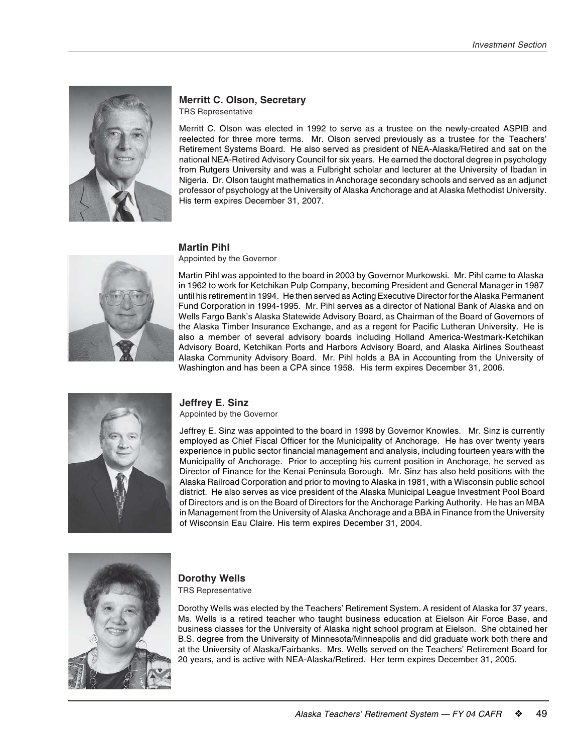### Merritt C. Olson, Secretary

TRS Representative

Merritt C. Olson was elected in 1992 to serve as a trustee on the newly-created ASPIB and reelected for three more terms. Mr. Olson served previously as a trustee for the Teachers' Retirement Systems Board. He also served as president of NEA-Alaska/Retired and sat on the national NEA-Retired Advisory Council for six years. He earned the doctoral degree in psychology from Rutgers University and was a Fulbright scholar and lecturer at the University of Ibadan in Nigeria. Dr. Olson taught mathematics in Anchorage secondary schools and served as an adjunct professor of psychology at the University of Alaska Anchorage and at Alaska Methodist University. His term expires December 31, 2007.

### Martin Pihl

Appointed by the Governor

Martin Pihl was appointed to the board in 2003 by Governor Murkowski. Mr. Pihl came to Alaska in 1962 to work for Ketchikan Pulp Company, becoming President and General Manager in 1987 until his retirement in 1994. He then served as Acting Executive Director for the Alaska Permanent Fund Corporation in 1994-1995. Mr. Pihl serves as a director of National Bank of Alaska and on Wells Fargo Bank's Alaska Statewide Advisory Board, as Chairman of the Board of Governors of the Alaska Timber Insurance Exchange, and as a regent for Pacific Lutheran University. He is also a member of several advisory boards including Holland America-Westmark-Ketchikan Advisory Board, Ketchikan Ports and Harbors Advisory Board, and Alaska Airlines Southeast Alaska Community Advisory Board. Mr. Pihl holds a BA in Accounting from the University of Washington and has been a CPA since 1958. His term expires December 31, 2006.

### Jeffrey E. Sinz

Appointed by the Governor

Jeffrey E. Sinz was appointed to the board in 1998 by Governor Knowles. Mr. Sinz is currently employed as Chief Fiscal Officer for the Municipality of Anchorage. He has over twenty years experience in public sector financial management and analysis, including fourteen years with the Municipality of Anchorage. Prior to accepting his current position in Anchorage, he served as Director of Finance for the Kenai Peninsula Borough. Mr. Sinz has also held positions with the Alaska Railroad Corporation and prior to moving to Alaska in 1981, with a Wisconsin public school district. He also serves as vice president of the Alaska Municipal League Investment Pool Board of Directors and is on the Board of Directors for the Anchorage Parking Authority. He has an MBA in Management from the University of Alaska Anchorage and a BBA in Finance from the University of Wisconsin Eau Claire. His term expires December 31, 2004.

### Dorothy Wells

TRS Representative

Dorothy Wells was elected by the Teachers' Retirement System. A resident of Alaska for 37 years, Ms. Wells is a retired teacher who taught business education at Eielson Air Force Base, and business classes for the University of Alaska night school program at Eielson. She obtained her B.S. degree from the University of Minnesota/Minneapolis and did graduate work both there and at the University of Alaska/Fairbanks. Mrs. Wells served on the Teachers' Retirement Board for 20 years, and is active with NEA-Alaska/Retired. Her term expires December 31, 2005.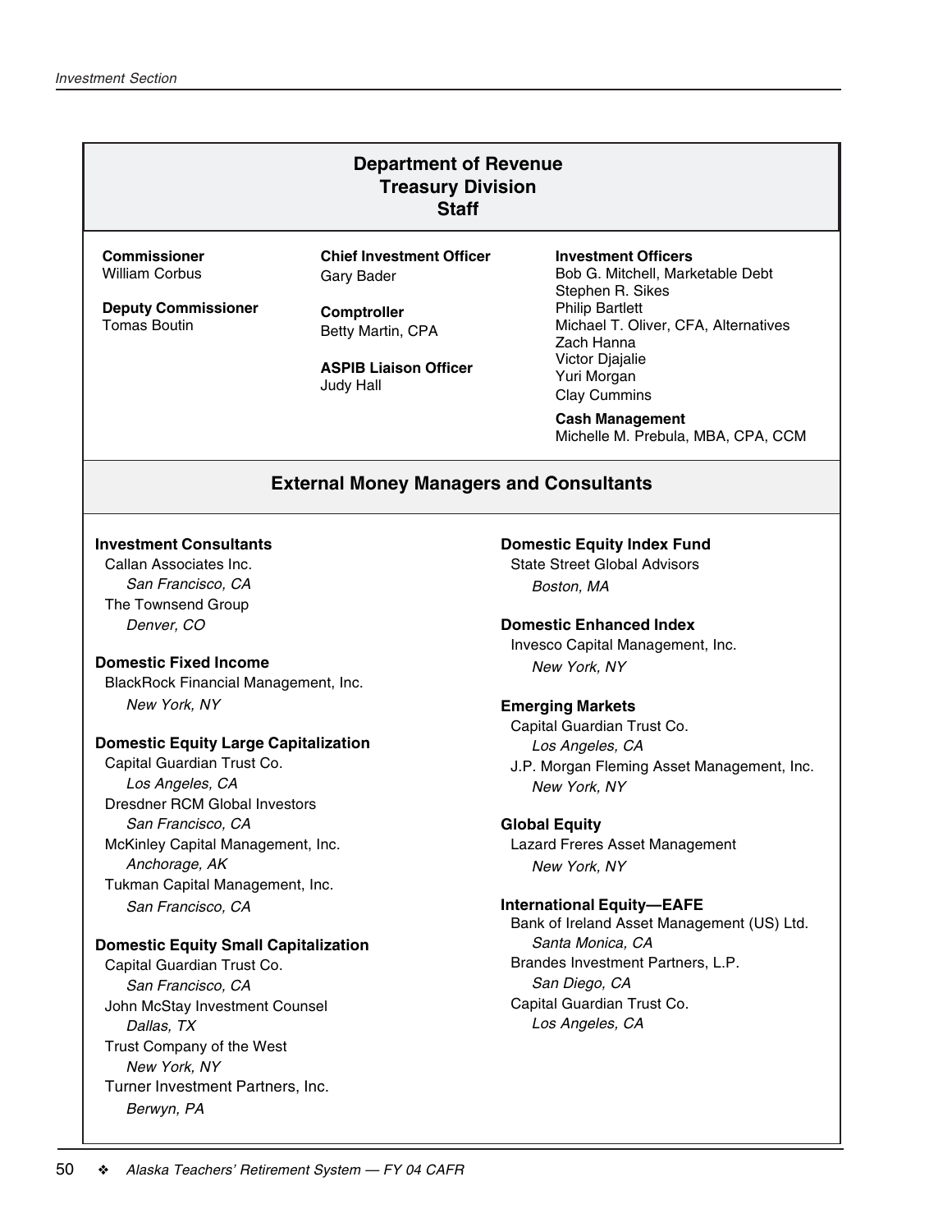## Department of Revenue
## Treasury Division
## Staff

**Commissioner**
William Corbus

**Deputy Commissioner**
Tomas Boutin

**Chief Investment Officer**
Gary Bader

**Comptroller**
Betty Martin, CPA

**ASPIB Liaison Officer**
Judy Hall

**Investment Officers**
Bob G. Mitchell, Marketable Debt
Stephen R. Sikes
Philip Bartlett
Michael T. Oliver, CFA, Alternatives
Zach Hanna
Victor Djajalie
Yuri Morgan
Clay Cummins

**Cash Management**
Michelle M. Prebula, MBA, CPA, CCM

## External Money Managers and Consultants

**Investment Consultants**
Callan Associates Inc.
*San Francisco, CA*
The Townsend Group
*Denver, CO*

**Domestic Fixed Income**
BlackRock Financial Management, Inc.
*New York, NY*

**Domestic Equity Large Capitalization**
Capital Guardian Trust Co.
*Los Angeles, CA*
Dresdner RCM Global Investors
*San Francisco, CA*
McKinley Capital Management, Inc.
*Anchorage, AK*
Tukman Capital Management, Inc.
*San Francisco, CA*

**Domestic Equity Small Capitalization**
Capital Guardian Trust Co.
*San Francisco, CA*
John McStay Investment Counsel
*Dallas, TX*
Trust Company of the West
*New York, NY*
Turner Investment Partners, Inc.
*Berwyn, PA*

**Domestic Equity Index Fund**
State Street Global Advisors
*Boston, MA*

**Domestic Enhanced Index**
Invesco Capital Management, Inc.
*New York, NY*

**Emerging Markets**
Capital Guardian Trust Co.
*Los Angeles, CA*
J.P. Morgan Fleming Asset Management, Inc.
*New York, NY*

**Global Equity**
Lazard Freres Asset Management
*New York, NY*

**International Equity—EAFE**
Bank of Ireland Asset Management (US) Ltd.
*Santa Monica, CA*
Brandes Investment Partners, L.P.
*San Diego, CA*
Capital Guardian Trust Co.
*Los Angeles, CA*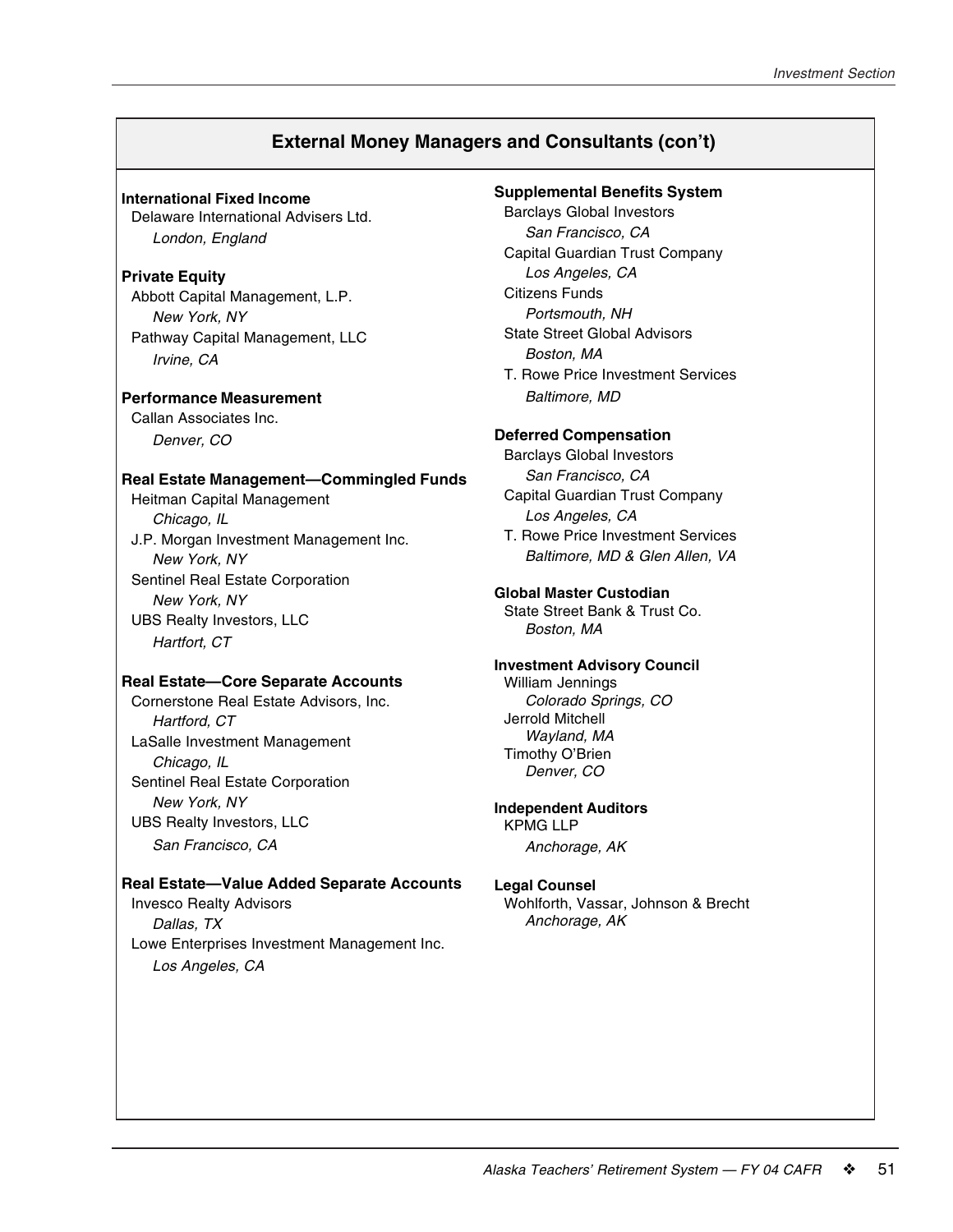## External Money Managers and Consultants (con't)

**International Fixed Income**
Delaware International Advisers Ltd.
*London, England*

**Private Equity**
Abbott Capital Management, L.P.
*New York, NY*
Pathway Capital Management, LLC
*Irvine, CA*

**Performance Measurement**
Callan Associates Inc.
*Denver, CO*

**Real Estate Management—Commingled Funds**
Heitman Capital Management
*Chicago, IL*
J.P. Morgan Investment Management Inc.
*New York, NY*
Sentinel Real Estate Corporation
*New York, NY*
UBS Realty Investors, LLC
*Hartfort, CT*

**Real Estate—Core Separate Accounts**
Cornerstone Real Estate Advisors, Inc.
*Hartford, CT*
LaSalle Investment Management
*Chicago, IL*
Sentinel Real Estate Corporation
*New York, NY*
UBS Realty Investors, LLC
*San Francisco, CA*

**Real Estate—Value Added Separate Accounts**
Invesco Realty Advisors
*Dallas, TX*
Lowe Enterprises Investment Management Inc.
*Los Angeles, CA*

**Supplemental Benefits System**
Barclays Global Investors
*San Francisco, CA*
Capital Guardian Trust Company
*Los Angeles, CA*
Citizens Funds
*Portsmouth, NH*
State Street Global Advisors
*Boston, MA*
T. Rowe Price Investment Services
*Baltimore, MD*

**Deferred Compensation**
Barclays Global Investors
*San Francisco, CA*
Capital Guardian Trust Company
*Los Angeles, CA*
T. Rowe Price Investment Services
*Baltimore, MD & Glen Allen, VA*

**Global Master Custodian**
State Street Bank & Trust Co.
*Boston, MA*

**Investment Advisory Council**
William Jennings
*Colorado Springs, CO*
Jerrold Mitchell
*Wayland, MA*
Timothy O'Brien
*Denver, CO*

**Independent Auditors**
KPMG LLP
*Anchorage, AK*

**Legal Counsel**
Wohlforth, Vassar, Johnson & Brecht
*Anchorage, AK*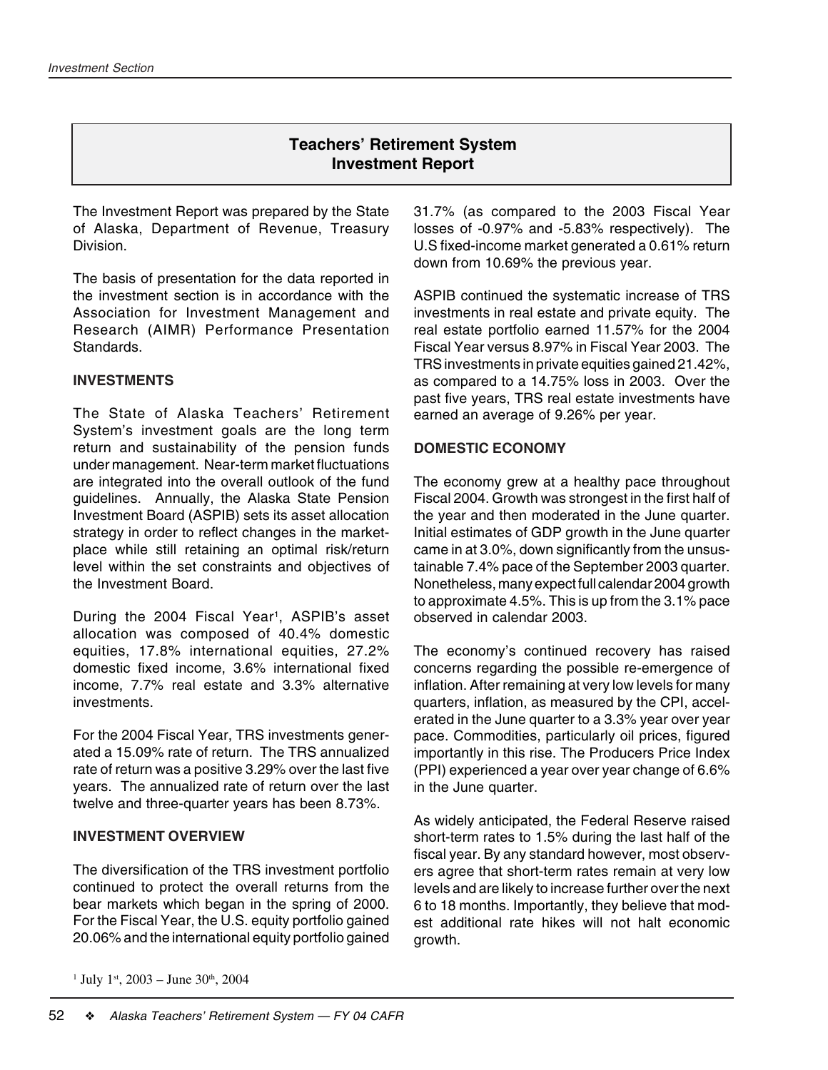# Teachers' Retirement System Investment Report

The Investment Report was prepared by the State of Alaska, Department of Revenue, Treasury Division.

The basis of presentation for the data reported in the investment section is in accordance with the Association for Investment Management and Research (AIMR) Performance Presentation Standards.

## INVESTMENTS

The State of Alaska Teachers' Retirement System's investment goals are the long term return and sustainability of the pension funds under management. Near-term market fluctuations are integrated into the overall outlook of the fund guidelines. Annually, the Alaska State Pension Investment Board (ASPIB) sets its asset allocation strategy in order to reflect changes in the marketplace while still retaining an optimal risk/return level within the set constraints and objectives of the Investment Board.

During the 2004 Fiscal Year[1], ASPIB's asset allocation was composed of 40.4% domestic equities, 17.8% international equities, 27.2% domestic fixed income, 3.6% international fixed income, 7.7% real estate and 3.3% alternative investments.

For the 2004 Fiscal Year, TRS investments generated a 15.09% rate of return. The TRS annualized rate of return was a positive 3.29% over the last five years. The annualized rate of return over the last twelve and three-quarter years has been 8.73%.

## INVESTMENT OVERVIEW

The diversification of the TRS investment portfolio continued to protect the overall returns from the bear markets which began in the spring of 2000. For the Fiscal Year, the U.S. equity portfolio gained 20.06% and the international equity portfolio gained 31.7% (as compared to the 2003 Fiscal Year losses of -0.97% and -5.83% respectively). The U.S fixed-income market generated a 0.61% return down from 10.69% the previous year.

ASPIB continued the systematic increase of TRS investments in real estate and private equity. The real estate portfolio earned 11.57% for the 2004 Fiscal Year versus 8.97% in Fiscal Year 2003. The TRS investments in private equities gained 21.42%, as compared to a 14.75% loss in 2003. Over the past five years, TRS real estate investments have earned an average of 9.26% per year.

## DOMESTIC ECONOMY

The economy grew at a healthy pace throughout Fiscal 2004. Growth was strongest in the first half of the year and then moderated in the June quarter. Initial estimates of GDP growth in the June quarter came in at 3.0%, down significantly from the unsustainable 7.4% pace of the September 2003 quarter. Nonetheless, many expect full calendar 2004 growth to approximate 4.5%. This is up from the 3.1% pace observed in calendar 2003.

The economy's continued recovery has raised concerns regarding the possible re-emergence of inflation. After remaining at very low levels for many quarters, inflation, as measured by the CPI, accelerated in the June quarter to a 3.3% year over year pace. Commodities, particularly oil prices, figured importantly in this rise. The Producers Price Index (PPI) experienced a year over year change of 6.6% in the June quarter.

As widely anticipated, the Federal Reserve raised short-term rates to 1.5% during the last half of the fiscal year. By any standard however, most observers agree that short-term rates remain at very low levels and are likely to increase further over the next 6 to 18 months. Importantly, they believe that modest additional rate hikes will not halt economic growth.

[1] July 1st, 2003 – June 30th, 2004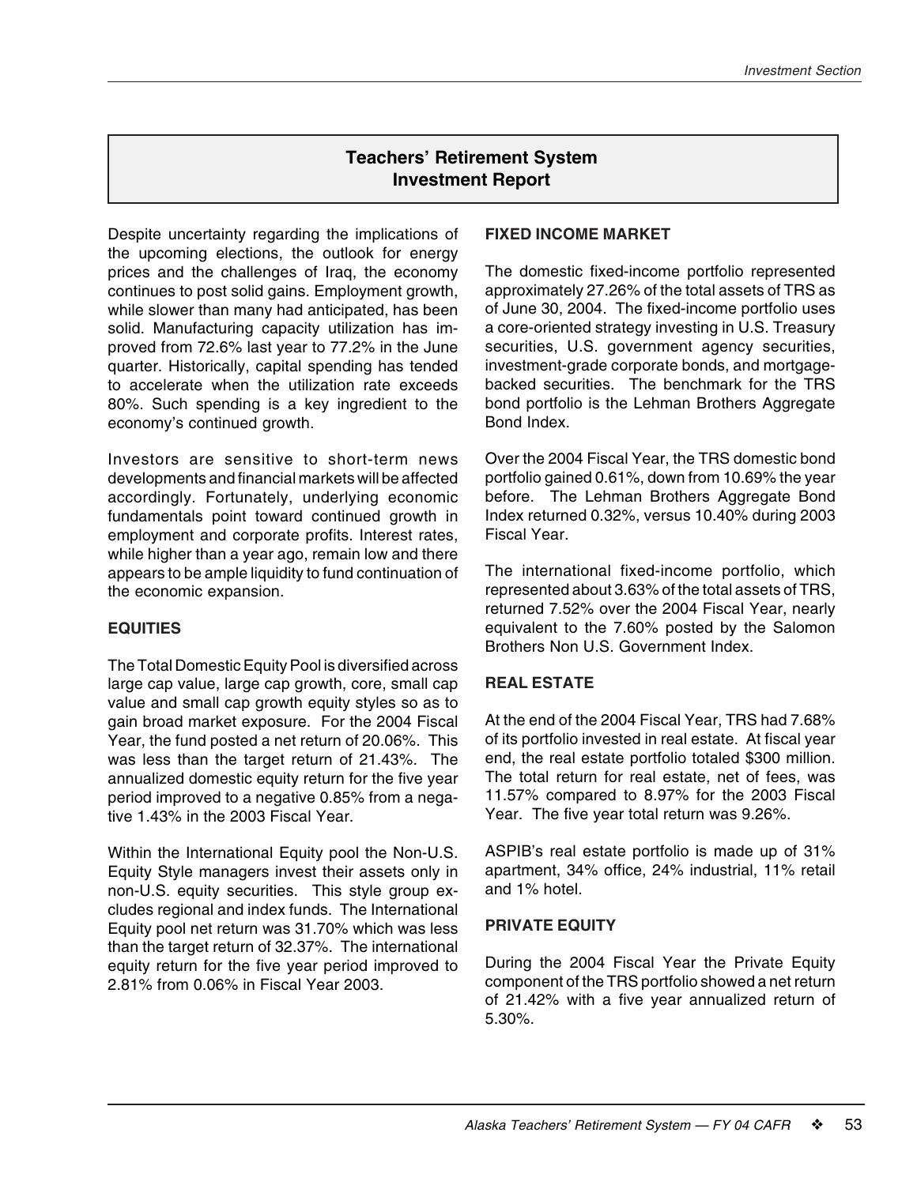## Teachers' Retirement System Investment Report

Despite uncertainty regarding the implications of the upcoming elections, the outlook for energy prices and the challenges of Iraq, the economy continues to post solid gains. Employment growth, while slower than many had anticipated, has been solid. Manufacturing capacity utilization has improved from 72.6% last year to 77.2% in the June quarter. Historically, capital spending has tended to accelerate when the utilization rate exceeds 80%. Such spending is a key ingredient to the economy's continued growth.

Investors are sensitive to short-term news developments and financial markets will be affected accordingly. Fortunately, underlying economic fundamentals point toward continued growth in employment and corporate profits. Interest rates, while higher than a year ago, remain low and there appears to be ample liquidity to fund continuation of the economic expansion.

### EQUITIES

The Total Domestic Equity Pool is diversified across large cap value, large cap growth, core, small cap value and small cap growth equity styles so as to gain broad market exposure. For the 2004 Fiscal Year, the fund posted a net return of 20.06%. This was less than the target return of 21.43%. The annualized domestic equity return for the five year period improved to a negative 0.85% from a negative 1.43% in the 2003 Fiscal Year.

Within the International Equity pool the Non-U.S. Equity Style managers invest their assets only in non-U.S. equity securities. This style group excludes regional and index funds. The International Equity pool net return was 31.70% which was less than the target return of 32.37%. The international equity return for the five year period improved to 2.81% from 0.06% in Fiscal Year 2003.

### FIXED INCOME MARKET

The domestic fixed-income portfolio represented approximately 27.26% of the total assets of TRS as of June 30, 2004. The fixed-income portfolio uses a core-oriented strategy investing in U.S. Treasury securities, U.S. government agency securities, investment-grade corporate bonds, and mortgage-backed securities. The benchmark for the TRS bond portfolio is the Lehman Brothers Aggregate Bond Index.

Over the 2004 Fiscal Year, the TRS domestic bond portfolio gained 0.61%, down from 10.69% the year before. The Lehman Brothers Aggregate Bond Index returned 0.32%, versus 10.40% during 2003 Fiscal Year.

The international fixed-income portfolio, which represented about 3.63% of the total assets of TRS, returned 7.52% over the 2004 Fiscal Year, nearly equivalent to the 7.60% posted by the Salomon Brothers Non U.S. Government Index.

### REAL ESTATE

At the end of the 2004 Fiscal Year, TRS had 7.68% of its portfolio invested in real estate. At fiscal year end, the real estate portfolio totaled $300 million. The total return for real estate, net of fees, was 11.57% compared to 8.97% for the 2003 Fiscal Year. The five year total return was 9.26%.

ASPIB's real estate portfolio is made up of 31% apartment, 34% office, 24% industrial, 11% retail and 1% hotel.

### PRIVATE EQUITY

During the 2004 Fiscal Year the Private Equity component of the TRS portfolio showed a net return of 21.42% with a five year annualized return of 5.30%.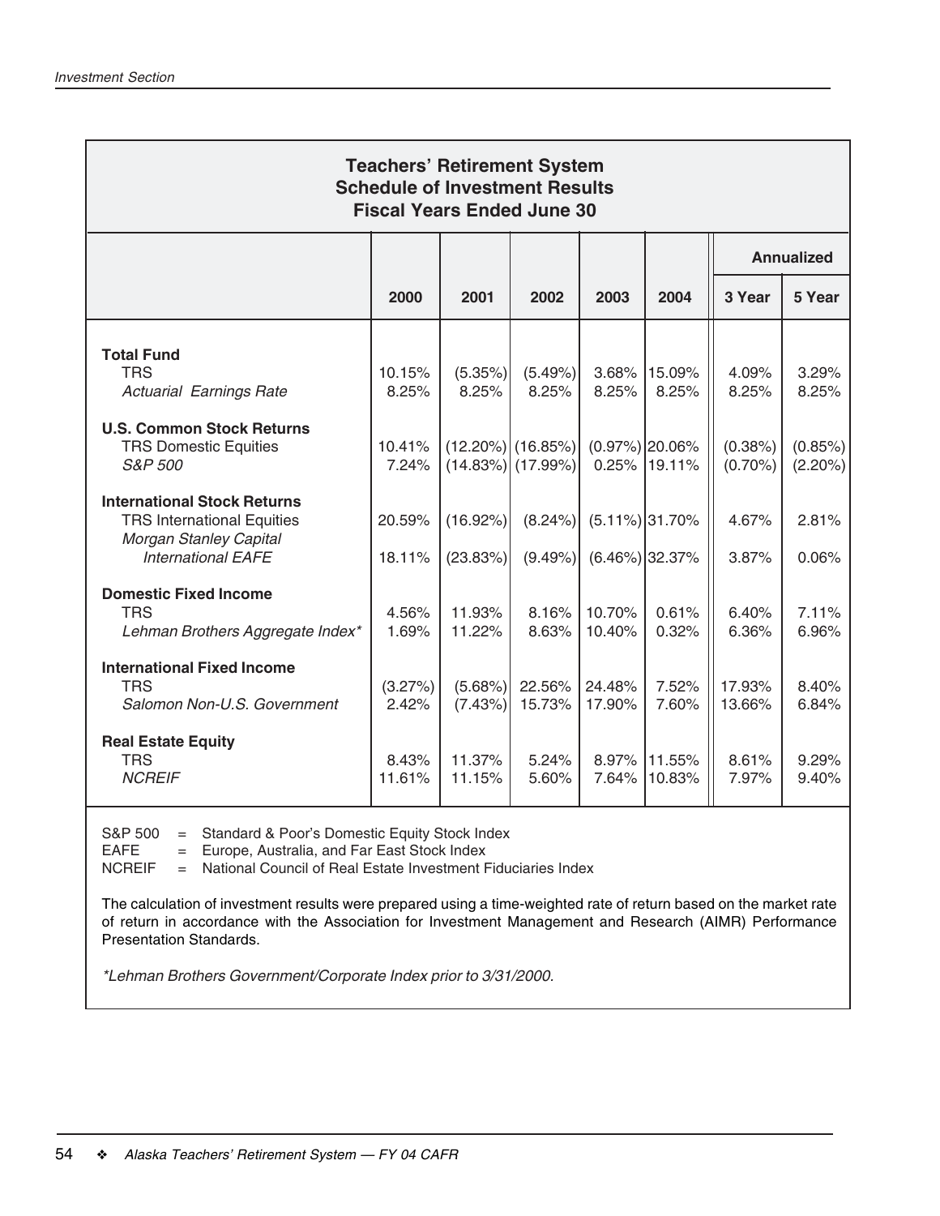## Teachers' Retirement System
## Schedule of Investment Results
## Fiscal Years Ended June 30

| | 2000 | 2001 | 2002 | 2003 | 2004 | Annualized 3 Year | Annualized 5 Year |
|---|---|---|---|---|---|---|---|
| **Total Fund** | | | | | | | |
| TRS | 10.15% | (5.35%) | (5.49%) | 3.68% | 15.09% | 4.09% | 3.29% |
| *Actuarial Earnings Rate* | 8.25% | 8.25% | 8.25% | 8.25% | 8.25% | 8.25% | 8.25% |
| **U.S. Common Stock Returns** | | | | | | | |
| TRS Domestic Equities | 10.41% | (12.20%) | (16.85%) | (0.97%) | 20.06% | (0.38%) | (0.85%) |
| *S&P 500* | 7.24% | (14.83%) | (17.99%) | 0.25% | 19.11% | (0.70%) | (2.20%) |
| **International Stock Returns** | | | | | | | |
| TRS International Equities | 20.59% | (16.92%) | (8.24%) | (5.11%) | 31.70% | 4.67% | 2.81% |
| *Morgan Stanley Capital International EAFE* | 18.11% | (23.83%) | (9.49%) | (6.46%) | 32.37% | 3.87% | 0.06% |
| **Domestic Fixed Income** | | | | | | | |
| TRS | 4.56% | 11.93% | 8.16% | 10.70% | 0.61% | 6.40% | 7.11% |
| *Lehman Brothers Aggregate Index** | 1.69% | 11.22% | 8.63% | 10.40% | 0.32% | 6.36% | 6.96% |
| **International Fixed Income** | | | | | | | |
| TRS | (3.27%) | (5.68%) | 22.56% | 24.48% | 7.52% | 17.93% | 8.40% |
| *Salomon Non-U.S. Government* | 2.42% | (7.43%) | 15.73% | 17.90% | 7.60% | 13.66% | 6.84% |
| **Real Estate Equity** | | | | | | | |
| TRS | 8.43% | 11.37% | 5.24% | 8.97% | 11.55% | 8.61% | 9.29% |
| *NCREIF* | 11.61% | 11.15% | 5.60% | 7.64% | 10.83% | 7.97% | 9.40% |

S&P 500 = Standard & Poor's Domestic Equity Stock Index
EAFE = Europe, Australia, and Far East Stock Index
NCREIF = National Council of Real Estate Investment Fiduciaries Index

The calculation of investment results were prepared using a time-weighted rate of return based on the market rate of return in accordance with the Association for Investment Management and Research (AIMR) Performance Presentation Standards.

*\*Lehman Brothers Government/Corporate Index prior to 3/31/2000.*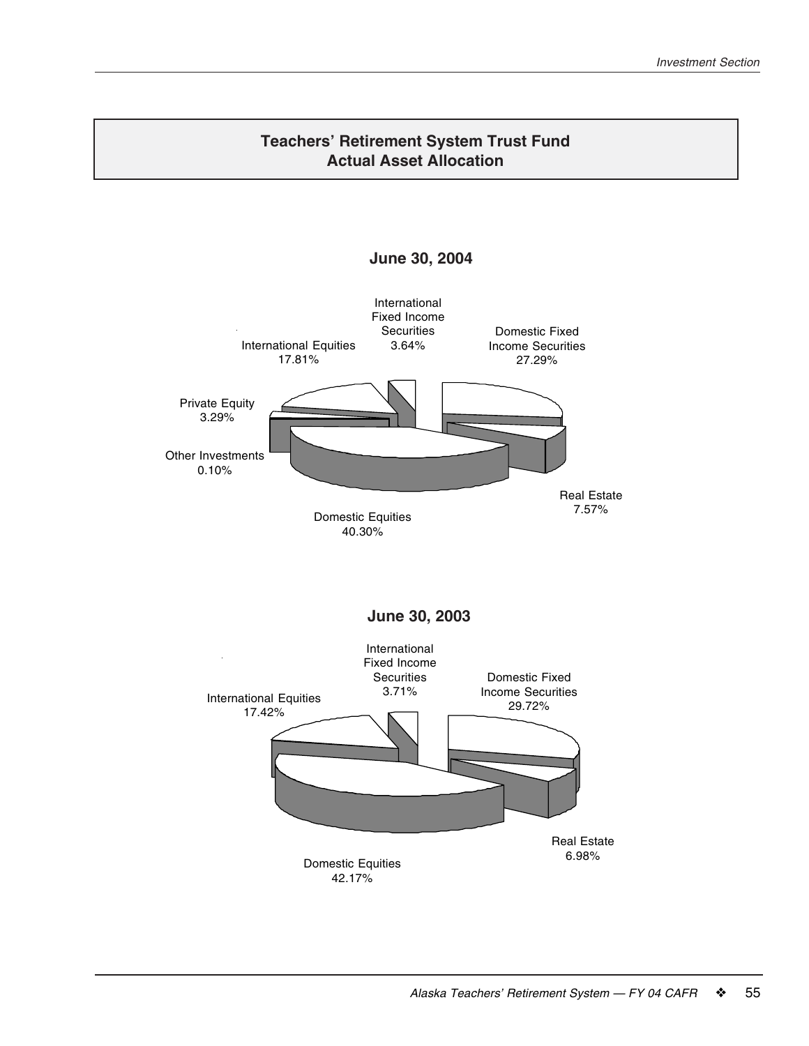## Teachers' Retirement System Trust Fund
## Actual Asset Allocation

**June 30, 2004**

International Fixed Income Securities 3.64%

Domestic Fixed Income Securities 27.29%

International Equities 17.81%

Private Equity 3.29%

Other Investments 0.10%

Real Estate 7.57%

Domestic Equities 40.30%

**June 30, 2003**

International Fixed Income Securities 3.71%

Domestic Fixed Income Securities 29.72%

International Equities 17.42%

Real Estate 6.98%

Domestic Equities 42.17%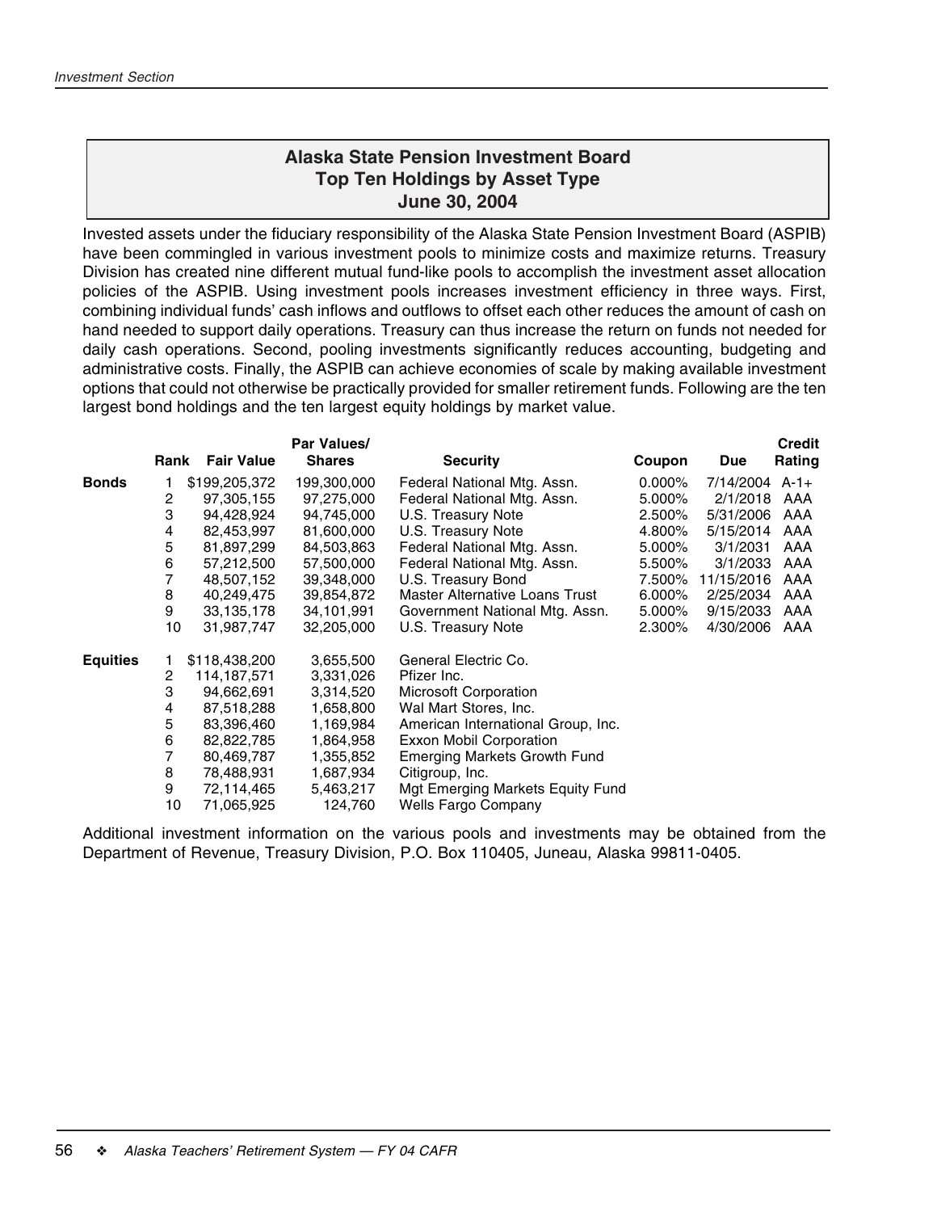## Alaska State Pension Investment Board
## Top Ten Holdings by Asset Type
## June 30, 2004

Invested assets under the fiduciary responsibility of the Alaska State Pension Investment Board (ASPIB) have been commingled in various investment pools to minimize costs and maximize returns. Treasury Division has created nine different mutual fund-like pools to accomplish the investment asset allocation policies of the ASPIB. Using investment pools increases investment efficiency in three ways. First, combining individual funds' cash inflows and outflows to offset each other reduces the amount of cash on hand needed to support daily operations. Treasury can thus increase the return on funds not needed for daily cash operations. Second, pooling investments significantly reduces accounting, budgeting and administrative costs. Finally, the ASPIB can achieve economies of scale by making available investment options that could not otherwise be practically provided for smaller retirement funds. Following are the ten largest bond holdings and the ten largest equity holdings by market value.

| | Rank | Fair Value | Par Values/ Shares | Security | Coupon | Due | Credit Rating |
|---|---|---|---|---|---|---|---|
| **Bonds** | 1 | $199,205,372 | 199,300,000 | Federal National Mtg. Assn. | 0.000% | 7/14/2004 | A-1+ |
| | 2 | 97,305,155 | 97,275,000 | Federal National Mtg. Assn. | 5.000% | 2/1/2018 | AAA |
| | 3 | 94,428,924 | 94,745,000 | U.S. Treasury Note | 2.500% | 5/31/2006 | AAA |
| | 4 | 82,453,997 | 81,600,000 | U.S. Treasury Note | 4.800% | 5/15/2014 | AAA |
| | 5 | 81,897,299 | 84,503,863 | Federal National Mtg. Assn. | 5.000% | 3/1/2031 | AAA |
| | 6 | 57,212,500 | 57,500,000 | Federal National Mtg. Assn. | 5.500% | 3/1/2033 | AAA |
| | 7 | 48,507,152 | 39,348,000 | U.S. Treasury Bond | 7.500% | 11/15/2016 | AAA |
| | 8 | 40,249,475 | 39,854,872 | Master Alternative Loans Trust | 6.000% | 2/25/2034 | AAA |
| | 9 | 33,135,178 | 34,101,991 | Government National Mtg. Assn. | 5.000% | 9/15/2033 | AAA |
| | 10 | 31,987,747 | 32,205,000 | U.S. Treasury Note | 2.300% | 4/30/2006 | AAA |
| **Equities** | 1 | $118,438,200 | 3,655,500 | General Electric Co. | | | |
| | 2 | 114,187,571 | 3,331,026 | Pfizer Inc. | | | |
| | 3 | 94,662,691 | 3,314,520 | Microsoft Corporation | | | |
| | 4 | 87,518,288 | 1,658,800 | Wal Mart Stores, Inc. | | | |
| | 5 | 83,396,460 | 1,169,984 | American International Group, Inc. | | | |
| | 6 | 82,822,785 | 1,864,958 | Exxon Mobil Corporation | | | |
| | 7 | 80,469,787 | 1,355,852 | Emerging Markets Growth Fund | | | |
| | 8 | 78,488,931 | 1,687,934 | Citigroup, Inc. | | | |
| | 9 | 72,114,465 | 5,463,217 | Mgt Emerging Markets Equity Fund | | | |
| | 10 | 71,065,925 | 124,760 | Wells Fargo Company | | | |

Additional investment information on the various pools and investments may be obtained from the Department of Revenue, Treasury Division, P.O. Box 110405, Juneau, Alaska 99811-0405.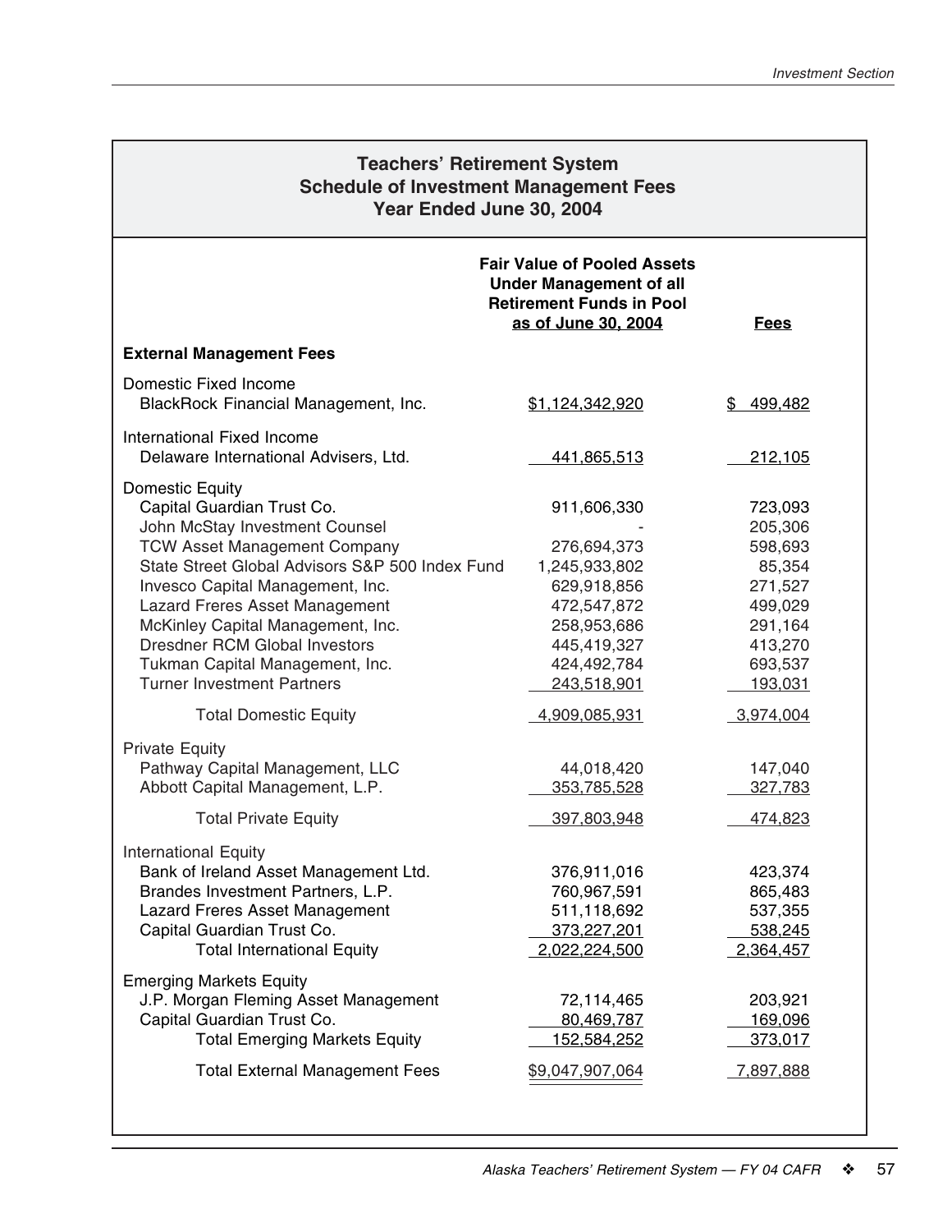## Teachers' Retirement System
## Schedule of Investment Management Fees
## Year Ended June 30, 2004

| | Fair Value of Pooled Assets Under Management of all Retirement Funds in Pool as of June 30, 2004 | Fees |
|---|---|---|
| **External Management Fees** | | |
| Domestic Fixed Income | | |
| BlackRock Financial Management, Inc. | $1,124,342,920 | $ 499,482 |
| International Fixed Income | | |
| Delaware International Advisers, Ltd. | 441,865,513 | 212,105 |
| Domestic Equity | | |
| Capital Guardian Trust Co. | 911,606,330 | 723,093 |
| John McStay Investment Counsel | - | 205,306 |
| TCW Asset Management Company | 276,694,373 | 598,693 |
| State Street Global Advisors S&P 500 Index Fund | 1,245,933,802 | 85,354 |
| Invesco Capital Management, Inc. | 629,918,856 | 271,527 |
| Lazard Freres Asset Management | 472,547,872 | 499,029 |
| McKinley Capital Management, Inc. | 258,953,686 | 291,164 |
| Dresdner RCM Global Investors | 445,419,327 | 413,270 |
| Tukman Capital Management, Inc. | 424,492,784 | 693,537 |
| Turner Investment Partners | 243,518,901 | 193,031 |
| Total Domestic Equity | 4,909,085,931 | 3,974,004 |
| Private Equity | | |
| Pathway Capital Management, LLC | 44,018,420 | 147,040 |
| Abbott Capital Management, L.P. | 353,785,528 | 327,783 |
| Total Private Equity | 397,803,948 | 474,823 |
| International Equity | | |
| Bank of Ireland Asset Management Ltd. | 376,911,016 | 423,374 |
| Brandes Investment Partners, L.P. | 760,967,591 | 865,483 |
| Lazard Freres Asset Management | 511,118,692 | 537,355 |
| Capital Guardian Trust Co. | 373,227,201 | 538,245 |
| Total International Equity | 2,022,224,500 | 2,364,457 |
| Emerging Markets Equity | | |
| J.P. Morgan Fleming Asset Management | 72,114,465 | 203,921 |
| Capital Guardian Trust Co. | 80,469,787 | 169,096 |
| Total Emerging Markets Equity | 152,584,252 | 373,017 |
| Total External Management Fees | $9,047,907,064 | 7,897,888 |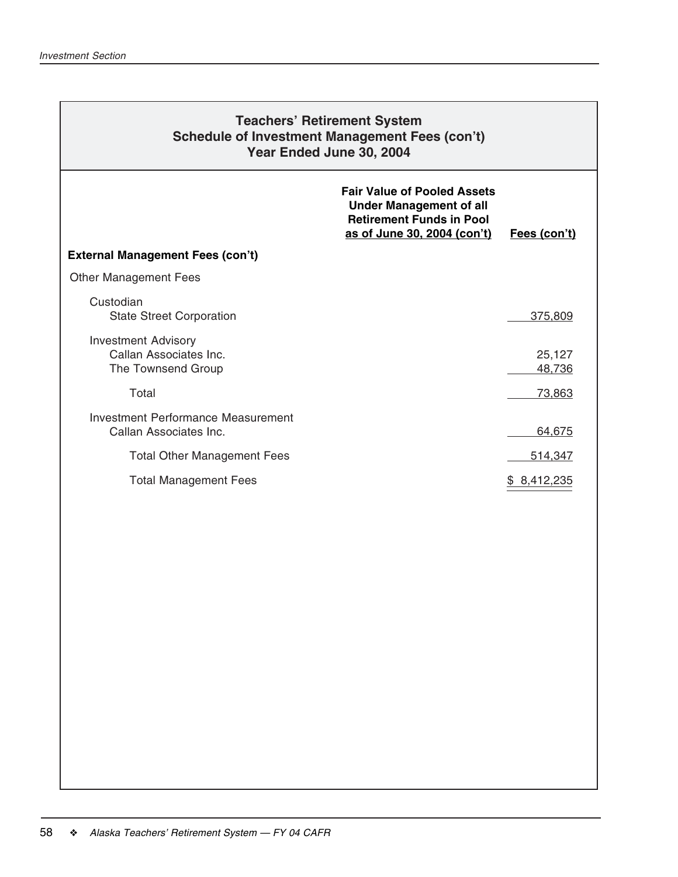## Teachers' Retirement System
## Schedule of Investment Management Fees (con't)
## Year Ended June 30, 2004

| | Fair Value of Pooled Assets Under Management of all Retirement Funds in Pool as of June 30, 2004 (con't) | Fees (con't) |
|---|---|---|
| **External Management Fees (con't)** | | |
| Other Management Fees | | |
| Custodian | | |
| State Street Corporation | | 375,809 |
| Investment Advisory | | |
| Callan Associates Inc. | | 25,127 |
| The Townsend Group | | 48,736 |
| Total | | 73,863 |
| Investment Performance Measurement | | |
| Callan Associates Inc. | | 64,675 |
| Total Other Management Fees | | 514,347 |
| Total Management Fees | | $ 8,412,235 |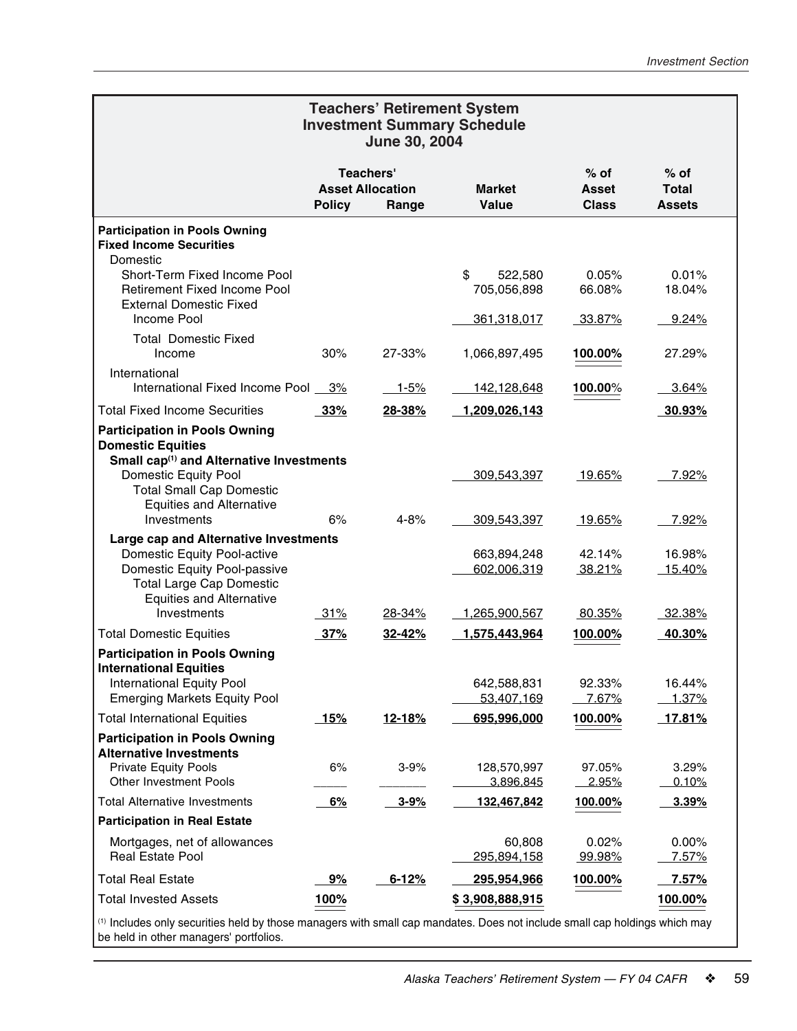## Teachers' Retirement System
## Investment Summary Schedule
## June 30, 2004

| | Teachers' Asset Allocation Policy | Teachers' Asset Allocation Range | Market Value | % of Asset Class | % of Total Assets |
|---|---|---|---|---|---|
| **Participation in Pools Owning Fixed Income Securities** | | | | | |
| Domestic | | | | | |
| Short-Term Fixed Income Pool | | | $ 522,580 | 0.05% | 0.01% |
| Retirement Fixed Income Pool | | | 705,056,898 | 66.08% | 18.04% |
| External Domestic Fixed Income Pool | | | 361,318,017 | 33.87% | 9.24% |
| Total Domestic Fixed Income | 30% | 27-33% | 1,066,897,495 | **100.00%** | 27.29% |
| International | | | | | |
| International Fixed Income Pool | 3% | 1-5% | 142,128,648 | **100.00**% | 3.64% |
| Total Fixed Income Securities | **33%** | **28-38%** | **1,209,026,143** | | **30.93%** |
| **Participation in Pools Owning Domestic Equities** | | | | | |
| **Small cap[(1)] and Alternative Investments** | | | | | |
| Domestic Equity Pool | | | 309,543,397 | 19.65% | 7.92% |
| Total Small Cap Domestic Equities and Alternative Investments | 6% | 4-8% | 309,543,397 | 19.65% | 7.92% |
| **Large cap and Alternative Investments** | | | | | |
| Domestic Equity Pool-active | | | 663,894,248 | 42.14% | 16.98% |
| Domestic Equity Pool-passive | | | 602,006,319 | 38.21% | 15.40% |
| Total Large Cap Domestic Equities and Alternative Investments | 31% | 28-34% | 1,265,900,567 | 80.35% | 32.38% |
| Total Domestic Equities | **37%** | **32-42%** | **1,575,443,964** | **100.00%** | **40.30%** |
| **Participation in Pools Owning International Equities** | | | | | |
| International Equity Pool | | | 642,588,831 | 92.33% | 16.44% |
| Emerging Markets Equity Pool | | | 53,407,169 | 7.67% | 1.37% |
| Total International Equities | **15%** | **12-18%** | **695,996,000** | **100.00%** | **17.81%** |
| **Participation in Pools Owning Alternative Investments** | | | | | |
| Private Equity Pools | 6% | 3-9% | 128,570,997 | 97.05% | 3.29% |
| Other Investment Pools | | | 3,896,845 | 2.95% | 0.10% |
| Total Alternative Investments | **6%** | **3-9%** | **132,467,842** | **100.00%** | **3.39%** |
| **Participation in Real Estate** | | | | | |
| Mortgages, net of allowances | | | 60,808 | 0.02% | 0.00% |
| Real Estate Pool | | | 295,894,158 | 99.98% | 7.57% |
| Total Real Estate | **9%** | **6-12%** | **295,954,966** | **100.00%** | **7.57%** |
| Total Invested Assets | **100%** | | **$ 3,908,888,915** | | **100.00%** |

[(1)] Includes only securities held by those managers with small cap mandates. Does not include small cap holdings which may be held in other managers' portfolios.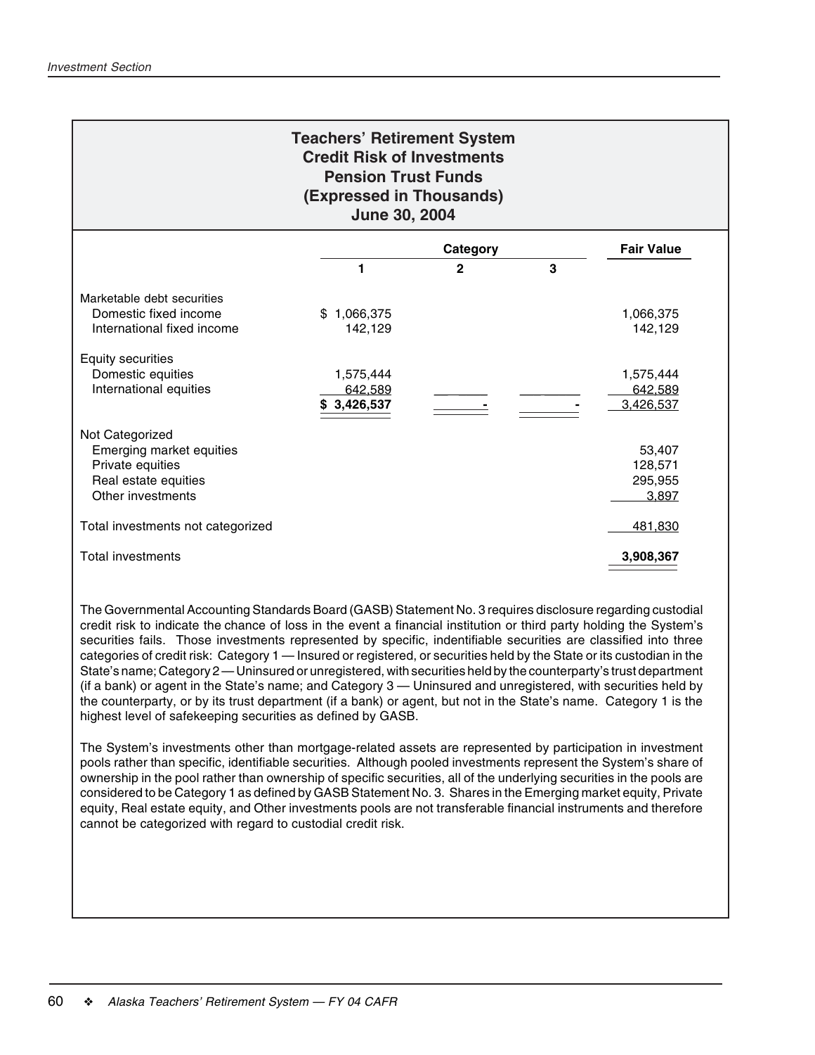## Teachers' Retirement System
## Credit Risk of Investments
## Pension Trust Funds
## (Expressed in Thousands)
## June 30, 2004

| | Category | | | Fair Value |
|---|---|---|---|---|
| | 1 | 2 | 3 | |
| Marketable debt securities | | | | |
| Domestic fixed income | $ 1,066,375 | | | 1,066,375 |
| International fixed income | 142,129 | | | 142,129 |
| Equity securities | | | | |
| Domestic equities | 1,575,444 | | | 1,575,444 |
| International equities | 642,589 | | | 642,589 |
| | $ 3,426,537 | - | - | 3,426,537 |
| Not Categorized | | | | |
| Emerging market equities | | | | 53,407 |
| Private equities | | | | 128,571 |
| Real estate equities | | | | 295,955 |
| Other investments | | | | 3,897 |
| Total investments not categorized | | | | 481,830 |
| Total investments | | | | **3,908,367** |

The Governmental Accounting Standards Board (GASB) Statement No. 3 requires disclosure regarding custodial credit risk to indicate the chance of loss in the event a financial institution or third party holding the System's securities fails. Those investments represented by specific, indentifiable securities are classified into three categories of credit risk: Category 1 — Insured or registered, or securities held by the State or its custodian in the State's name; Category 2 — Uninsured or unregistered, with securities held by the counterparty's trust department (if a bank) or agent in the State's name; and Category 3 — Uninsured and unregistered, with securities held by the counterparty, or by its trust department (if a bank) or agent, but not in the State's name. Category 1 is the highest level of safekeeping securities as defined by GASB.

The System's investments other than mortgage-related assets are represented by participation in investment pools rather than specific, identifiable securities. Although pooled investments represent the System's share of ownership in the pool rather than ownership of specific securities, all of the underlying securities in the pools are considered to be Category 1 as defined by GASB Statement No. 3. Shares in the Emerging market equity, Private equity, Real estate equity, and Other investments pools are not transferable financial instruments and therefore cannot be categorized with regard to custodial credit risk.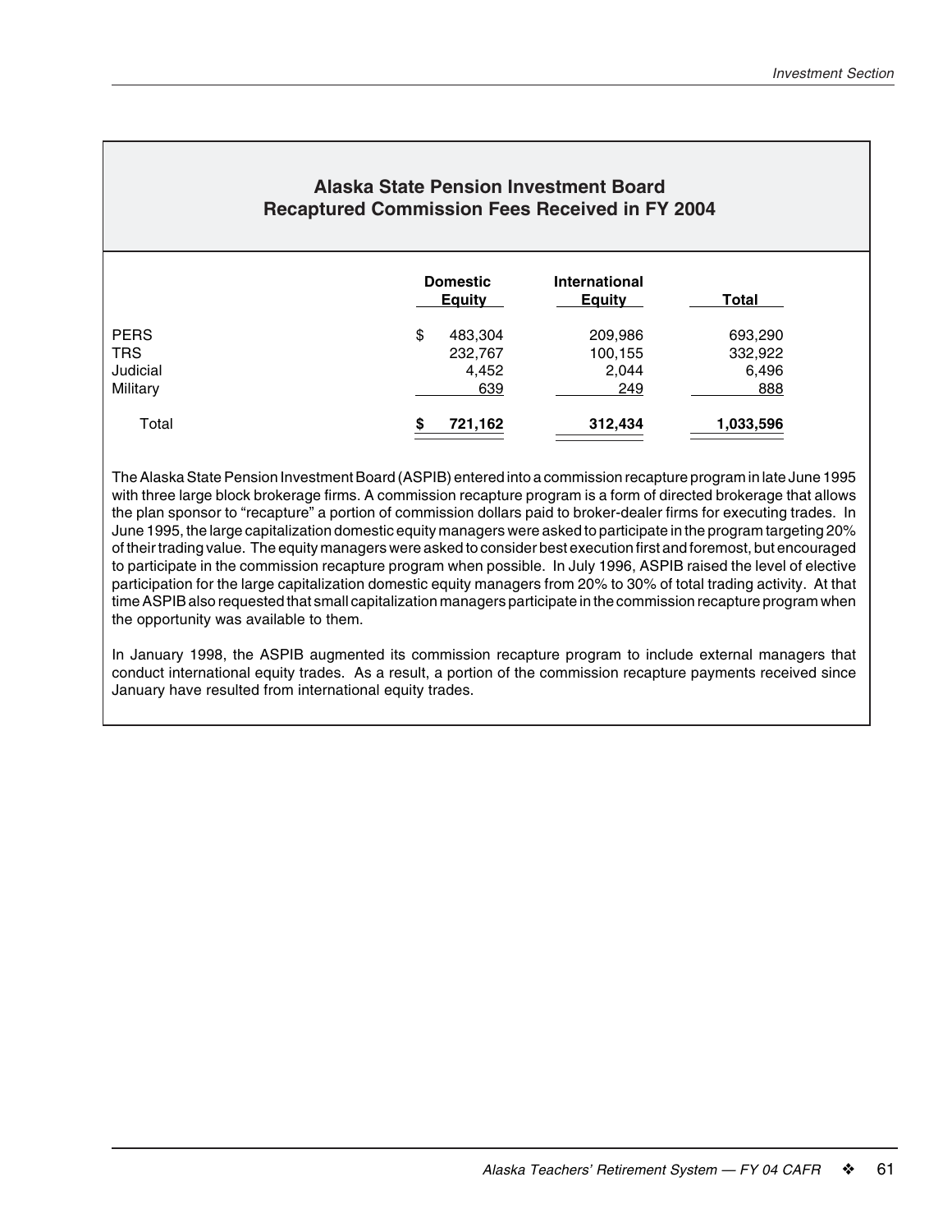## Alaska State Pension Investment Board
## Recaptured Commission Fees Received in FY 2004

| | Domestic Equity | International Equity | Total |
|---|---|---|---|
| PERS | $ 483,304 | 209,986 | 693,290 |
| TRS | 232,767 | 100,155 | 332,922 |
| Judicial | 4,452 | 2,044 | 6,496 |
| Military | 639 | 249 | 888 |
| Total | **$ 721,162** | **312,434** | **1,033,596** |

The Alaska State Pension Investment Board (ASPIB) entered into a commission recapture program in late June 1995 with three large block brokerage firms. A commission recapture program is a form of directed brokerage that allows the plan sponsor to "recapture" a portion of commission dollars paid to broker-dealer firms for executing trades. In June 1995, the large capitalization domestic equity managers were asked to participate in the program targeting 20% of their trading value. The equity managers were asked to consider best execution first and foremost, but encouraged to participate in the commission recapture program when possible. In July 1996, ASPIB raised the level of elective participation for the large capitalization domestic equity managers from 20% to 30% of total trading activity. At that time ASPIB also requested that small capitalization managers participate in the commission recapture program when the opportunity was available to them.

In January 1998, the ASPIB augmented its commission recapture program to include external managers that conduct international equity trades. As a result, a portion of the commission recapture payments received since January have resulted from international equity trades.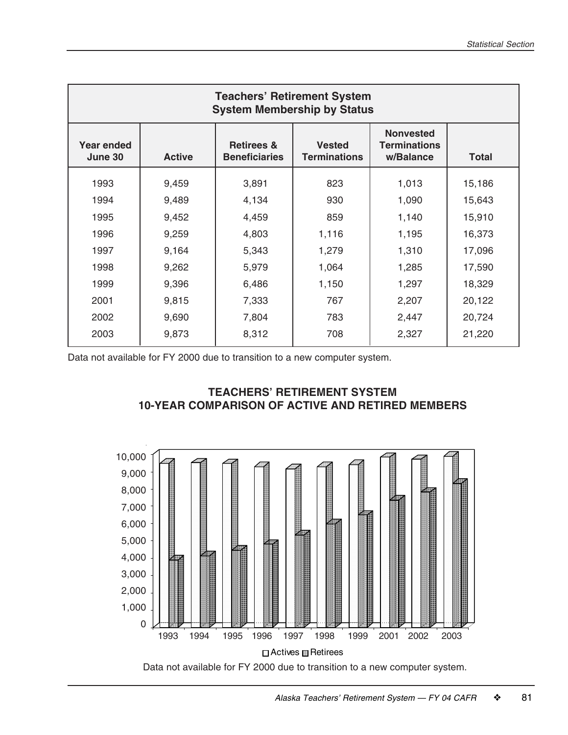| **Teachers' Retirement System System Membership by Status** | | | | | |
|---|---|---|---|---|---|
| **Year ended June 30** | **Active** | **Retirees & Beneficiaries** | **Vested Terminations** | **Nonvested Terminations w/Balance** | **Total** |
| 1993 | 9,459 | 3,891 | 823 | 1,013 | 15,186 |
| 1994 | 9,489 | 4,134 | 930 | 1,090 | 15,643 |
| 1995 | 9,452 | 4,459 | 859 | 1,140 | 15,910 |
| 1996 | 9,259 | 4,803 | 1,116 | 1,195 | 16,373 |
| 1997 | 9,164 | 5,343 | 1,279 | 1,310 | 17,096 |
| 1998 | 9,262 | 5,979 | 1,064 | 1,285 | 17,590 |
| 1999 | 9,396 | 6,486 | 1,150 | 1,297 | 18,329 |
| 2001 | 9,815 | 7,333 | 767 | 2,207 | 20,122 |
| 2002 | 9,690 | 7,804 | 783 | 2,447 | 20,724 |
| 2003 | 9,873 | 8,312 | 708 | 2,327 | 21,220 |

Data not available for FY 2000 due to transition to a new computer system.

## TEACHERS' RETIREMENT SYSTEM 10-YEAR COMPARISON OF ACTIVE AND RETIRED MEMBERS

Data not available for FY 2000 due to transition to a new computer system.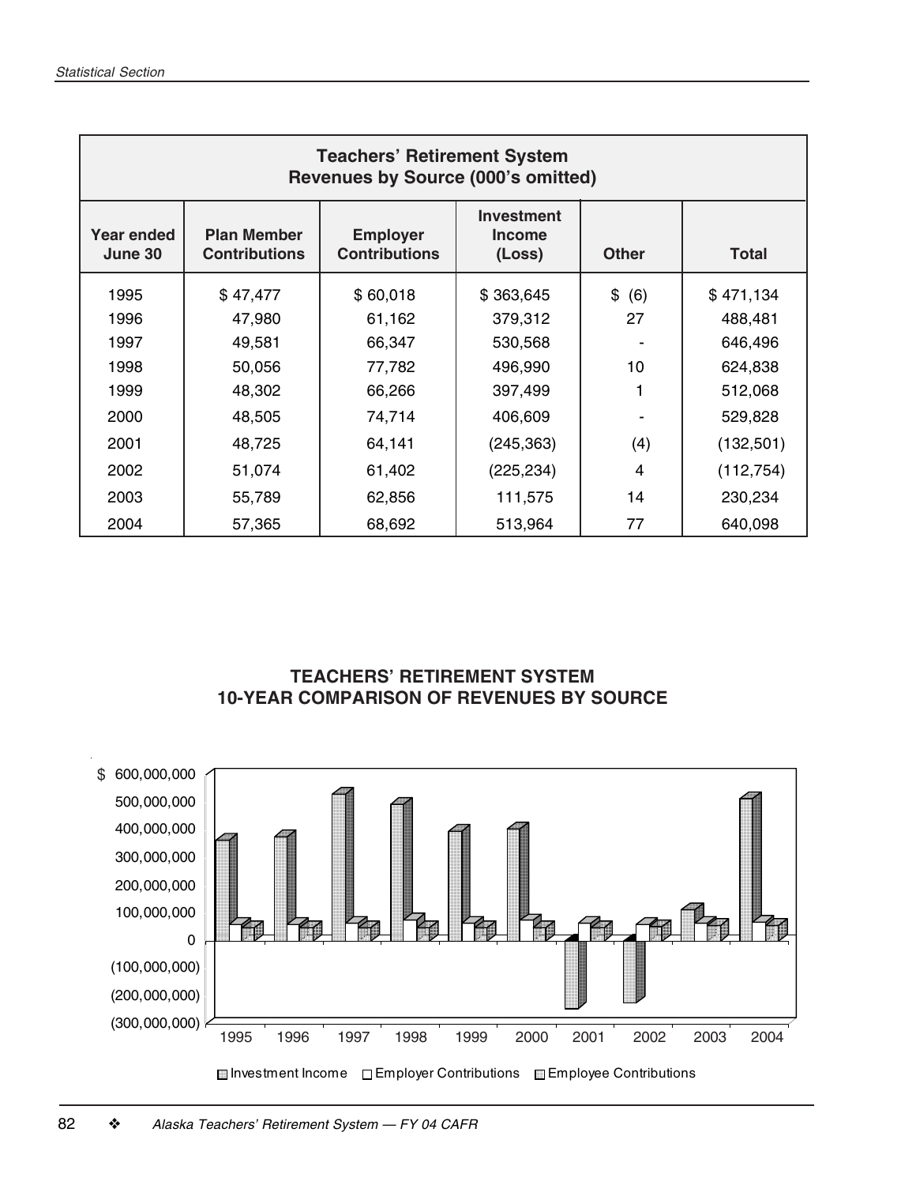| Teachers' Retirement System Revenues by Source (000's omitted) | | | | | |
|---|---|---|---|---|---|
| Year ended June 30 | Plan Member Contributions | Employer Contributions | Investment Income (Loss) | Other | Total |
| 1995 | $ 47,477 | $ 60,018 | $ 363,645 | $ (6) | $ 471,134 |
| 1996 | 47,980 | 61,162 | 379,312 | 27 | 488,481 |
| 1997 | 49,581 | 66,347 | 530,568 | - | 646,496 |
| 1998 | 50,056 | 77,782 | 496,990 | 10 | 624,838 |
| 1999 | 48,302 | 66,266 | 397,499 | 1 | 512,068 |
| 2000 | 48,505 | 74,714 | 406,609 | - | 529,828 |
| 2001 | 48,725 | 64,141 | (245,363) | (4) | (132,501) |
| 2002 | 51,074 | 61,402 | (225,234) | 4 | (112,754) |
| 2003 | 55,789 | 62,856 | 111,575 | 14 | 230,234 |
| 2004 | 57,365 | 68,692 | 513,964 | 77 | 640,098 |

## TEACHERS' RETIREMENT SYSTEM 10-YEAR COMPARISON OF REVENUES BY SOURCE

$ 600,000,000
500,000,000
400,000,000
300,000,000
200,000,000
100,000,000
0
(100,000,000)
(200,000,000)
(300,000,000)

1995 1996 1997 1998 1999 2000 2001 2002 2003 2004

Investment Income Employer Contributions Employee Contributions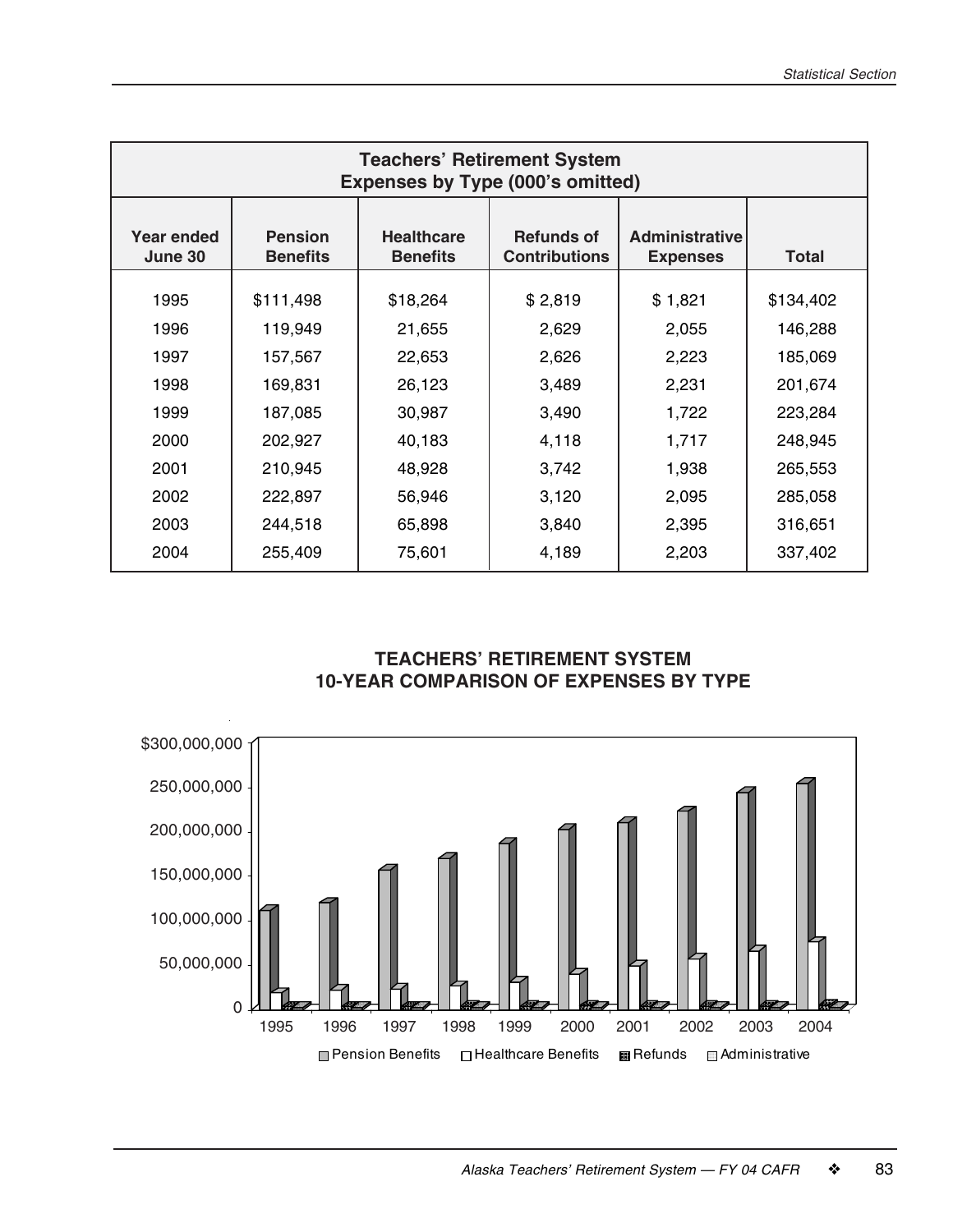| Teachers' Retirement System Expenses by Type (000's omitted) | | | | | |
|---|---|---|---|---|---|
| Year ended June 30 | Pension Benefits | Healthcare Benefits | Refunds of Contributions | Administrative Expenses | Total |
| 1995 | $111,498 | $18,264 | $ 2,819 | $ 1,821 | $134,402 |
| 1996 | 119,949 | 21,655 | 2,629 | 2,055 | 146,288 |
| 1997 | 157,567 | 22,653 | 2,626 | 2,223 | 185,069 |
| 1998 | 169,831 | 26,123 | 3,489 | 2,231 | 201,674 |
| 1999 | 187,085 | 30,987 | 3,490 | 1,722 | 223,284 |
| 2000 | 202,927 | 40,183 | 4,118 | 1,717 | 248,945 |
| 2001 | 210,945 | 48,928 | 3,742 | 1,938 | 265,553 |
| 2002 | 222,897 | 56,946 | 3,120 | 2,095 | 285,058 |
| 2003 | 244,518 | 65,898 | 3,840 | 2,395 | 316,651 |
| 2004 | 255,409 | 75,601 | 4,189 | 2,203 | 337,402 |

**TEACHERS' RETIREMENT SYSTEM**
**10-YEAR COMPARISON OF EXPENSES BY TYPE**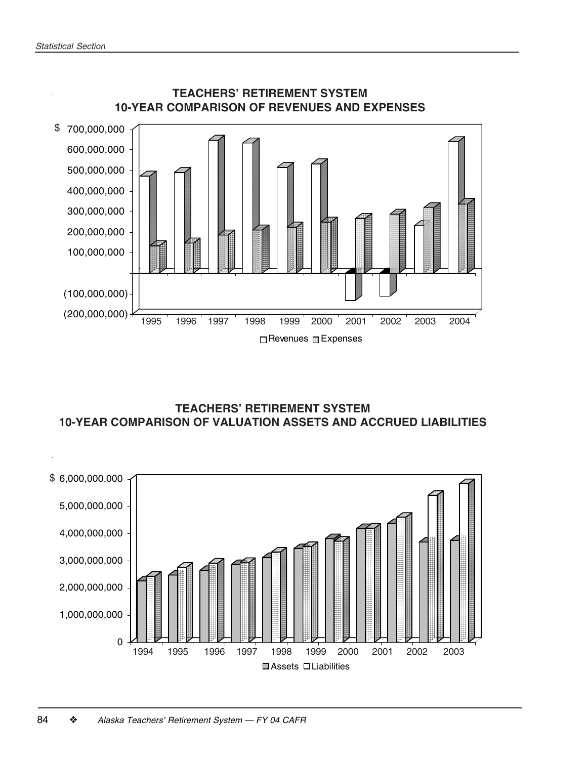## TEACHERS' RETIREMENT SYSTEM
## 10-YEAR COMPARISON OF REVENUES AND EXPENSES

$ 700,000,000
600,000,000
500,000,000
400,000,000
300,000,000
200,000,000
100,000,000
(100,000,000)
(200,000,000)

1995 1996 1997 1998 1999 2000 2001 2002 2003 2004

Revenues Expenses

## TEACHERS' RETIREMENT SYSTEM
## 10-YEAR COMPARISON OF VALUATION ASSETS AND ACCRUED LIABILITIES

$ 6,000,000,000
5,000,000,000
4,000,000,000
3,000,000,000
2,000,000,000
1,000,000,000
0

1994 1995 1996 1997 1998 1999 2000 2001 2002 2003

Assets Liabilities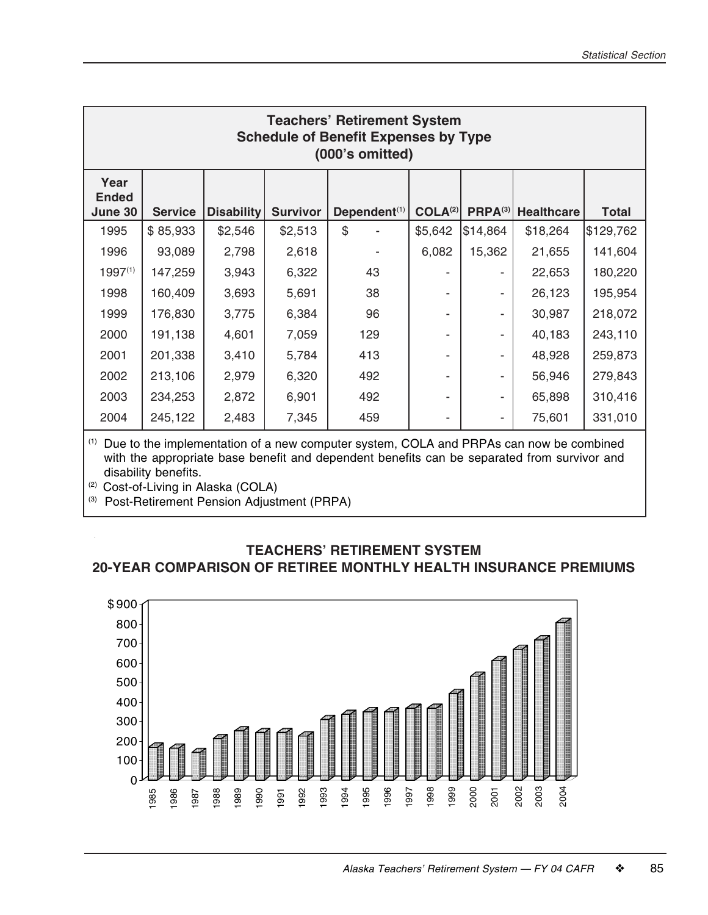## Teachers' Retirement System
### Schedule of Benefit Expenses by Type
### (000's omitted)

| Year Ended June 30 | Service | Disability | Survivor | Dependent[1] | COLA[2] | PRPA[3] | Healthcare | Total |
|---|---|---|---|---|---|---|---|---|
| 1995 | $ 85,933 | $2,546 | $2,513 | $ - | $5,642 | $14,864 | $18,264 | $129,762 |
| 1996 | 93,089 | 2,798 | 2,618 | - | 6,082 | 15,362 | 21,655 | 141,604 |
| 1997[1] | 147,259 | 3,943 | 6,322 | 43 | - | - | 22,653 | 180,220 |
| 1998 | 160,409 | 3,693 | 5,691 | 38 | - | - | 26,123 | 195,954 |
| 1999 | 176,830 | 3,775 | 6,384 | 96 | - | - | 30,987 | 218,072 |
| 2000 | 191,138 | 4,601 | 7,059 | 129 | - | - | 40,183 | 243,110 |
| 2001 | 201,338 | 3,410 | 5,784 | 413 | - | - | 48,928 | 259,873 |
| 2002 | 213,106 | 2,979 | 6,320 | 492 | - | - | 56,946 | 279,843 |
| 2003 | 234,253 | 2,872 | 6,901 | 492 | - | - | 65,898 | 310,416 |
| 2004 | 245,122 | 2,483 | 7,345 | 459 | - | - | 75,601 | 331,010 |

[1] Due to the implementation of a new computer system, COLA and PRPAs can now be combined with the appropriate base benefit and dependent benefits can be separated from survivor and disability benefits.

[2] Cost-of-Living in Alaska (COLA)

[3] Post-Retirement Pension Adjustment (PRPA)

## TEACHERS' RETIREMENT SYSTEM
## 20-YEAR COMPARISON OF RETIREE MONTHLY HEALTH INSURANCE PREMIUMS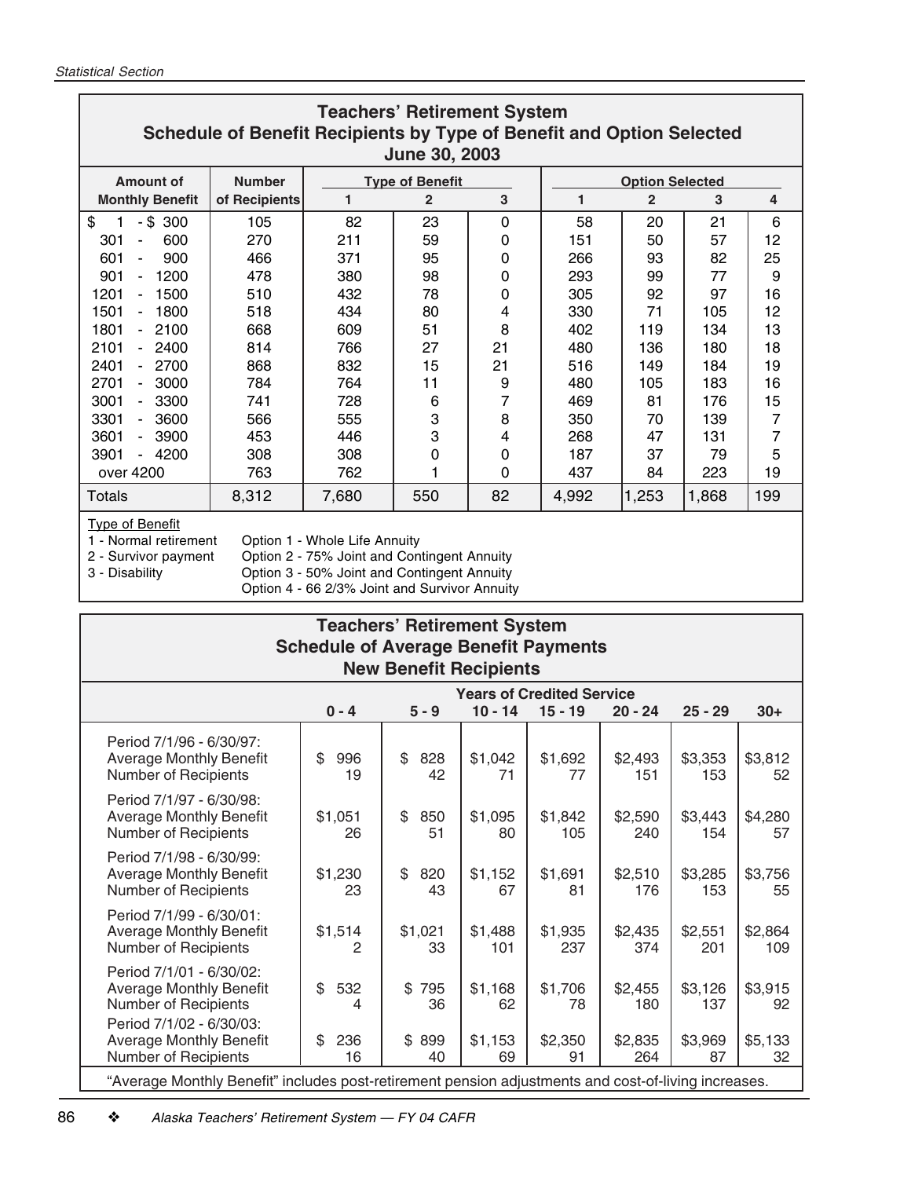## Teachers' Retirement System
## Schedule of Benefit Recipients by Type of Benefit and Option Selected
## June 30, 2003

| Amount of Monthly Benefit | Number of Recipients | Type of Benefit | | | Option Selected | | | |
|---|---|---|---|---|---|---|---|---|
| | | 1 | 2 | 3 | 1 | 2 | 3 | 4 |
| $ 1 - $ 300 | 105 | 82 | 23 | 0 | 58 | 20 | 21 | 6 |
| 301 - 600 | 270 | 211 | 59 | 0 | 151 | 50 | 57 | 12 |
| 601 - 900 | 466 | 371 | 95 | 0 | 266 | 93 | 82 | 25 |
| 901 - 1200 | 478 | 380 | 98 | 0 | 293 | 99 | 77 | 9 |
| 1201 - 1500 | 510 | 432 | 78 | 0 | 305 | 92 | 97 | 16 |
| 1501 - 1800 | 518 | 434 | 80 | 4 | 330 | 71 | 105 | 12 |
| 1801 - 2100 | 668 | 609 | 51 | 8 | 402 | 119 | 134 | 13 |
| 2101 - 2400 | 814 | 766 | 27 | 21 | 480 | 136 | 180 | 18 |
| 2401 - 2700 | 868 | 832 | 15 | 21 | 516 | 149 | 184 | 19 |
| 2701 - 3000 | 784 | 764 | 11 | 9 | 480 | 105 | 183 | 16 |
| 3001 - 3300 | 741 | 728 | 6 | 7 | 469 | 81 | 176 | 15 |
| 3301 - 3600 | 566 | 555 | 3 | 8 | 350 | 70 | 139 | 7 |
| 3601 - 3900 | 453 | 446 | 3 | 4 | 268 | 47 | 131 | 7 |
| 3901 - 4200 | 308 | 308 | 0 | 0 | 187 | 37 | 79 | 5 |
| over 4200 | 763 | 762 | 1 | 0 | 437 | 84 | 223 | 19 |
| Totals | 8,312 | 7,680 | 550 | 82 | 4,992 | 1,253 | 1,868 | 199 |

Type of Benefit
- 1 - Normal retirement
- 2 - Survivor payment
- 3 - Disability

- Option 1 - Whole Life Annuity
- Option 2 - 75% Joint and Contingent Annuity
- Option 3 - 50% Joint and Contingent Annuity
- Option 4 - 66 2/3% Joint and Survivor Annuity

## Teachers' Retirement System
## Schedule of Average Benefit Payments
## New Benefit Recipients

| | Years of Credited Service | | | | | | |
|---|---|---|---|---|---|---|---|
| | 0 - 4 | 5 - 9 | 10 - 14 | 15 - 19 | 20 - 24 | 25 - 29 | 30+ |
| **Period 7/1/96 - 6/30/97:** | | | | | | | |
| Average Monthly Benefit | $ 996 | $ 828 | $1,042 | $1,692 | $2,493 | $3,353 | $3,812 |
| Number of Recipients | 19 | 42 | 71 | 77 | 151 | 153 | 52 |
| **Period 7/1/97 - 6/30/98:** | | | | | | | |
| Average Monthly Benefit | $1,051 | $ 850 | $1,095 | $1,842 | $2,590 | $3,443 | $4,280 |
| Number of Recipients | 26 | 51 | 80 | 105 | 240 | 154 | 57 |
| **Period 7/1/98 - 6/30/99:** | | | | | | | |
| Average Monthly Benefit | $1,230 | $ 820 | $1,152 | $1,691 | $2,510 | $3,285 | $3,756 |
| Number of Recipients | 23 | 43 | 67 | 81 | 176 | 153 | 55 |
| **Period 7/1/99 - 6/30/01:** | | | | | | | |
| Average Monthly Benefit | $1,514 | $1,021 | $1,488 | $1,935 | $2,435 | $2,551 | $2,864 |
| Number of Recipients | 2 | 33 | 101 | 237 | 374 | 201 | 109 |
| **Period 7/1/01 - 6/30/02:** | | | | | | | |
| Average Monthly Benefit | $ 532 | $ 795 | $1,168 | $1,706 | $2,455 | $3,126 | $3,915 |
| Number of Recipients | 4 | 36 | 62 | 78 | 180 | 137 | 92 |
| **Period 7/1/02 - 6/30/03:** | | | | | | | |
| Average Monthly Benefit | $ 236 | $ 899 | $1,153 | $2,350 | $2,835 | $3,969 | $5,133 |
| Number of Recipients | 16 | 40 | 69 | 91 | 264 | 87 | 32 |

"Average Monthly Benefit" includes post-retirement pension adjustments and cost-of-living increases.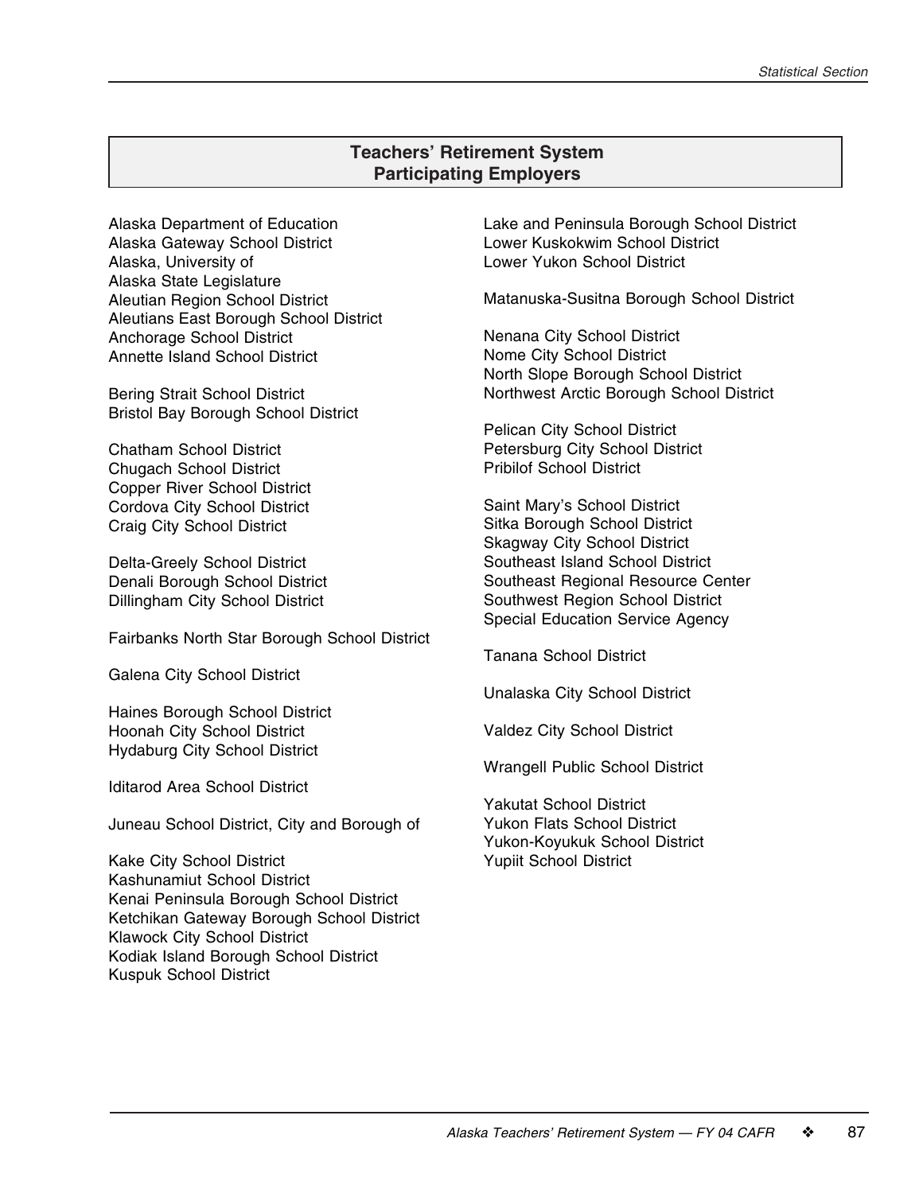## Teachers' Retirement System
## Participating Employers

Alaska Department of Education
Alaska Gateway School District
Alaska, University of
Alaska State Legislature
Aleutian Region School District
Aleutians East Borough School District
Anchorage School District
Annette Island School District

Bering Strait School District
Bristol Bay Borough School District

Chatham School District
Chugach School District
Copper River School District
Cordova City School District
Craig City School District

Delta-Greely School District
Denali Borough School District
Dillingham City School District

Fairbanks North Star Borough School District

Galena City School District

Haines Borough School District
Hoonah City School District
Hydaburg City School District

Iditarod Area School District

Juneau School District, City and Borough of

Kake City School District
Kashunamiut School District
Kenai Peninsula Borough School District
Ketchikan Gateway Borough School District
Klawock City School District
Kodiak Island Borough School District
Kuspuk School District

Lake and Peninsula Borough School District
Lower Kuskokwim School District
Lower Yukon School District

Matanuska-Susitna Borough School District

Nenana City School District
Nome City School District
North Slope Borough School District
Northwest Arctic Borough School District

Pelican City School District
Petersburg City School District
Pribilof School District

Saint Mary's School District
Sitka Borough School District
Skagway City School District
Southeast Island School District
Southeast Regional Resource Center
Southwest Region School District
Special Education Service Agency

Tanana School District

Unalaska City School District

Valdez City School District

Wrangell Public School District

Yakutat School District
Yukon Flats School District
Yukon-Koyukuk School District
Yupiit School District